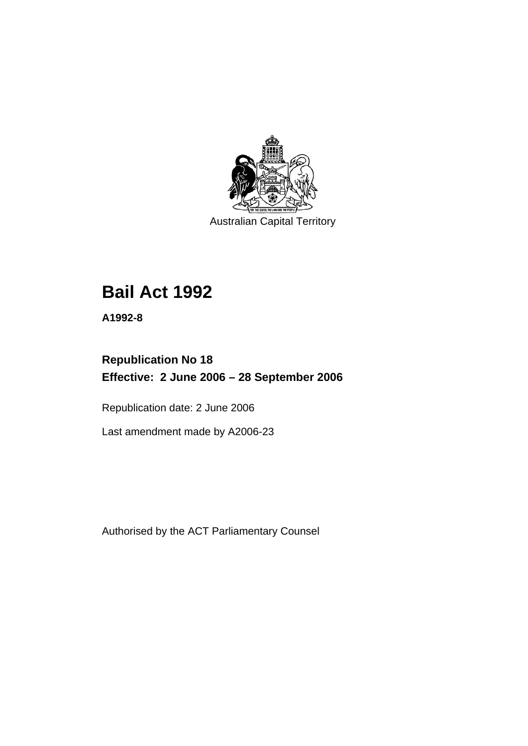Australian Capital Territory

# Bail Act 1992

**A1992-8**

## Republication No 18
## Effective: 2 June 2006 – 28 September 2006

Republication date: 2 June 2006

Last amendment made by A2006-23

Authorised by the ACT Parliamentary Counsel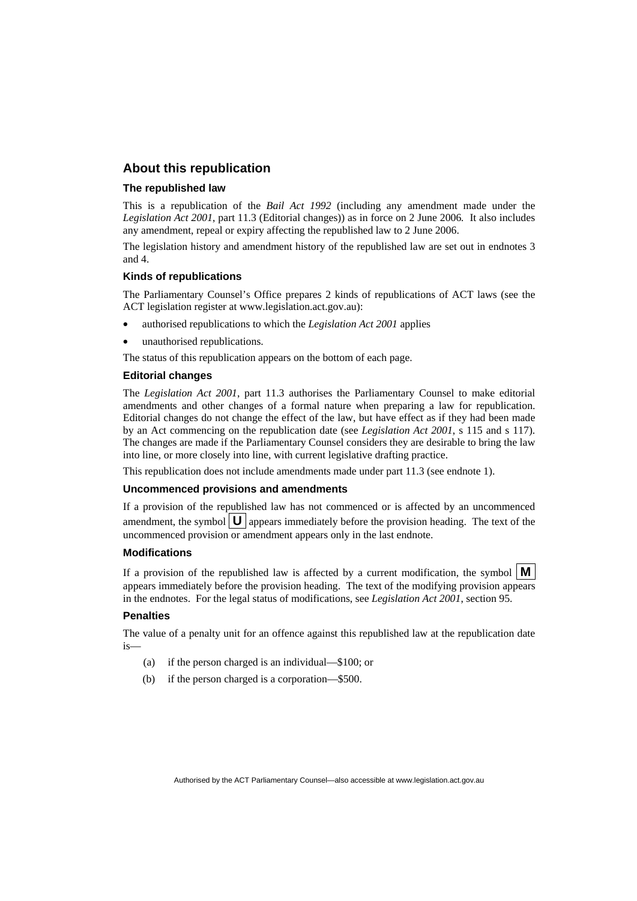## About this republication

### The republished law

This is a republication of the *Bail Act 1992* (including any amendment made under the *Legislation Act 2001*, part 11.3 (Editorial changes)) as in force on 2 June 2006*.* It also includes any amendment, repeal or expiry affecting the republished law to 2 June 2006.

The legislation history and amendment history of the republished law are set out in endnotes 3 and 4.

### Kinds of republications

The Parliamentary Counsel's Office prepares 2 kinds of republications of ACT laws (see the ACT legislation register at www.legislation.act.gov.au):

- authorised republications to which the *Legislation Act 2001* applies
- unauthorised republications.

The status of this republication appears on the bottom of each page.

### Editorial changes

The *Legislation Act 2001*, part 11.3 authorises the Parliamentary Counsel to make editorial amendments and other changes of a formal nature when preparing a law for republication. Editorial changes do not change the effect of the law, but have effect as if they had been made by an Act commencing on the republication date (see *Legislation Act 2001*, s 115 and s 117). The changes are made if the Parliamentary Counsel considers they are desirable to bring the law into line, or more closely into line, with current legislative drafting practice.

This republication does not include amendments made under part 11.3 (see endnote 1).

### Uncommenced provisions and amendments

If a provision of the republished law has not commenced or is affected by an uncommenced amendment, the symbol **U** appears immediately before the provision heading. The text of the uncommenced provision or amendment appears only in the last endnote.

### Modifications

If a provision of the republished law is affected by a current modification, the symbol **M** appears immediately before the provision heading. The text of the modifying provision appears in the endnotes. For the legal status of modifications, see *Legislation Act 2001*, section 95.

### Penalties

The value of a penalty unit for an offence against this republished law at the republication date is—

(a) if the person charged is an individual—$100; or

(b) if the person charged is a corporation—$500.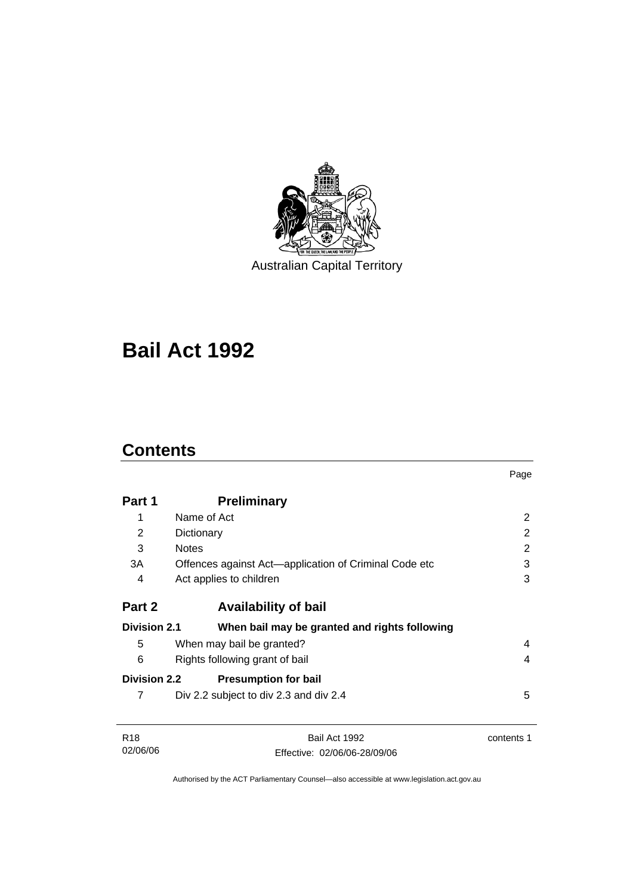Australian Capital Territory

# Bail Act 1992

## Contents

| | | Page |
|---|---|---|
| **Part 1** | **Preliminary** | |
| 1 | Name of Act | 2 |
| 2 | Dictionary | 2 |
| 3 | Notes | 2 |
| 3A | Offences against Act—application of Criminal Code etc | 3 |
| 4 | Act applies to children | 3 |
| **Part 2** | **Availability of bail** | |
| **Division 2.1** | **When bail may be granted and rights following** | |
| 5 | When may bail be granted? | 4 |
| 6 | Rights following grant of bail | 4 |
| **Division 2.2** | **Presumption for bail** | |
| 7 | Div 2.2 subject to div 2.3 and div 2.4 | 5 |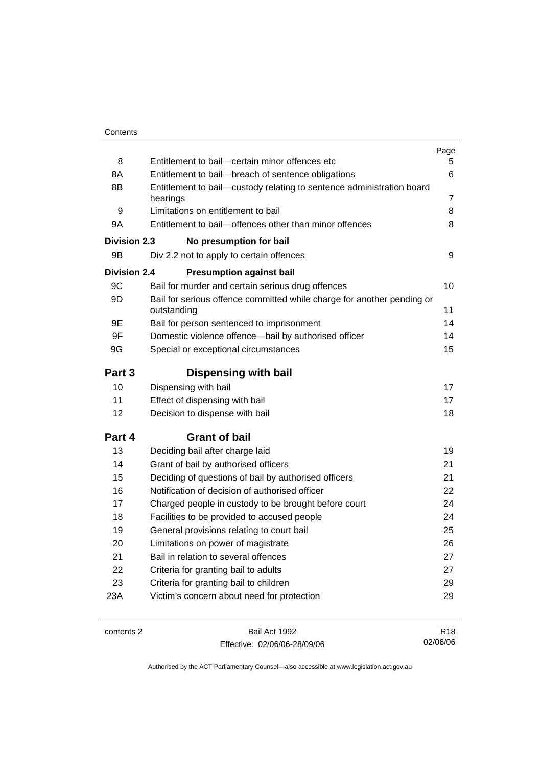| | | Page |
|---|---|---|
| 8 | Entitlement to bail—certain minor offences etc | 5 |
| 8A | Entitlement to bail—breach of sentence obligations | 6 |
| 8B | Entitlement to bail—custody relating to sentence administration board hearings | 7 |
| 9 | Limitations on entitlement to bail | 8 |
| 9A | Entitlement to bail—offences other than minor offences | 8 |
| **Division 2.3** | **No presumption for bail** | |
| 9B | Div 2.2 not to apply to certain offences | 9 |
| **Division 2.4** | **Presumption against bail** | |
| 9C | Bail for murder and certain serious drug offences | 10 |
| 9D | Bail for serious offence committed while charge for another pending or outstanding | 11 |
| 9E | Bail for person sentenced to imprisonment | 14 |
| 9F | Domestic violence offence—bail by authorised officer | 14 |
| 9G | Special or exceptional circumstances | 15 |
| **Part 3** | **Dispensing with bail** | |
| 10 | Dispensing with bail | 17 |
| 11 | Effect of dispensing with bail | 17 |
| 12 | Decision to dispense with bail | 18 |
| **Part 4** | **Grant of bail** | |
| 13 | Deciding bail after charge laid | 19 |
| 14 | Grant of bail by authorised officers | 21 |
| 15 | Deciding of questions of bail by authorised officers | 21 |
| 16 | Notification of decision of authorised officer | 22 |
| 17 | Charged people in custody to be brought before court | 24 |
| 18 | Facilities to be provided to accused people | 24 |
| 19 | General provisions relating to court bail | 25 |
| 20 | Limitations on power of magistrate | 26 |
| 21 | Bail in relation to several offences | 27 |
| 22 | Criteria for granting bail to adults | 27 |
| 23 | Criteria for granting bail to children | 29 |
| 23A | Victim's concern about need for protection | 29 |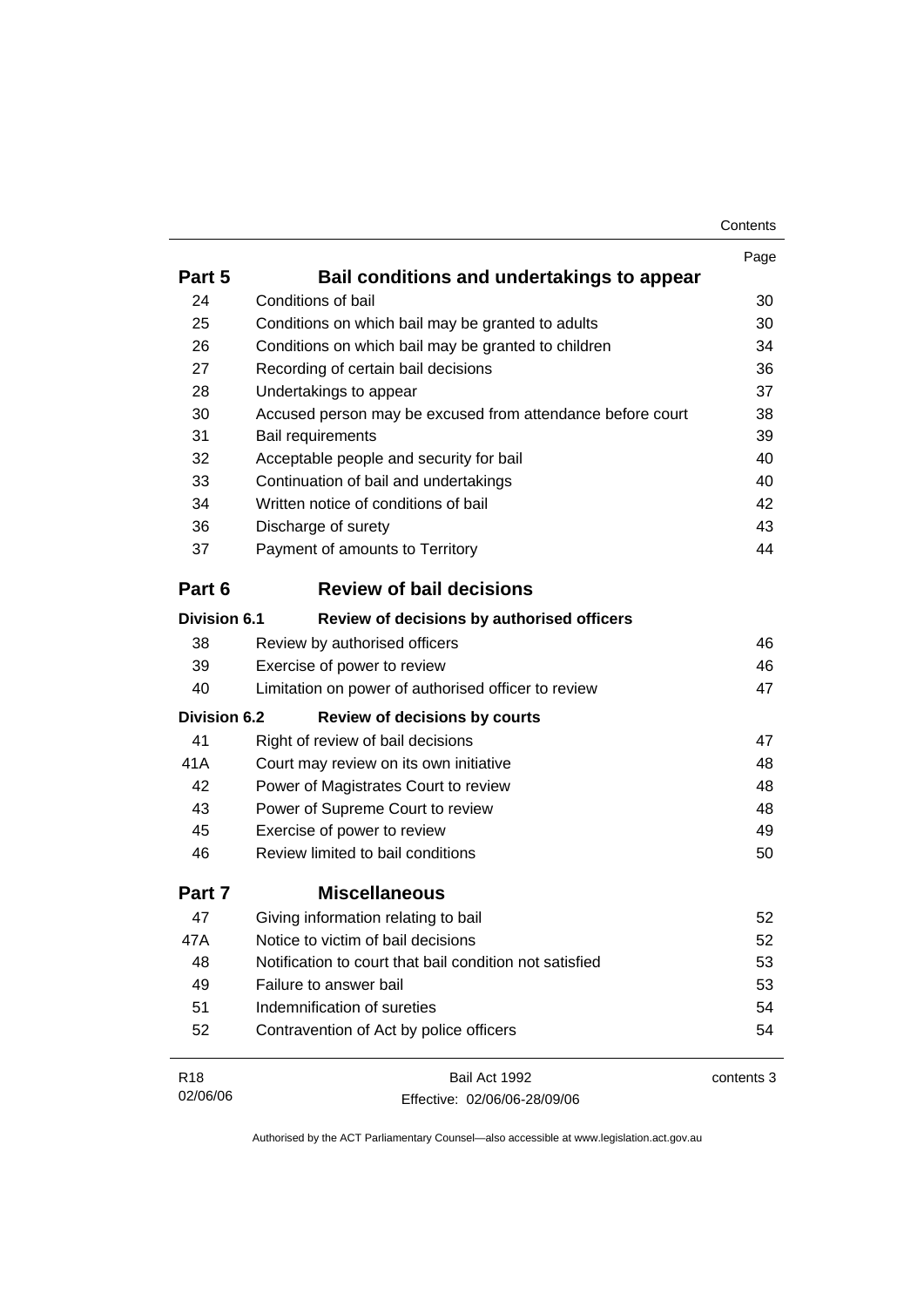| | | Page |
|---|---|---|
| **Part 5** | **Bail conditions and undertakings to appear** | |
| 24 | Conditions of bail | 30 |
| 25 | Conditions on which bail may be granted to adults | 30 |
| 26 | Conditions on which bail may be granted to children | 34 |
| 27 | Recording of certain bail decisions | 36 |
| 28 | Undertakings to appear | 37 |
| 30 | Accused person may be excused from attendance before court | 38 |
| 31 | Bail requirements | 39 |
| 32 | Acceptable people and security for bail | 40 |
| 33 | Continuation of bail and undertakings | 40 |
| 34 | Written notice of conditions of bail | 42 |
| 36 | Discharge of surety | 43 |
| 37 | Payment of amounts to Territory | 44 |
| **Part 6** | **Review of bail decisions** | |
| **Division 6.1** | **Review of decisions by authorised officers** | |
| 38 | Review by authorised officers | 46 |
| 39 | Exercise of power to review | 46 |
| 40 | Limitation on power of authorised officer to review | 47 |
| **Division 6.2** | **Review of decisions by courts** | |
| 41 | Right of review of bail decisions | 47 |
| 41A | Court may review on its own initiative | 48 |
| 42 | Power of Magistrates Court to review | 48 |
| 43 | Power of Supreme Court to review | 48 |
| 45 | Exercise of power to review | 49 |
| 46 | Review limited to bail conditions | 50 |
| **Part 7** | **Miscellaneous** | |
| 47 | Giving information relating to bail | 52 |
| 47A | Notice to victim of bail decisions | 52 |
| 48 | Notification to court that bail condition not satisfied | 53 |
| 49 | Failure to answer bail | 53 |
| 51 | Indemnification of sureties | 54 |
| 52 | Contravention of Act by police officers | 54 |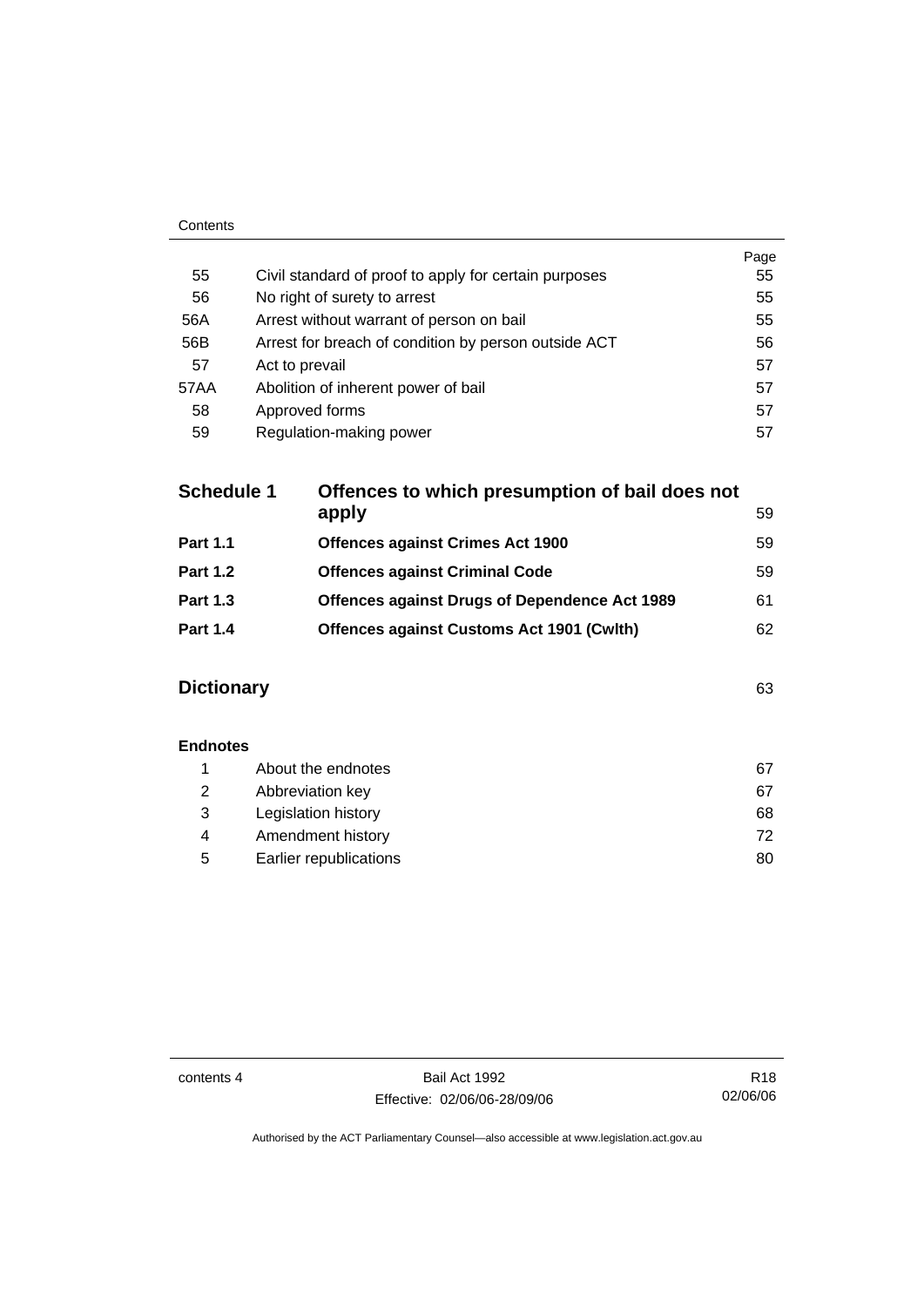| | | Page |
|---|---|---|
| 55 | Civil standard of proof to apply for certain purposes | 55 |
| 56 | No right of surety to arrest | 55 |
| 56A | Arrest without warrant of person on bail | 55 |
| 56B | Arrest for breach of condition by person outside ACT | 56 |
| 57 | Act to prevail | 57 |
| 57AA | Abolition of inherent power of bail | 57 |
| 58 | Approved forms | 57 |
| 59 | Regulation-making power | 57 |

| | | |
|---|---|---|
| **Schedule 1** | **Offences to which presumption of bail does not apply** | 59 |
| **Part 1.1** | **Offences against Crimes Act 1900** | 59 |
| **Part 1.2** | **Offences against Criminal Code** | 59 |
| **Part 1.3** | **Offences against Drugs of Dependence Act 1989** | 61 |
| **Part 1.4** | **Offences against Customs Act 1901 (Cwlth)** | 62 |

**Dictionary** 63

**Endnotes**

| | | |
|---|---|---|
| 1 | About the endnotes | 67 |
| 2 | Abbreviation key | 67 |
| 3 | Legislation history | 68 |
| 4 | Amendment history | 72 |
| 5 | Earlier republications | 80 |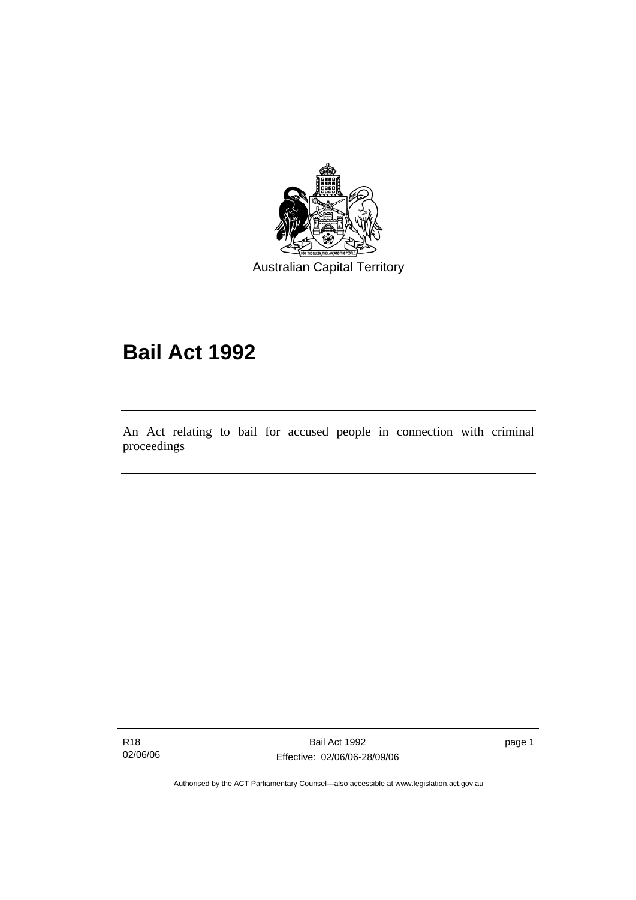Australian Capital Territory

# Bail Act 1992

An Act relating to bail for accused people in connection with criminal proceedings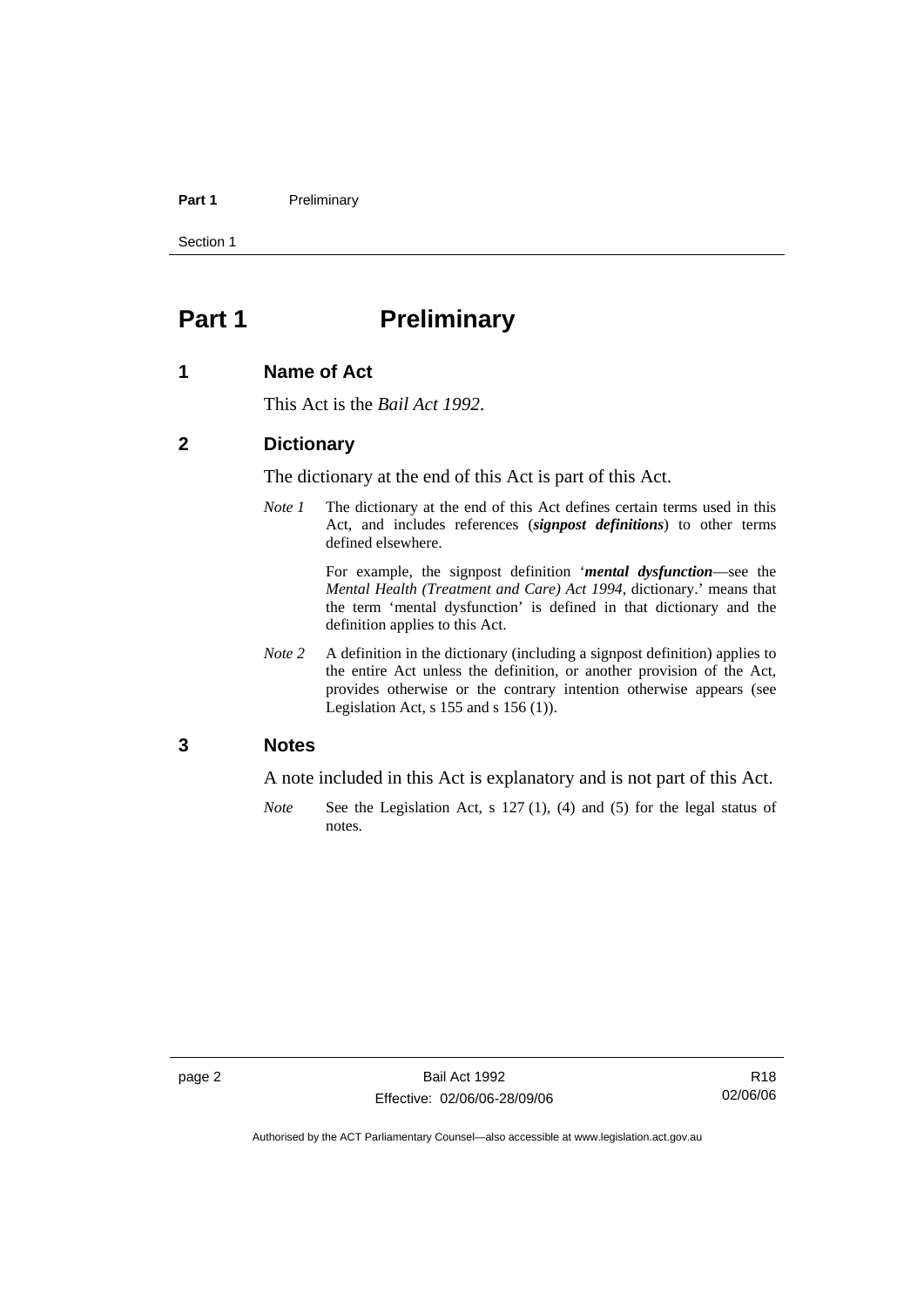# Part 1 Preliminary

## 1 Name of Act

This Act is the *Bail Act 1992*.

## 2 Dictionary

The dictionary at the end of this Act is part of this Act.

*Note 1* The dictionary at the end of this Act defines certain terms used in this Act, and includes references (***signpost definitions***) to other terms defined elsewhere.

For example, the signpost definition '***mental dysfunction***—see the *Mental Health (Treatment and Care) Act 1994*, dictionary.' means that the term 'mental dysfunction' is defined in that dictionary and the definition applies to this Act.

*Note 2* A definition in the dictionary (including a signpost definition) applies to the entire Act unless the definition, or another provision of the Act, provides otherwise or the contrary intention otherwise appears (see Legislation Act, s 155 and s 156 (1)).

## 3 Notes

A note included in this Act is explanatory and is not part of this Act.

*Note* See the Legislation Act, s 127 (1), (4) and (5) for the legal status of notes.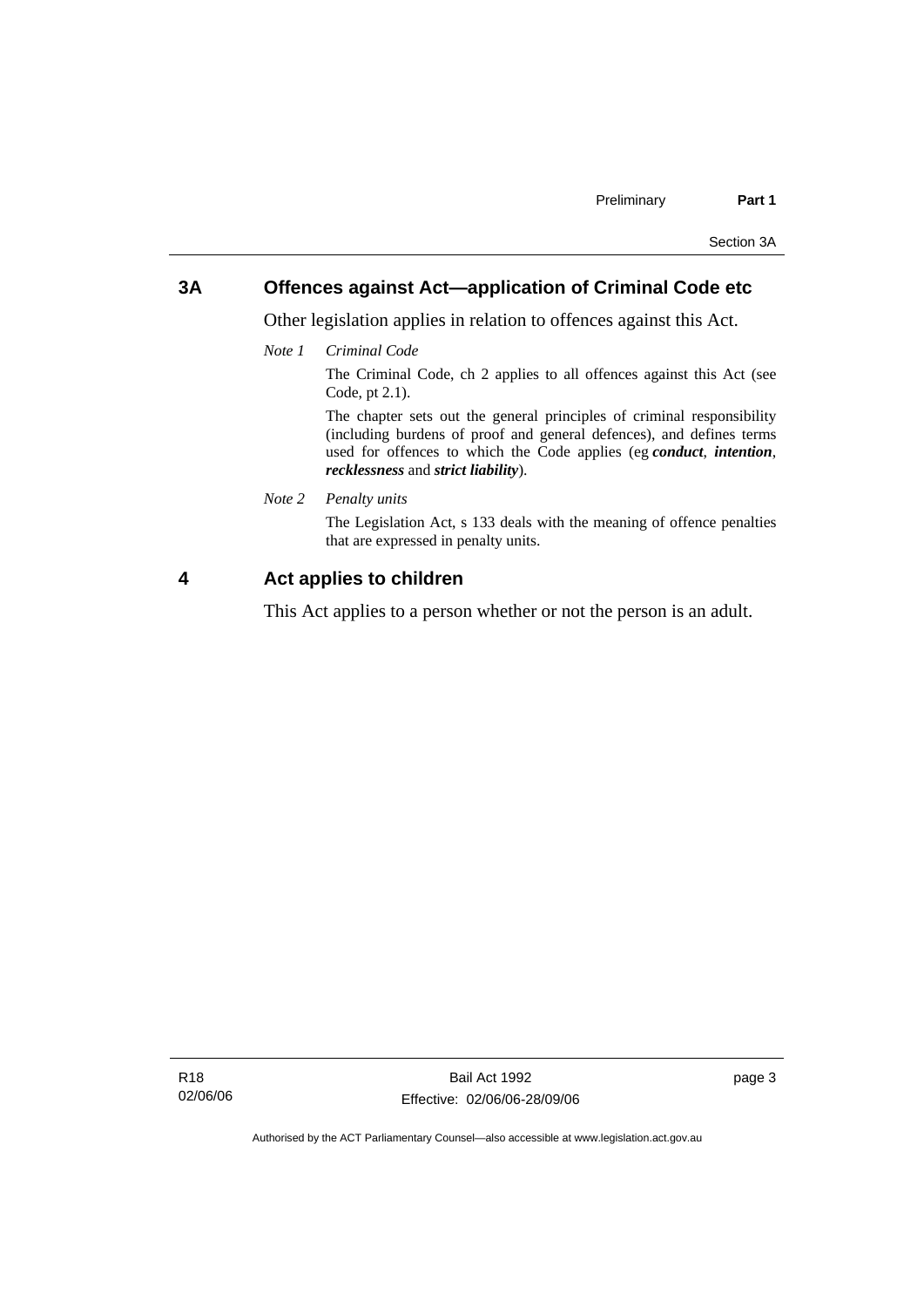## 3A Offences against Act—application of Criminal Code etc

Other legislation applies in relation to offences against this Act.

*Note 1* *Criminal Code*

The Criminal Code, ch 2 applies to all offences against this Act (see Code, pt 2.1).

The chapter sets out the general principles of criminal responsibility (including burdens of proof and general defences), and defines terms used for offences to which the Code applies (eg ***conduct***, ***intention***, ***recklessness*** and ***strict liability***).

*Note 2* *Penalty units*

The Legislation Act, s 133 deals with the meaning of offence penalties that are expressed in penalty units.

## 4 Act applies to children

This Act applies to a person whether or not the person is an adult.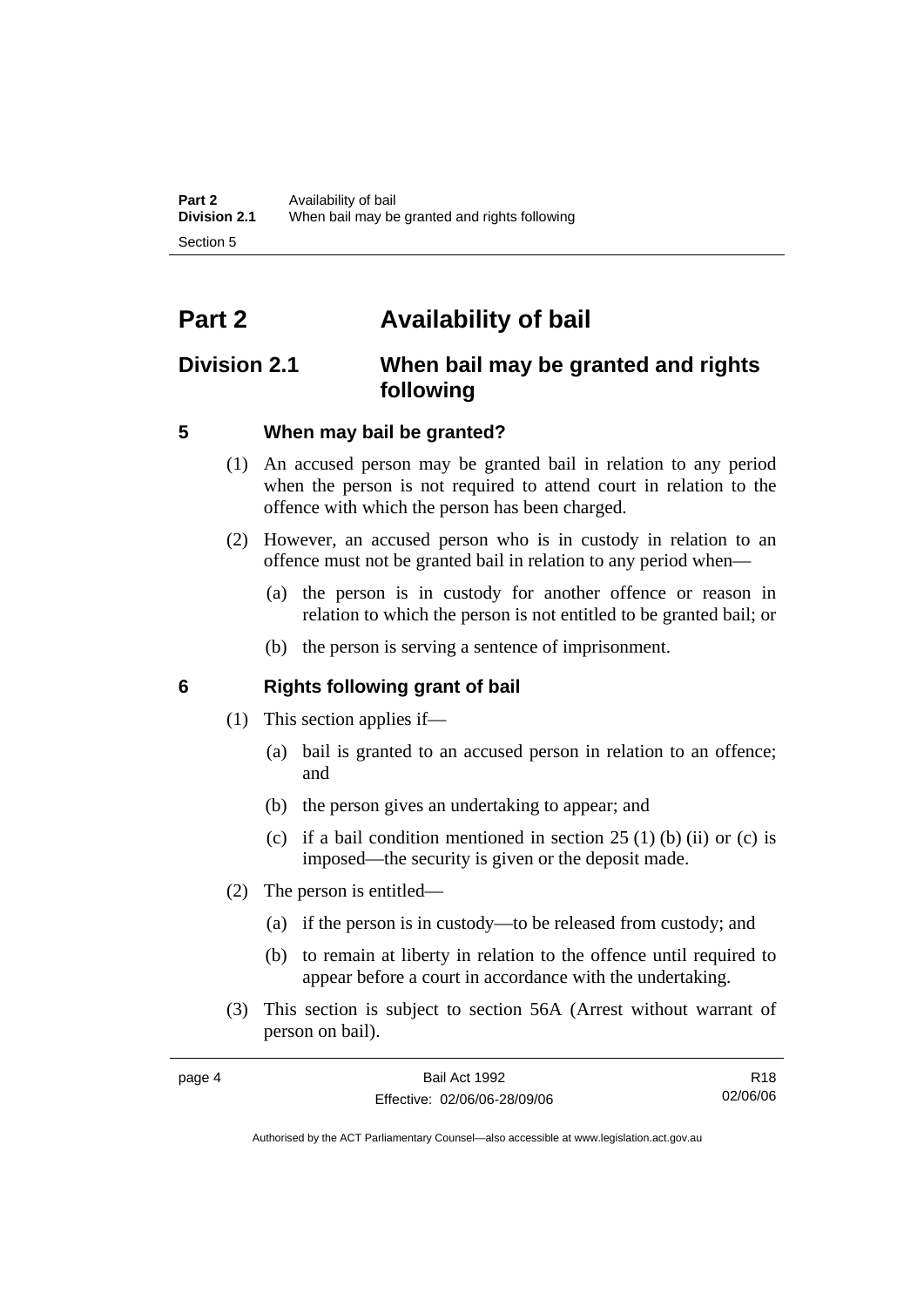# Part 2 Availability of bail

## Division 2.1 When bail may be granted and rights following

### 5 When may bail be granted?

(1) An accused person may be granted bail in relation to any period when the person is not required to attend court in relation to the offence with which the person has been charged.

(2) However, an accused person who is in custody in relation to an offence must not be granted bail in relation to any period when—

(a) the person is in custody for another offence or reason in relation to which the person is not entitled to be granted bail; or

(b) the person is serving a sentence of imprisonment.

### 6 Rights following grant of bail

(1) This section applies if—

(a) bail is granted to an accused person in relation to an offence; and

(b) the person gives an undertaking to appear; and

(c) if a bail condition mentioned in section 25 (1) (b) (ii) or (c) is imposed—the security is given or the deposit made.

(2) The person is entitled—

(a) if the person is in custody—to be released from custody; and

(b) to remain at liberty in relation to the offence until required to appear before a court in accordance with the undertaking.

(3) This section is subject to section 56A (Arrest without warrant of person on bail).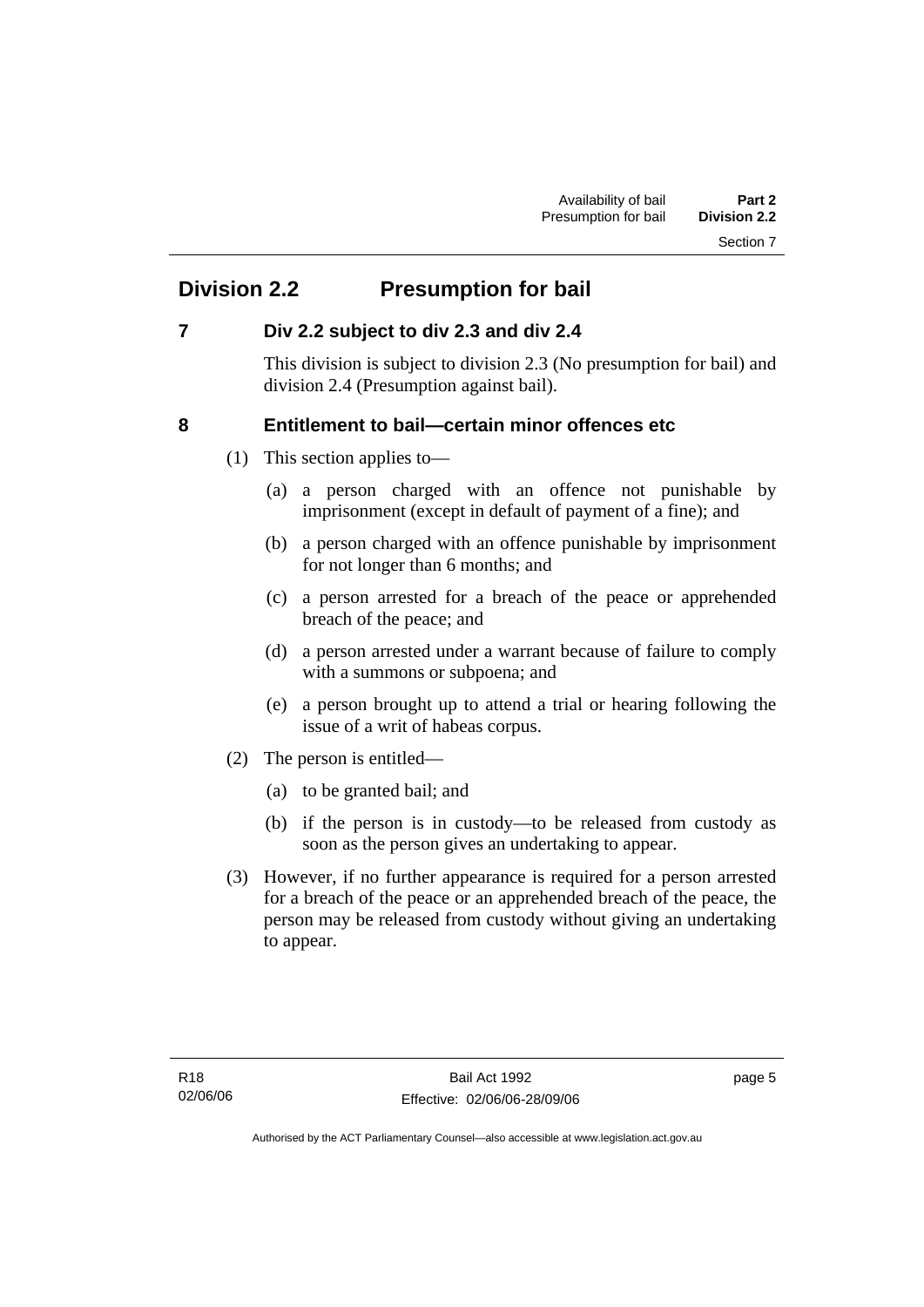## Division 2.2 Presumption for bail

### 7 Div 2.2 subject to div 2.3 and div 2.4

This division is subject to division 2.3 (No presumption for bail) and division 2.4 (Presumption against bail).

### 8 Entitlement to bail—certain minor offences etc

(1) This section applies to—

(a) a person charged with an offence not punishable by imprisonment (except in default of payment of a fine); and

(b) a person charged with an offence punishable by imprisonment for not longer than 6 months; and

(c) a person arrested for a breach of the peace or apprehended breach of the peace; and

(d) a person arrested under a warrant because of failure to comply with a summons or subpoena; and

(e) a person brought up to attend a trial or hearing following the issue of a writ of habeas corpus.

(2) The person is entitled—

(a) to be granted bail; and

(b) if the person is in custody—to be released from custody as soon as the person gives an undertaking to appear.

(3) However, if no further appearance is required for a person arrested for a breach of the peace or an apprehended breach of the peace, the person may be released from custody without giving an undertaking to appear.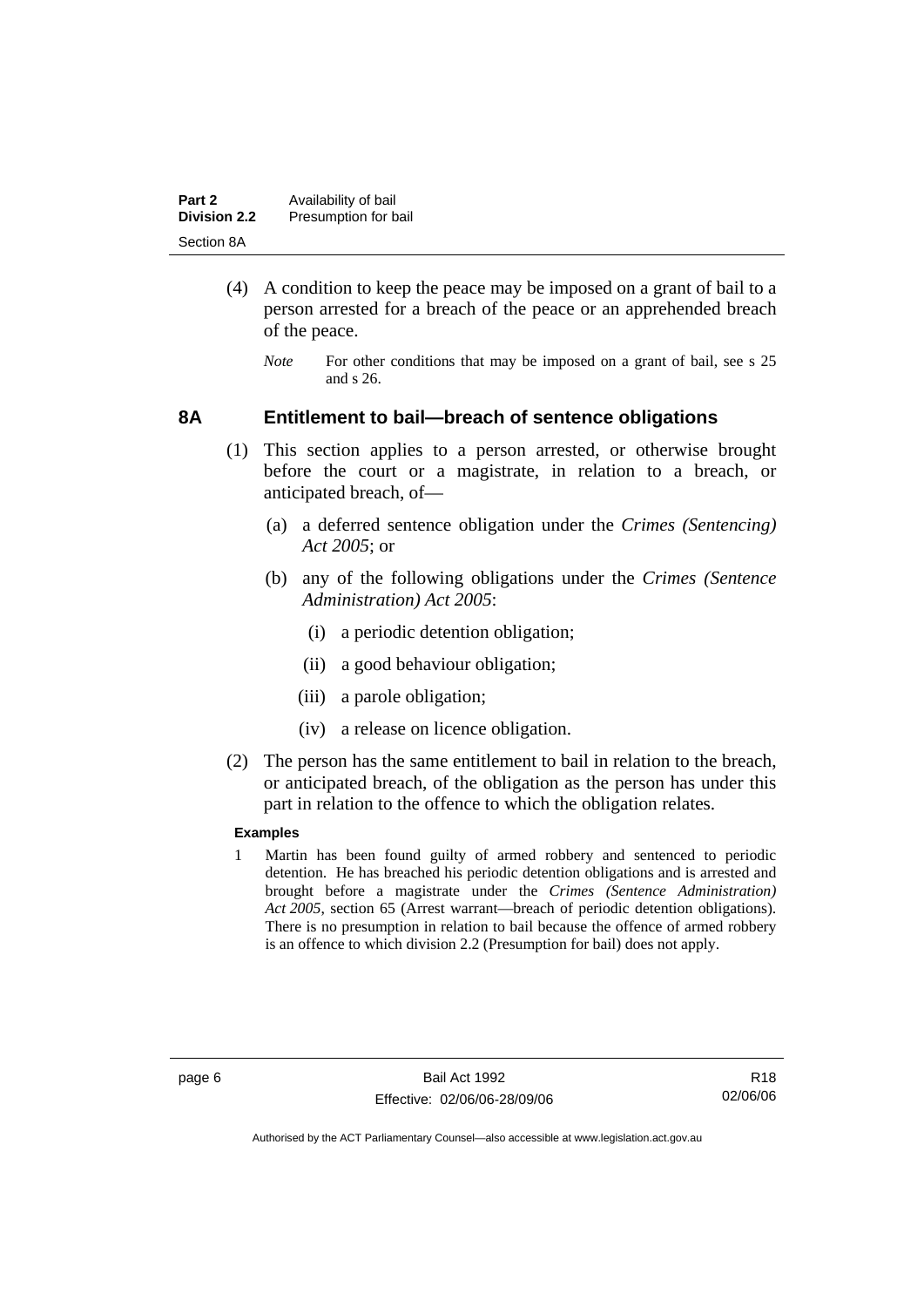(4) A condition to keep the peace may be imposed on a grant of bail to a person arrested for a breach of the peace or an apprehended breach of the peace.

*Note* For other conditions that may be imposed on a grant of bail, see s 25 and s 26.

### 8A Entitlement to bail—breach of sentence obligations

(1) This section applies to a person arrested, or otherwise brought before the court or a magistrate, in relation to a breach, or anticipated breach, of—

(a) a deferred sentence obligation under the *Crimes (Sentencing) Act 2005*; or

(b) any of the following obligations under the *Crimes (Sentence Administration) Act 2005*:

(i) a periodic detention obligation;

(ii) a good behaviour obligation;

(iii) a parole obligation;

(iv) a release on licence obligation.

(2) The person has the same entitlement to bail in relation to the breach, or anticipated breach, of the obligation as the person has under this part in relation to the offence to which the obligation relates.

**Examples**

1 Martin has been found guilty of armed robbery and sentenced to periodic detention. He has breached his periodic detention obligations and is arrested and brought before a magistrate under the *Crimes (Sentence Administration) Act 2005*, section 65 (Arrest warrant—breach of periodic detention obligations). There is no presumption in relation to bail because the offence of armed robbery is an offence to which division 2.2 (Presumption for bail) does not apply.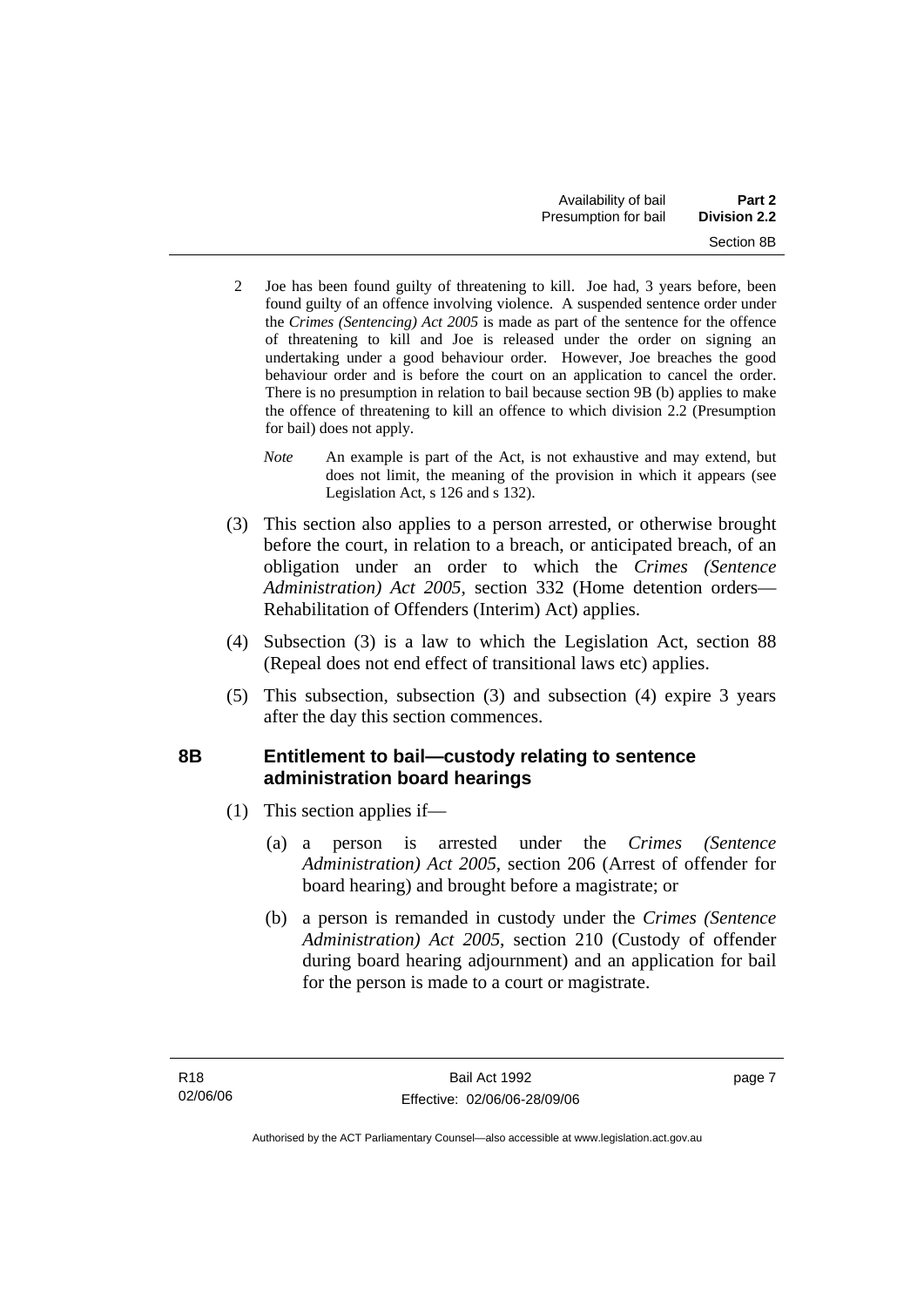2 Joe has been found guilty of threatening to kill. Joe had, 3 years before, been found guilty of an offence involving violence. A suspended sentence order under the *Crimes (Sentencing) Act 2005* is made as part of the sentence for the offence of threatening to kill and Joe is released under the order on signing an undertaking under a good behaviour order. However, Joe breaches the good behaviour order and is before the court on an application to cancel the order. There is no presumption in relation to bail because section 9B (b) applies to make the offence of threatening to kill an offence to which division 2.2 (Presumption for bail) does not apply.

*Note* An example is part of the Act, is not exhaustive and may extend, but does not limit, the meaning of the provision in which it appears (see Legislation Act, s 126 and s 132).

(3) This section also applies to a person arrested, or otherwise brought before the court, in relation to a breach, or anticipated breach, of an obligation under an order to which the *Crimes (Sentence Administration) Act 2005*, section 332 (Home detention orders—Rehabilitation of Offenders (Interim) Act) applies.

(4) Subsection (3) is a law to which the Legislation Act, section 88 (Repeal does not end effect of transitional laws etc) applies.

(5) This subsection, subsection (3) and subsection (4) expire 3 years after the day this section commences.

### 8B Entitlement to bail—custody relating to sentence administration board hearings

(1) This section applies if—

(a) a person is arrested under the *Crimes (Sentence Administration) Act 2005*, section 206 (Arrest of offender for board hearing) and brought before a magistrate; or

(b) a person is remanded in custody under the *Crimes (Sentence Administration) Act 2005*, section 210 (Custody of offender during board hearing adjournment) and an application for bail for the person is made to a court or magistrate.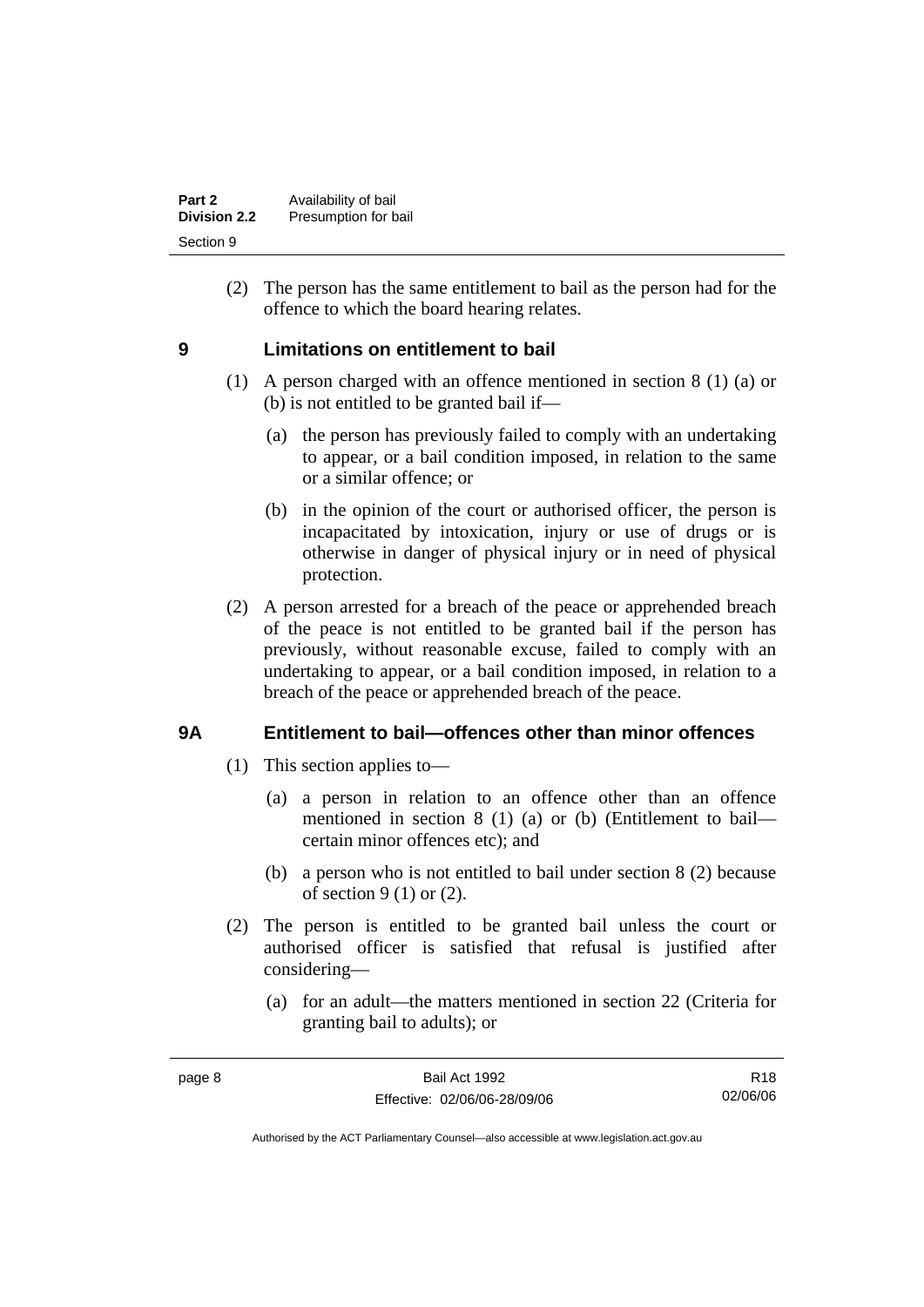(2) The person has the same entitlement to bail as the person had for the offence to which the board hearing relates.

## 9 Limitations on entitlement to bail

(1) A person charged with an offence mentioned in section 8 (1) (a) or (b) is not entitled to be granted bail if—

(a) the person has previously failed to comply with an undertaking to appear, or a bail condition imposed, in relation to the same or a similar offence; or

(b) in the opinion of the court or authorised officer, the person is incapacitated by intoxication, injury or use of drugs or is otherwise in danger of physical injury or in need of physical protection.

(2) A person arrested for a breach of the peace or apprehended breach of the peace is not entitled to be granted bail if the person has previously, without reasonable excuse, failed to comply with an undertaking to appear, or a bail condition imposed, in relation to a breach of the peace or apprehended breach of the peace.

## 9A Entitlement to bail—offences other than minor offences

(1) This section applies to—

(a) a person in relation to an offence other than an offence mentioned in section 8 (1) (a) or (b) (Entitlement to bail—certain minor offences etc); and

(b) a person who is not entitled to bail under section 8 (2) because of section 9 (1) or (2).

(2) The person is entitled to be granted bail unless the court or authorised officer is satisfied that refusal is justified after considering—

(a) for an adult—the matters mentioned in section 22 (Criteria for granting bail to adults); or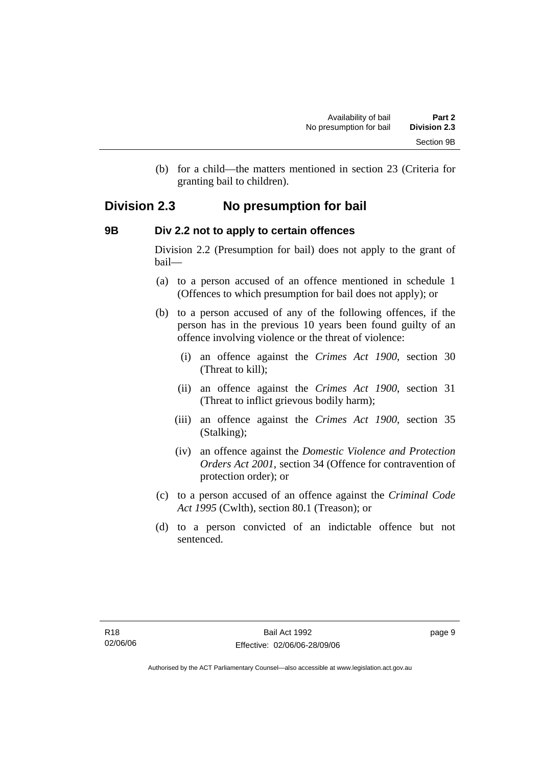(b) for a child—the matters mentioned in section 23 (Criteria for granting bail to children).

## Division 2.3 No presumption for bail

### 9B Div 2.2 not to apply to certain offences

Division 2.2 (Presumption for bail) does not apply to the grant of bail—

(a) to a person accused of an offence mentioned in schedule 1 (Offences to which presumption for bail does not apply); or

(b) to a person accused of any of the following offences, if the person has in the previous 10 years been found guilty of an offence involving violence or the threat of violence:

(i) an offence against the *Crimes Act 1900*, section 30 (Threat to kill);

(ii) an offence against the *Crimes Act 1900*, section 31 (Threat to inflict grievous bodily harm);

(iii) an offence against the *Crimes Act 1900*, section 35 (Stalking);

(iv) an offence against the *Domestic Violence and Protection Orders Act 2001*, section 34 (Offence for contravention of protection order); or

(c) to a person accused of an offence against the *Criminal Code Act 1995* (Cwlth), section 80.1 (Treason); or

(d) to a person convicted of an indictable offence but not sentenced.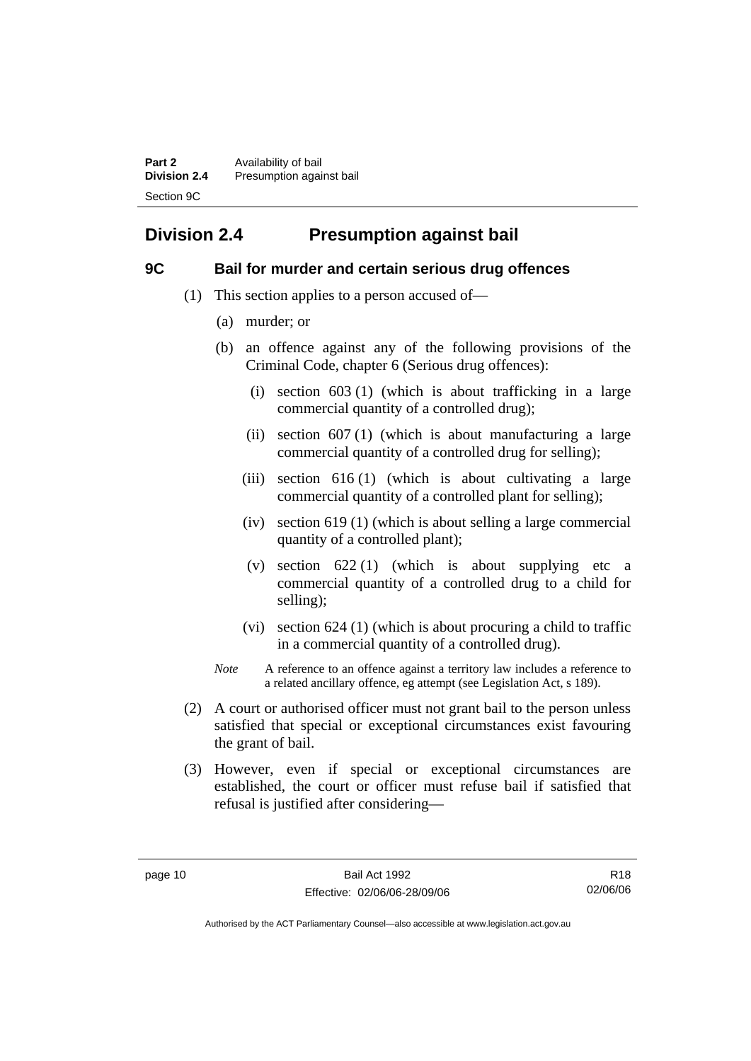## Division 2.4 Presumption against bail

### 9C Bail for murder and certain serious drug offences

(1) This section applies to a person accused of—

(a) murder; or

(b) an offence against any of the following provisions of the Criminal Code, chapter 6 (Serious drug offences):

(i) section 603 (1) (which is about trafficking in a large commercial quantity of a controlled drug);

(ii) section 607 (1) (which is about manufacturing a large commercial quantity of a controlled drug for selling);

(iii) section 616 (1) (which is about cultivating a large commercial quantity of a controlled plant for selling);

(iv) section 619 (1) (which is about selling a large commercial quantity of a controlled plant);

(v) section 622 (1) (which is about supplying etc a commercial quantity of a controlled drug to a child for selling);

(vi) section 624 (1) (which is about procuring a child to traffic in a commercial quantity of a controlled drug).

*Note* A reference to an offence against a territory law includes a reference to a related ancillary offence, eg attempt (see Legislation Act, s 189).

(2) A court or authorised officer must not grant bail to the person unless satisfied that special or exceptional circumstances exist favouring the grant of bail.

(3) However, even if special or exceptional circumstances are established, the court or officer must refuse bail if satisfied that refusal is justified after considering—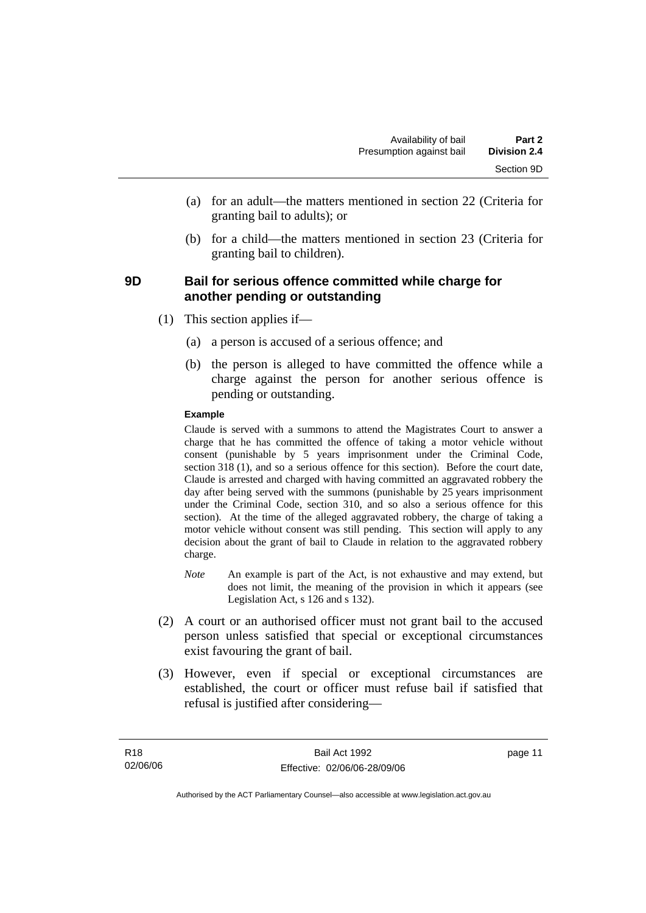(a) for an adult—the matters mentioned in section 22 (Criteria for granting bail to adults); or

(b) for a child—the matters mentioned in section 23 (Criteria for granting bail to children).

### 9D Bail for serious offence committed while charge for another pending or outstanding

(1) This section applies if—

(a) a person is accused of a serious offence; and

(b) the person is alleged to have committed the offence while a charge against the person for another serious offence is pending or outstanding.

**Example**

Claude is served with a summons to attend the Magistrates Court to answer a charge that he has committed the offence of taking a motor vehicle without consent (punishable by 5 years imprisonment under the Criminal Code, section 318 (1), and so a serious offence for this section). Before the court date, Claude is arrested and charged with having committed an aggravated robbery the day after being served with the summons (punishable by 25 years imprisonment under the Criminal Code, section 310, and so also a serious offence for this section). At the time of the alleged aggravated robbery, the charge of taking a motor vehicle without consent was still pending. This section will apply to any decision about the grant of bail to Claude in relation to the aggravated robbery charge.

*Note* An example is part of the Act, is not exhaustive and may extend, but does not limit, the meaning of the provision in which it appears (see Legislation Act, s 126 and s 132).

(2) A court or an authorised officer must not grant bail to the accused person unless satisfied that special or exceptional circumstances exist favouring the grant of bail.

(3) However, even if special or exceptional circumstances are established, the court or officer must refuse bail if satisfied that refusal is justified after considering—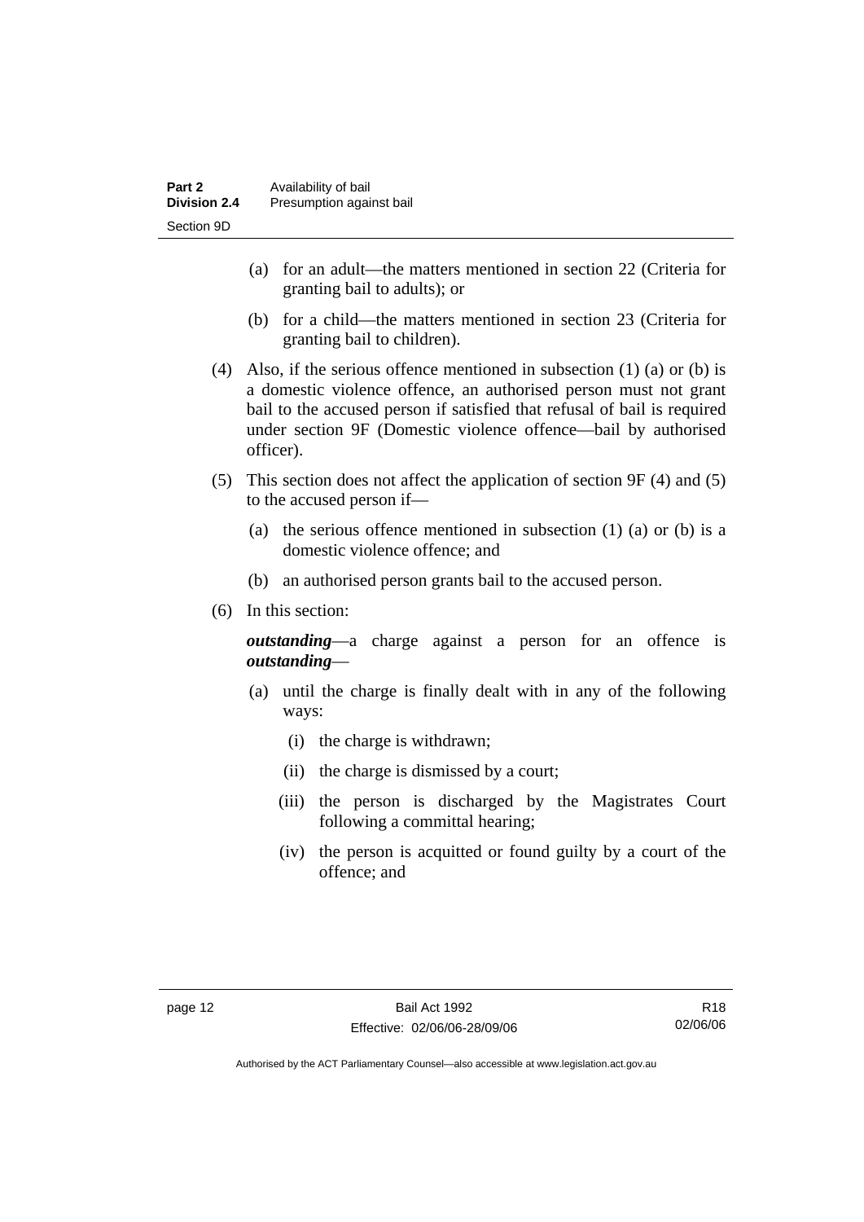(a) for an adult—the matters mentioned in section 22 (Criteria for granting bail to adults); or

(b) for a child—the matters mentioned in section 23 (Criteria for granting bail to children).

(4) Also, if the serious offence mentioned in subsection (1) (a) or (b) is a domestic violence offence, an authorised person must not grant bail to the accused person if satisfied that refusal of bail is required under section 9F (Domestic violence offence—bail by authorised officer).

(5) This section does not affect the application of section 9F (4) and (5) to the accused person if—

(a) the serious offence mentioned in subsection (1) (a) or (b) is a domestic violence offence; and

(b) an authorised person grants bail to the accused person.

(6) In this section:

***outstanding***—a charge against a person for an offence is ***outstanding***—

(a) until the charge is finally dealt with in any of the following ways:

(i) the charge is withdrawn;

(ii) the charge is dismissed by a court;

(iii) the person is discharged by the Magistrates Court following a committal hearing;

(iv) the person is acquitted or found guilty by a court of the offence; and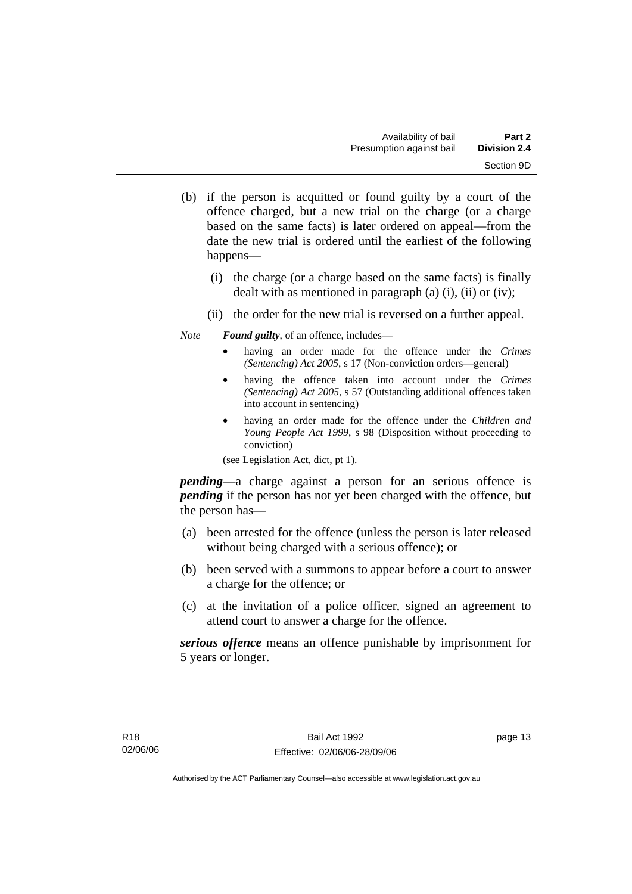(b) if the person is acquitted or found guilty by a court of the offence charged, but a new trial on the charge (or a charge based on the same facts) is later ordered on appeal—from the date the new trial is ordered until the earliest of the following happens—

  (i) the charge (or a charge based on the same facts) is finally dealt with as mentioned in paragraph (a) (i), (ii) or (iv);

  (ii) the order for the new trial is reversed on a further appeal.

*Note* ***Found guilty***, of an offence, includes—

- having an order made for the offence under the *Crimes (Sentencing) Act 2005*, s 17 (Non-conviction orders—general)
- having the offence taken into account under the *Crimes (Sentencing) Act 2005*, s 57 (Outstanding additional offences taken into account in sentencing)
- having an order made for the offence under the *Children and Young People Act 1999*, s 98 (Disposition without proceeding to conviction)

(see Legislation Act, dict, pt 1).

***pending***—a charge against a person for an serious offence is ***pending*** if the person has not yet been charged with the offence, but the person has—

(a) been arrested for the offence (unless the person is later released without being charged with a serious offence); or

(b) been served with a summons to appear before a court to answer a charge for the offence; or

(c) at the invitation of a police officer, signed an agreement to attend court to answer a charge for the offence.

***serious offence*** means an offence punishable by imprisonment for 5 years or longer.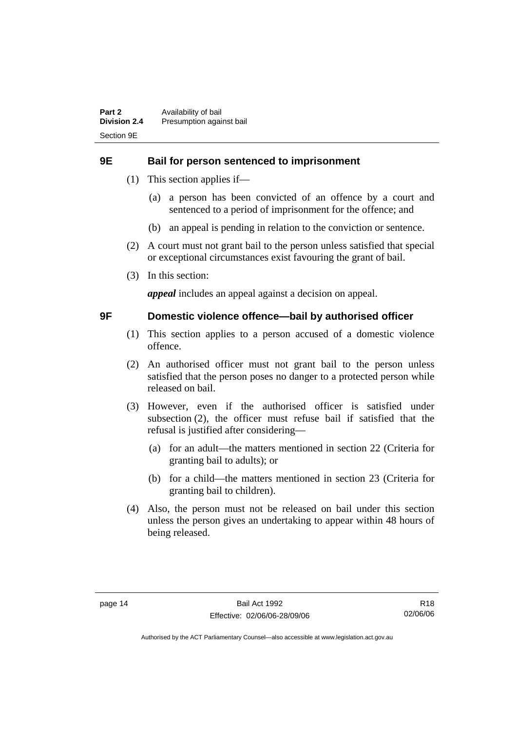## 9E Bail for person sentenced to imprisonment

(1) This section applies if—

(a) a person has been convicted of an offence by a court and sentenced to a period of imprisonment for the offence; and

(b) an appeal is pending in relation to the conviction or sentence.

(2) A court must not grant bail to the person unless satisfied that special or exceptional circumstances exist favouring the grant of bail.

(3) In this section:

***appeal*** includes an appeal against a decision on appeal.

## 9F Domestic violence offence—bail by authorised officer

(1) This section applies to a person accused of a domestic violence offence.

(2) An authorised officer must not grant bail to the person unless satisfied that the person poses no danger to a protected person while released on bail.

(3) However, even if the authorised officer is satisfied under subsection (2), the officer must refuse bail if satisfied that the refusal is justified after considering—

(a) for an adult—the matters mentioned in section 22 (Criteria for granting bail to adults); or

(b) for a child—the matters mentioned in section 23 (Criteria for granting bail to children).

(4) Also, the person must not be released on bail under this section unless the person gives an undertaking to appear within 48 hours of being released.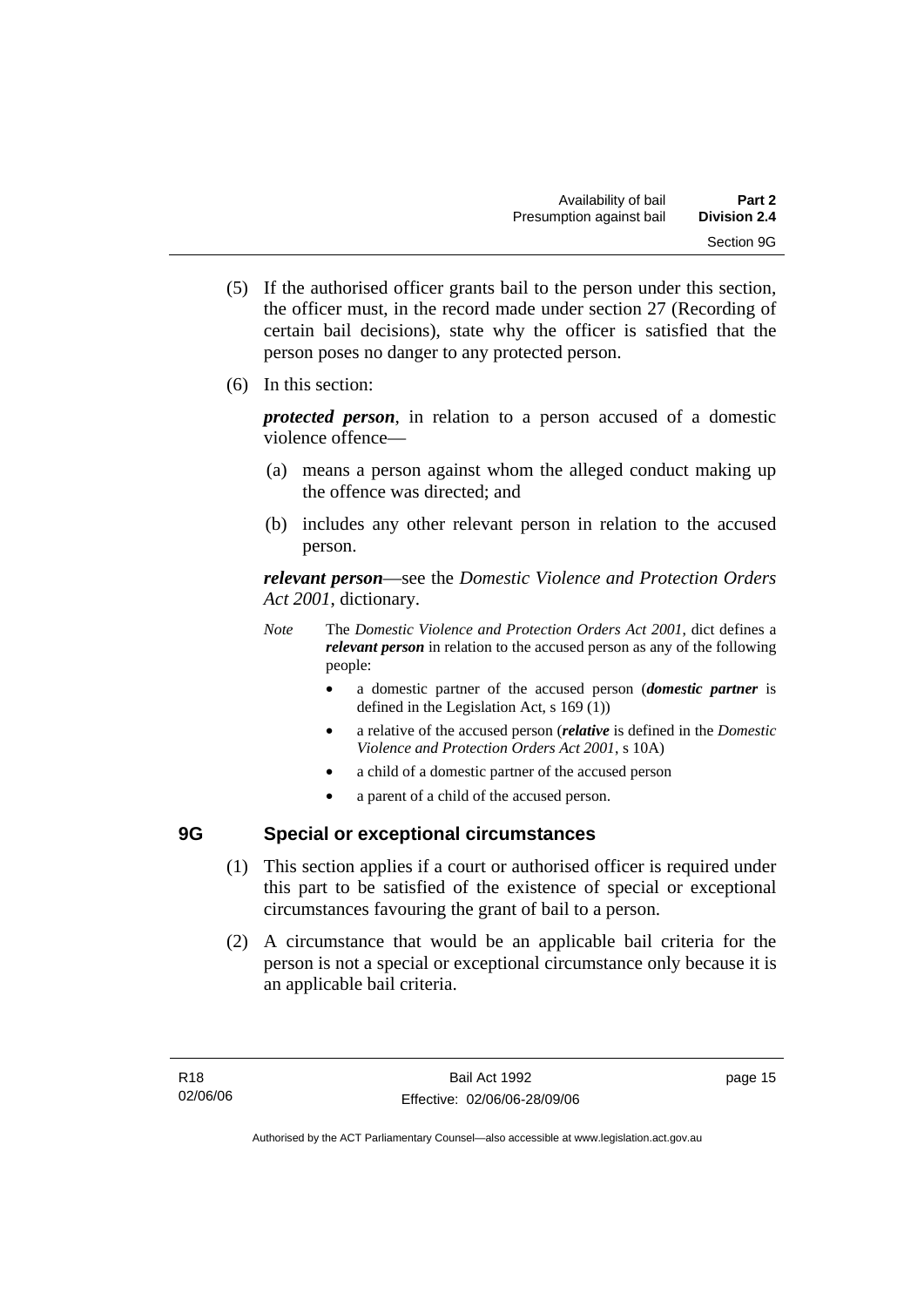(5) If the authorised officer grants bail to the person under this section, the officer must, in the record made under section 27 (Recording of certain bail decisions), state why the officer is satisfied that the person poses no danger to any protected person.

(6) In this section:

***protected person***, in relation to a person accused of a domestic violence offence—

(a) means a person against whom the alleged conduct making up the offence was directed; and

(b) includes any other relevant person in relation to the accused person.

***relevant person***—see the *Domestic Violence and Protection Orders Act 2001*, dictionary.

*Note* The *Domestic Violence and Protection Orders Act 2001*, dict defines a ***relevant person*** in relation to the accused person as any of the following people:

- a domestic partner of the accused person (***domestic partner*** is defined in the Legislation Act, s 169 (1))
- a relative of the accused person (***relative*** is defined in the *Domestic Violence and Protection Orders Act 2001*, s 10A)
- a child of a domestic partner of the accused person
- a parent of a child of the accused person.

## 9G Special or exceptional circumstances

(1) This section applies if a court or authorised officer is required under this part to be satisfied of the existence of special or exceptional circumstances favouring the grant of bail to a person.

(2) A circumstance that would be an applicable bail criteria for the person is not a special or exceptional circumstance only because it is an applicable bail criteria.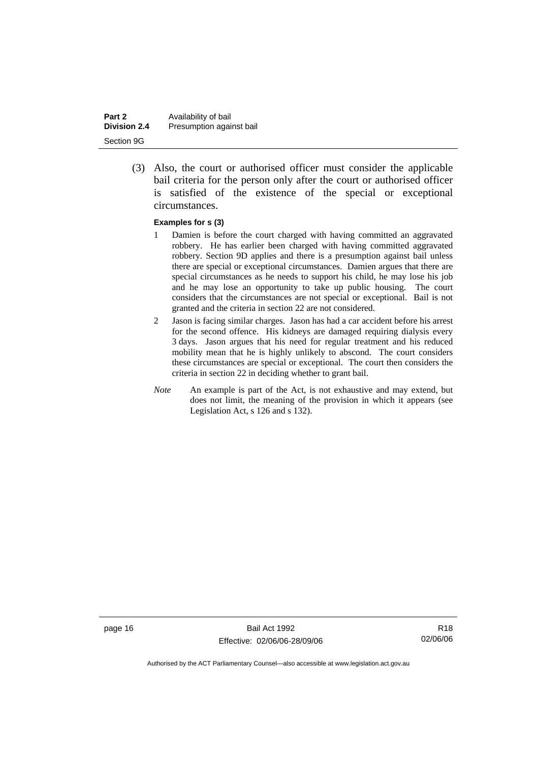(3) Also, the court or authorised officer must consider the applicable bail criteria for the person only after the court or authorised officer is satisfied of the existence of the special or exceptional circumstances.

**Examples for s (3)**

1 Damien is before the court charged with having committed an aggravated robbery. He has earlier been charged with having committed aggravated robbery. Section 9D applies and there is a presumption against bail unless there are special or exceptional circumstances. Damien argues that there are special circumstances as he needs to support his child, he may lose his job and he may lose an opportunity to take up public housing. The court considers that the circumstances are not special or exceptional. Bail is not granted and the criteria in section 22 are not considered.

2 Jason is facing similar charges. Jason has had a car accident before his arrest for the second offence. His kidneys are damaged requiring dialysis every 3 days. Jason argues that his need for regular treatment and his reduced mobility mean that he is highly unlikely to abscond. The court considers these circumstances are special or exceptional. The court then considers the criteria in section 22 in deciding whether to grant bail.

*Note* An example is part of the Act, is not exhaustive and may extend, but does not limit, the meaning of the provision in which it appears (see Legislation Act, s 126 and s 132).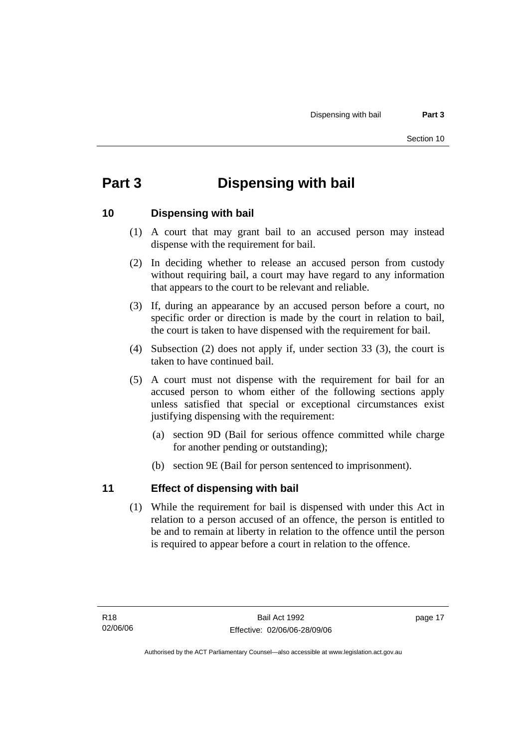# Part 3 Dispensing with bail

## 10 Dispensing with bail

(1) A court that may grant bail to an accused person may instead dispense with the requirement for bail.

(2) In deciding whether to release an accused person from custody without requiring bail, a court may have regard to any information that appears to the court to be relevant and reliable.

(3) If, during an appearance by an accused person before a court, no specific order or direction is made by the court in relation to bail, the court is taken to have dispensed with the requirement for bail.

(4) Subsection (2) does not apply if, under section 33 (3), the court is taken to have continued bail.

(5) A court must not dispense with the requirement for bail for an accused person to whom either of the following sections apply unless satisfied that special or exceptional circumstances exist justifying dispensing with the requirement:

(a) section 9D (Bail for serious offence committed while charge for another pending or outstanding);

(b) section 9E (Bail for person sentenced to imprisonment).

## 11 Effect of dispensing with bail

(1) While the requirement for bail is dispensed with under this Act in relation to a person accused of an offence, the person is entitled to be and to remain at liberty in relation to the offence until the person is required to appear before a court in relation to the offence.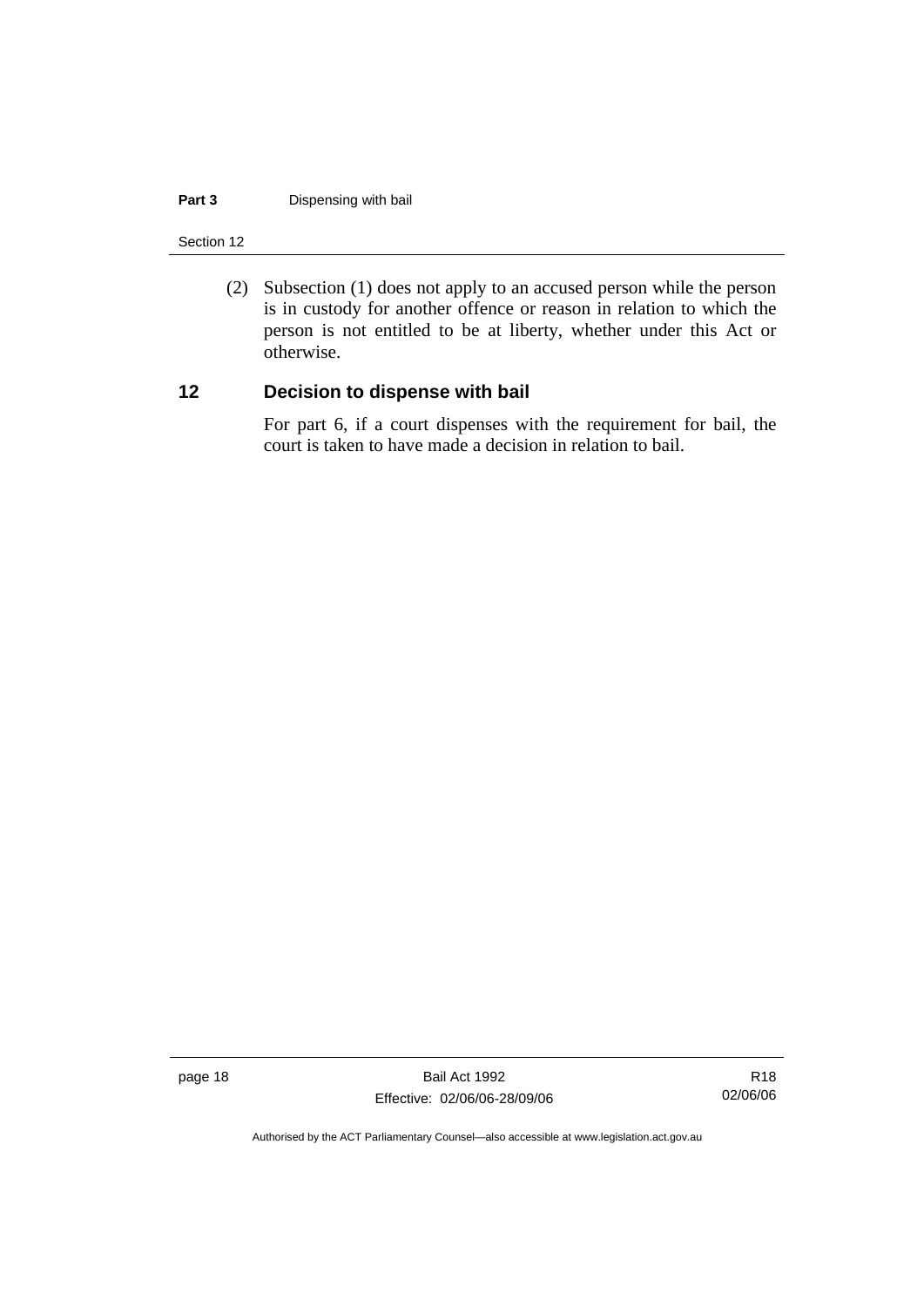(2) Subsection (1) does not apply to an accused person while the person is in custody for another offence or reason in relation to which the person is not entitled to be at liberty, whether under this Act or otherwise.

## 12 Decision to dispense with bail

For part 6, if a court dispenses with the requirement for bail, the court is taken to have made a decision in relation to bail.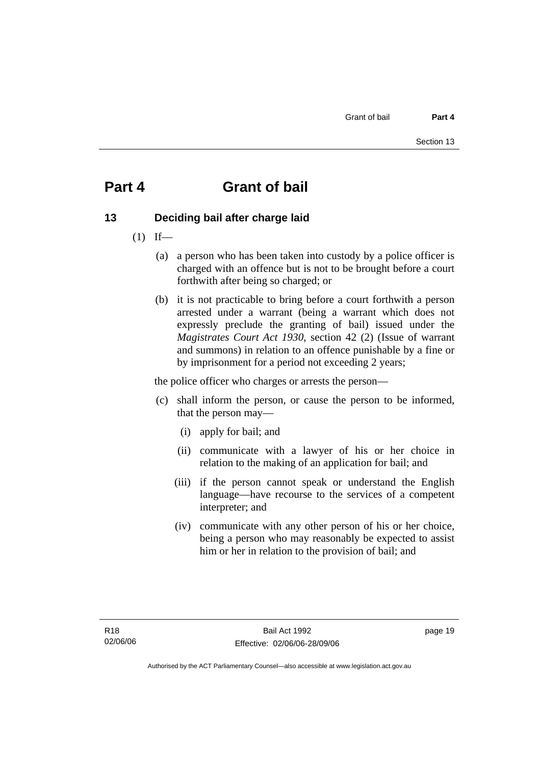# Part 4 Grant of bail

## 13 Deciding bail after charge laid

(1) If—

(a) a person who has been taken into custody by a police officer is charged with an offence but is not to be brought before a court forthwith after being so charged; or

(b) it is not practicable to bring before a court forthwith a person arrested under a warrant (being a warrant which does not expressly preclude the granting of bail) issued under the *Magistrates Court Act 1930*, section 42 (2) (Issue of warrant and summons) in relation to an offence punishable by a fine or by imprisonment for a period not exceeding 2 years;

the police officer who charges or arrests the person—

(c) shall inform the person, or cause the person to be informed, that the person may—

(i) apply for bail; and

(ii) communicate with a lawyer of his or her choice in relation to the making of an application for bail; and

(iii) if the person cannot speak or understand the English language—have recourse to the services of a competent interpreter; and

(iv) communicate with any other person of his or her choice, being a person who may reasonably be expected to assist him or her in relation to the provision of bail; and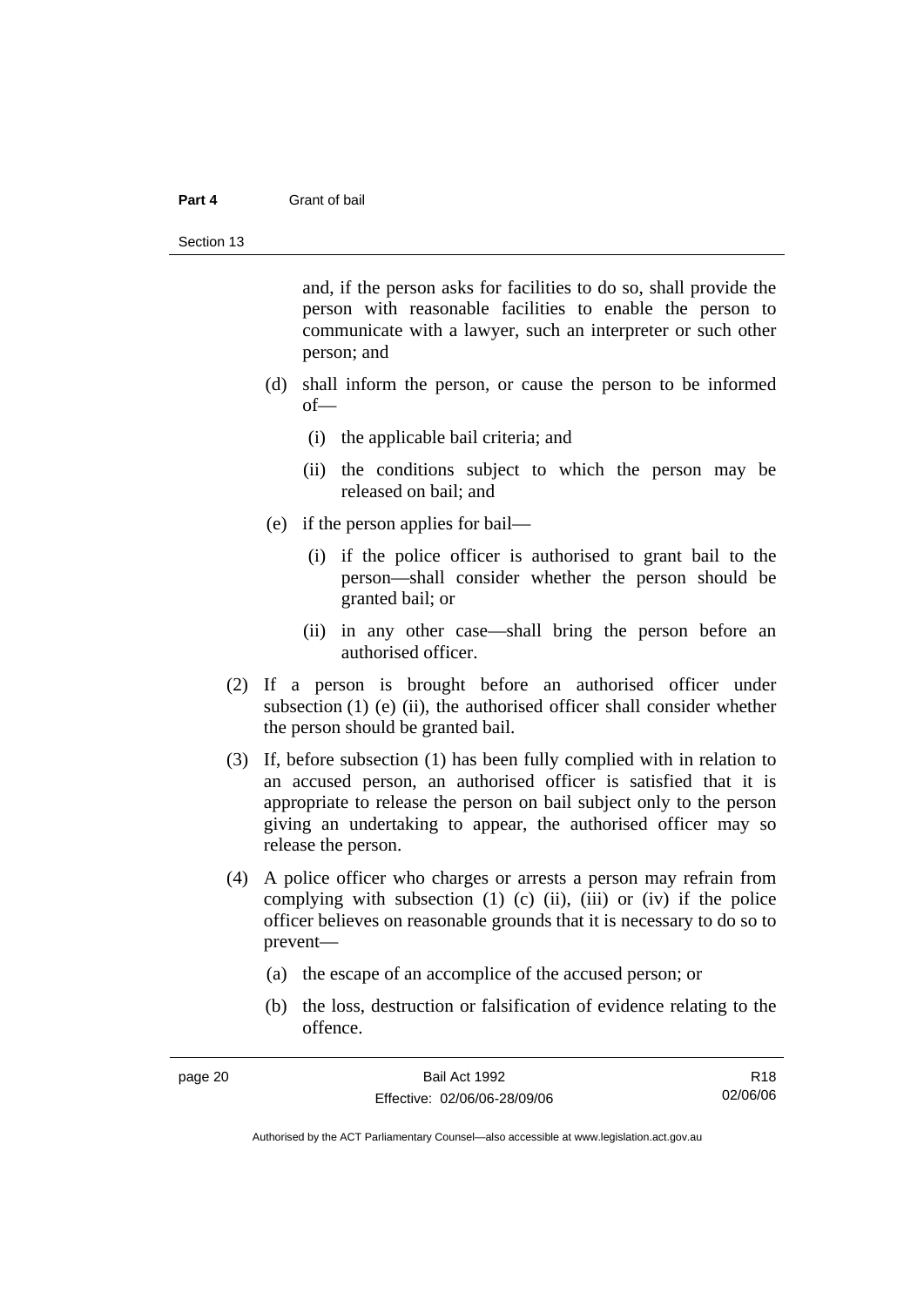and, if the person asks for facilities to do so, shall provide the person with reasonable facilities to enable the person to communicate with a lawyer, such an interpreter or such other person; and

(d) shall inform the person, or cause the person to be informed of—

(i) the applicable bail criteria; and

(ii) the conditions subject to which the person may be released on bail; and

(e) if the person applies for bail—

(i) if the police officer is authorised to grant bail to the person—shall consider whether the person should be granted bail; or

(ii) in any other case—shall bring the person before an authorised officer.

(2) If a person is brought before an authorised officer under subsection (1) (e) (ii), the authorised officer shall consider whether the person should be granted bail.

(3) If, before subsection (1) has been fully complied with in relation to an accused person, an authorised officer is satisfied that it is appropriate to release the person on bail subject only to the person giving an undertaking to appear, the authorised officer may so release the person.

(4) A police officer who charges or arrests a person may refrain from complying with subsection (1) (c) (ii), (iii) or (iv) if the police officer believes on reasonable grounds that it is necessary to do so to prevent—

(a) the escape of an accomplice of the accused person; or

(b) the loss, destruction or falsification of evidence relating to the offence.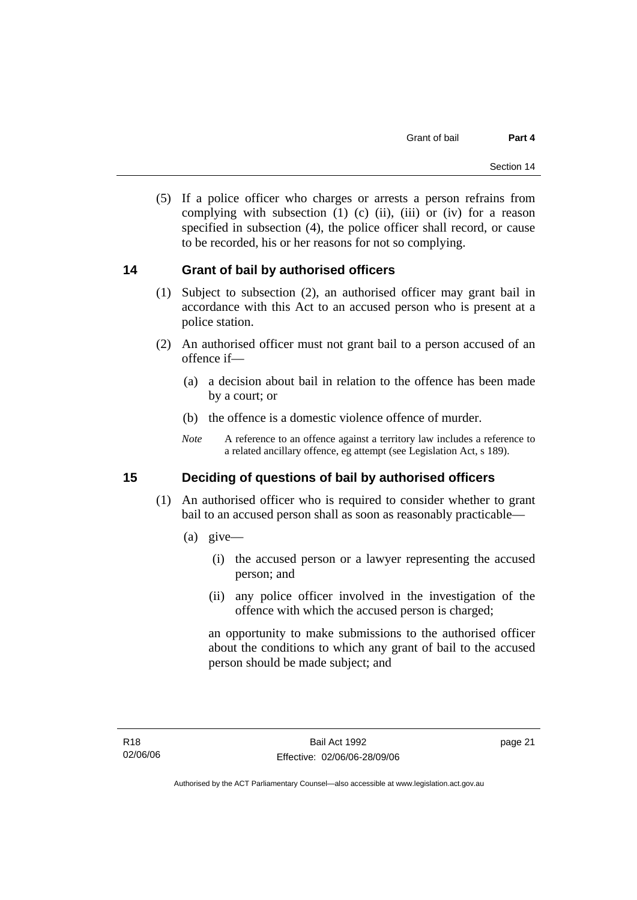(5) If a police officer who charges or arrests a person refrains from complying with subsection (1) (c) (ii), (iii) or (iv) for a reason specified in subsection (4), the police officer shall record, or cause to be recorded, his or her reasons for not so complying.

## 14 Grant of bail by authorised officers

(1) Subject to subsection (2), an authorised officer may grant bail in accordance with this Act to an accused person who is present at a police station.

(2) An authorised officer must not grant bail to a person accused of an offence if—

(a) a decision about bail in relation to the offence has been made by a court; or

(b) the offence is a domestic violence offence of murder.

*Note* A reference to an offence against a territory law includes a reference to a related ancillary offence, eg attempt (see Legislation Act, s 189).

## 15 Deciding of questions of bail by authorised officers

(1) An authorised officer who is required to consider whether to grant bail to an accused person shall as soon as reasonably practicable—

(a) give—

(i) the accused person or a lawyer representing the accused person; and

(ii) any police officer involved in the investigation of the offence with which the accused person is charged;

an opportunity to make submissions to the authorised officer about the conditions to which any grant of bail to the accused person should be made subject; and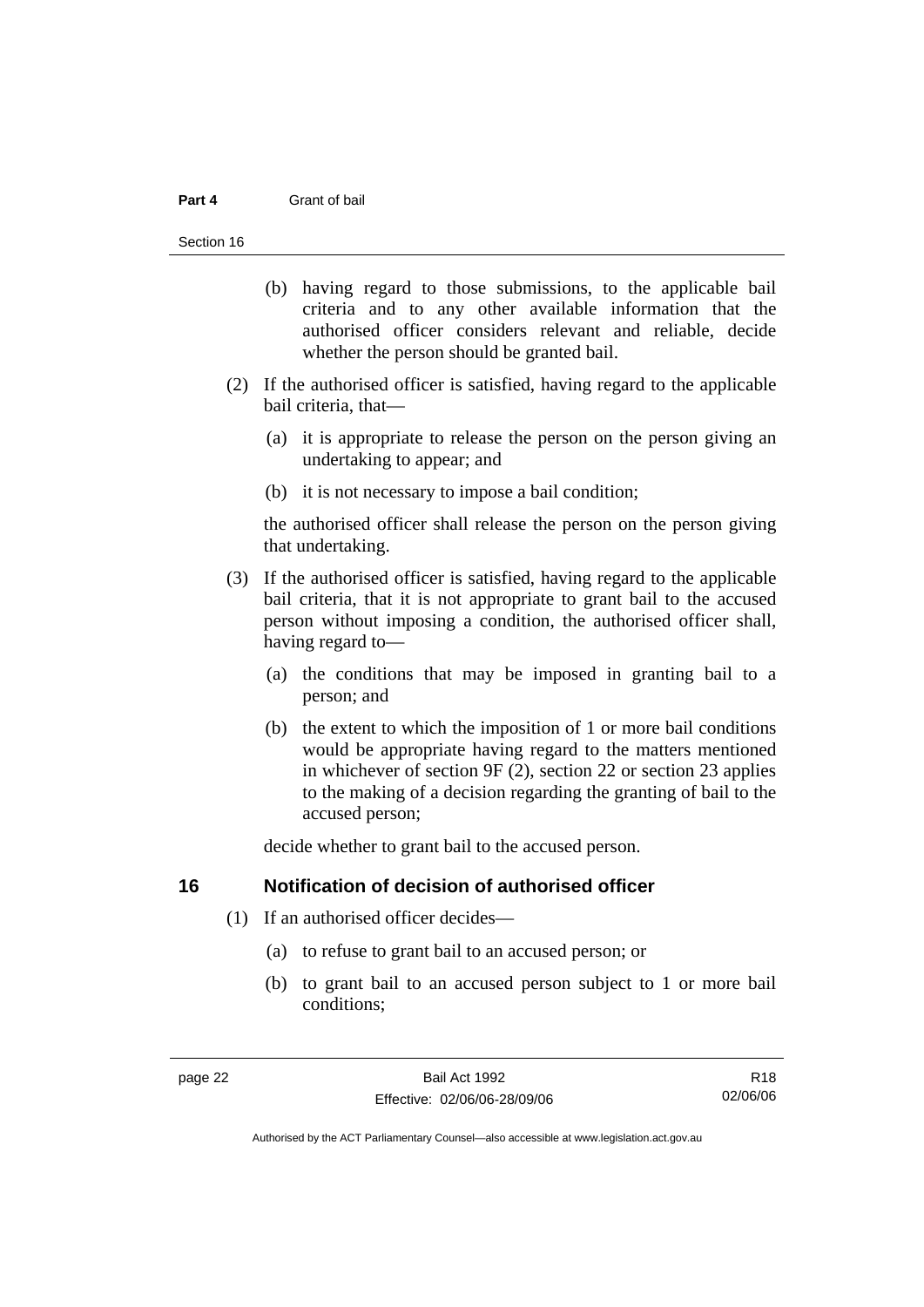(b) having regard to those submissions, to the applicable bail criteria and to any other available information that the authorised officer considers relevant and reliable, decide whether the person should be granted bail.

(2) If the authorised officer is satisfied, having regard to the applicable bail criteria, that—

(a) it is appropriate to release the person on the person giving an undertaking to appear; and

(b) it is not necessary to impose a bail condition;

the authorised officer shall release the person on the person giving that undertaking.

(3) If the authorised officer is satisfied, having regard to the applicable bail criteria, that it is not appropriate to grant bail to the accused person without imposing a condition, the authorised officer shall, having regard to—

(a) the conditions that may be imposed in granting bail to a person; and

(b) the extent to which the imposition of 1 or more bail conditions would be appropriate having regard to the matters mentioned in whichever of section 9F (2), section 22 or section 23 applies to the making of a decision regarding the granting of bail to the accused person;

decide whether to grant bail to the accused person.

## 16 Notification of decision of authorised officer

(1) If an authorised officer decides—

(a) to refuse to grant bail to an accused person; or

(b) to grant bail to an accused person subject to 1 or more bail conditions;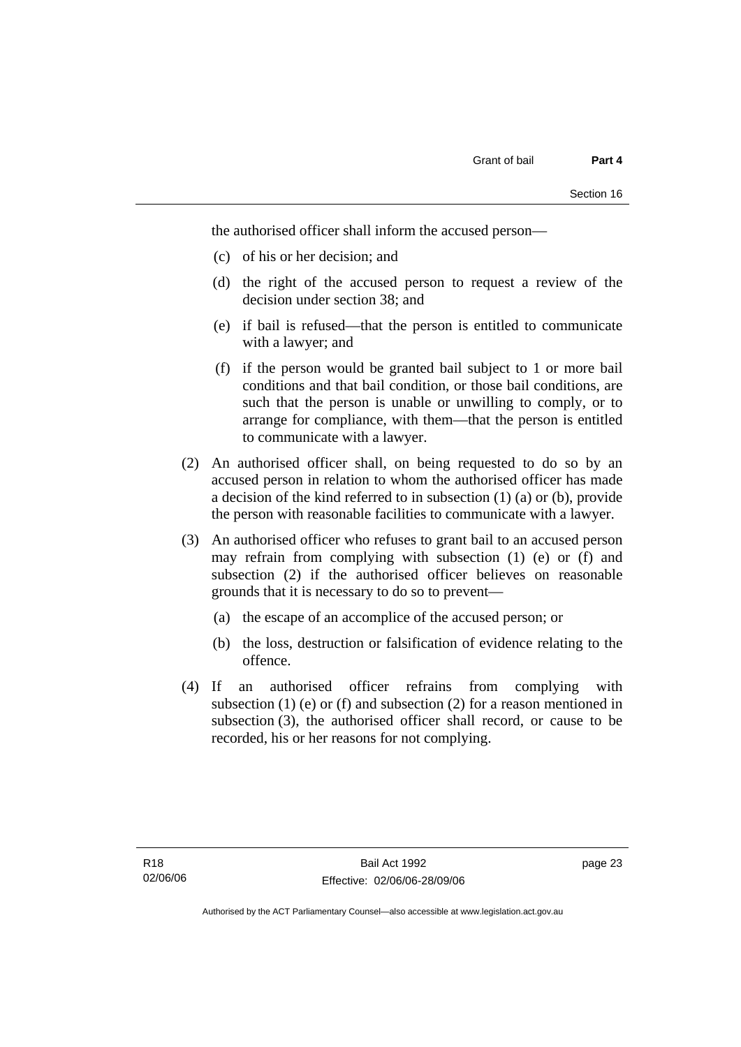the authorised officer shall inform the accused person—

(c) of his or her decision; and

(d) the right of the accused person to request a review of the decision under section 38; and

(e) if bail is refused—that the person is entitled to communicate with a lawyer; and

(f) if the person would be granted bail subject to 1 or more bail conditions and that bail condition, or those bail conditions, are such that the person is unable or unwilling to comply, or to arrange for compliance, with them—that the person is entitled to communicate with a lawyer.

(2) An authorised officer shall, on being requested to do so by an accused person in relation to whom the authorised officer has made a decision of the kind referred to in subsection (1) (a) or (b), provide the person with reasonable facilities to communicate with a lawyer.

(3) An authorised officer who refuses to grant bail to an accused person may refrain from complying with subsection (1) (e) or (f) and subsection (2) if the authorised officer believes on reasonable grounds that it is necessary to do so to prevent—

(a) the escape of an accomplice of the accused person; or

(b) the loss, destruction or falsification of evidence relating to the offence.

(4) If an authorised officer refrains from complying with subsection (1) (e) or (f) and subsection (2) for a reason mentioned in subsection (3), the authorised officer shall record, or cause to be recorded, his or her reasons for not complying.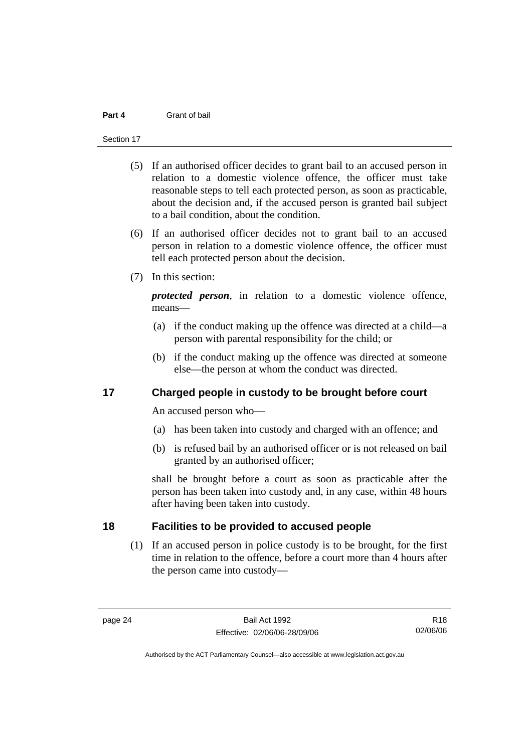(5) If an authorised officer decides to grant bail to an accused person in relation to a domestic violence offence, the officer must take reasonable steps to tell each protected person, as soon as practicable, about the decision and, if the accused person is granted bail subject to a bail condition, about the condition.

(6) If an authorised officer decides not to grant bail to an accused person in relation to a domestic violence offence, the officer must tell each protected person about the decision.

(7) In this section:

***protected person***, in relation to a domestic violence offence, means—

(a) if the conduct making up the offence was directed at a child—a person with parental responsibility for the child; or

(b) if the conduct making up the offence was directed at someone else—the person at whom the conduct was directed.

## 17 Charged people in custody to be brought before court

An accused person who—

(a) has been taken into custody and charged with an offence; and

(b) is refused bail by an authorised officer or is not released on bail granted by an authorised officer;

shall be brought before a court as soon as practicable after the person has been taken into custody and, in any case, within 48 hours after having been taken into custody.

## 18 Facilities to be provided to accused people

(1) If an accused person in police custody is to be brought, for the first time in relation to the offence, before a court more than 4 hours after the person came into custody—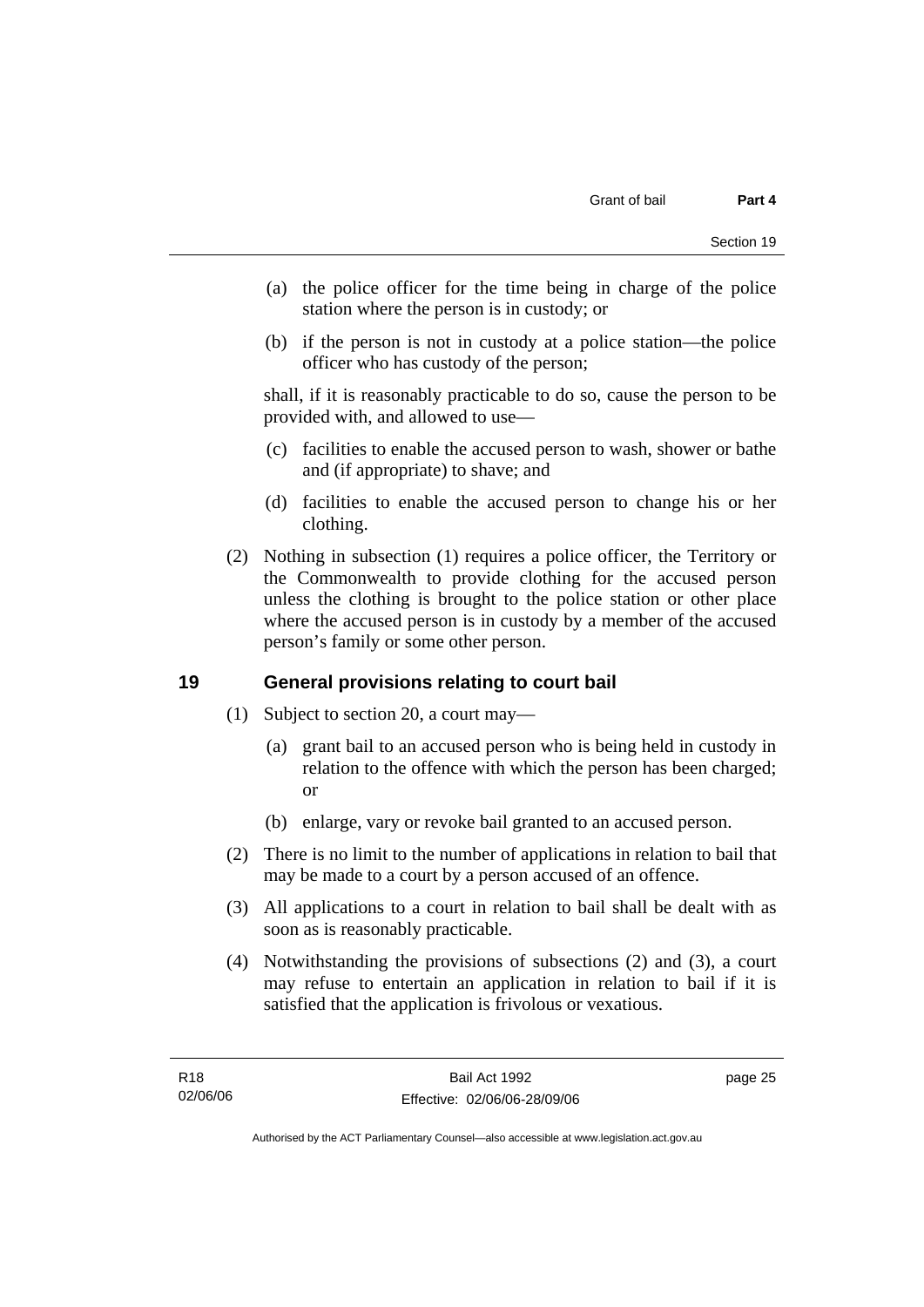(a) the police officer for the time being in charge of the police station where the person is in custody; or

(b) if the person is not in custody at a police station—the police officer who has custody of the person;

shall, if it is reasonably practicable to do so, cause the person to be provided with, and allowed to use—

(c) facilities to enable the accused person to wash, shower or bathe and (if appropriate) to shave; and

(d) facilities to enable the accused person to change his or her clothing.

(2) Nothing in subsection (1) requires a police officer, the Territory or the Commonwealth to provide clothing for the accused person unless the clothing is brought to the police station or other place where the accused person is in custody by a member of the accused person's family or some other person.

## 19 General provisions relating to court bail

(1) Subject to section 20, a court may—

(a) grant bail to an accused person who is being held in custody in relation to the offence with which the person has been charged; or

(b) enlarge, vary or revoke bail granted to an accused person.

(2) There is no limit to the number of applications in relation to bail that may be made to a court by a person accused of an offence.

(3) All applications to a court in relation to bail shall be dealt with as soon as is reasonably practicable.

(4) Notwithstanding the provisions of subsections (2) and (3), a court may refuse to entertain an application in relation to bail if it is satisfied that the application is frivolous or vexatious.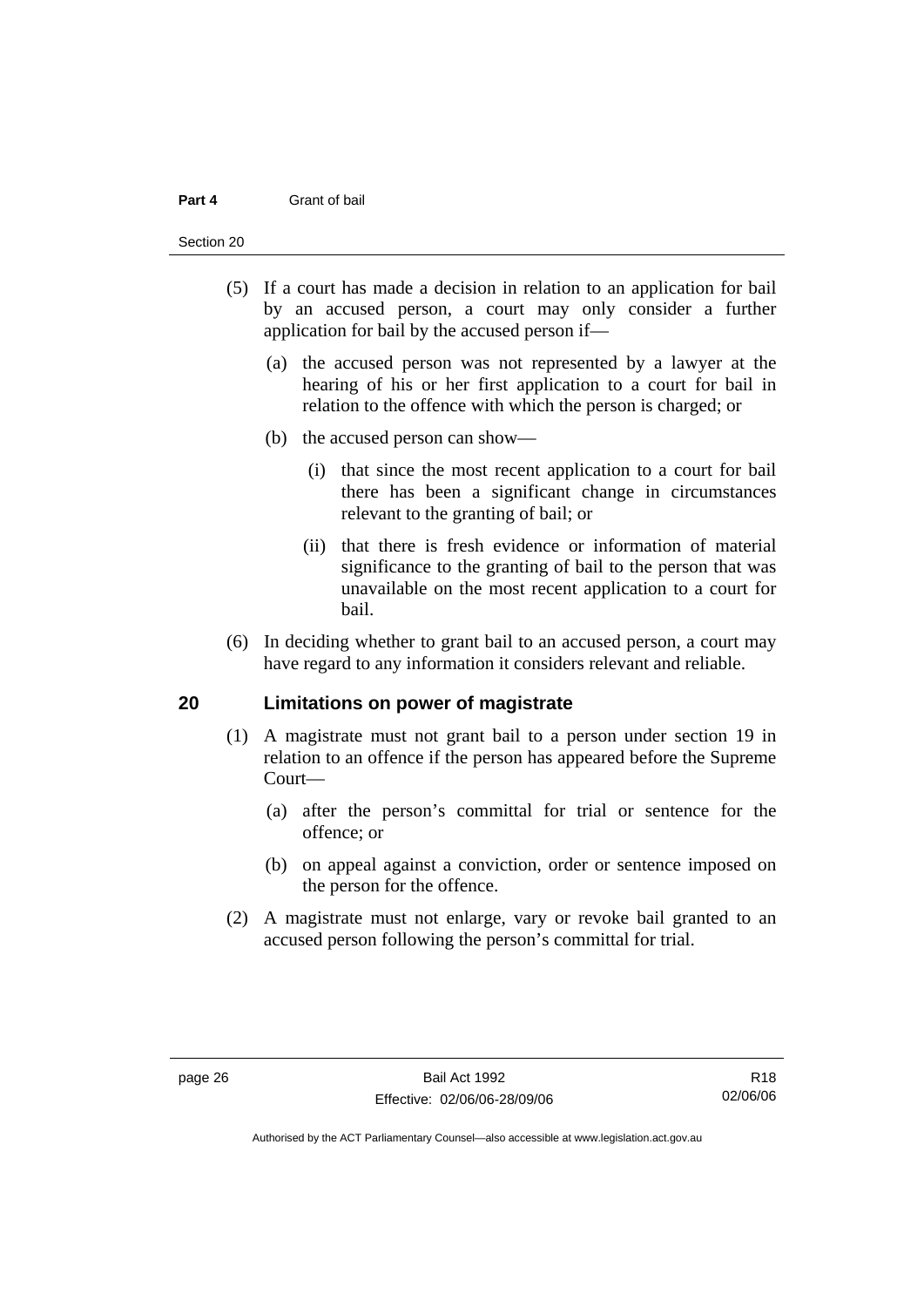(5) If a court has made a decision in relation to an application for bail by an accused person, a court may only consider a further application for bail by the accused person if—

   (a) the accused person was not represented by a lawyer at the hearing of his or her first application to a court for bail in relation to the offence with which the person is charged; or

   (b) the accused person can show—

      (i) that since the most recent application to a court for bail there has been a significant change in circumstances relevant to the granting of bail; or

      (ii) that there is fresh evidence or information of material significance to the granting of bail to the person that was unavailable on the most recent application to a court for bail.

(6) In deciding whether to grant bail to an accused person, a court may have regard to any information it considers relevant and reliable.

## 20 Limitations on power of magistrate

(1) A magistrate must not grant bail to a person under section 19 in relation to an offence if the person has appeared before the Supreme Court—

   (a) after the person's committal for trial or sentence for the offence; or

   (b) on appeal against a conviction, order or sentence imposed on the person for the offence.

(2) A magistrate must not enlarge, vary or revoke bail granted to an accused person following the person's committal for trial.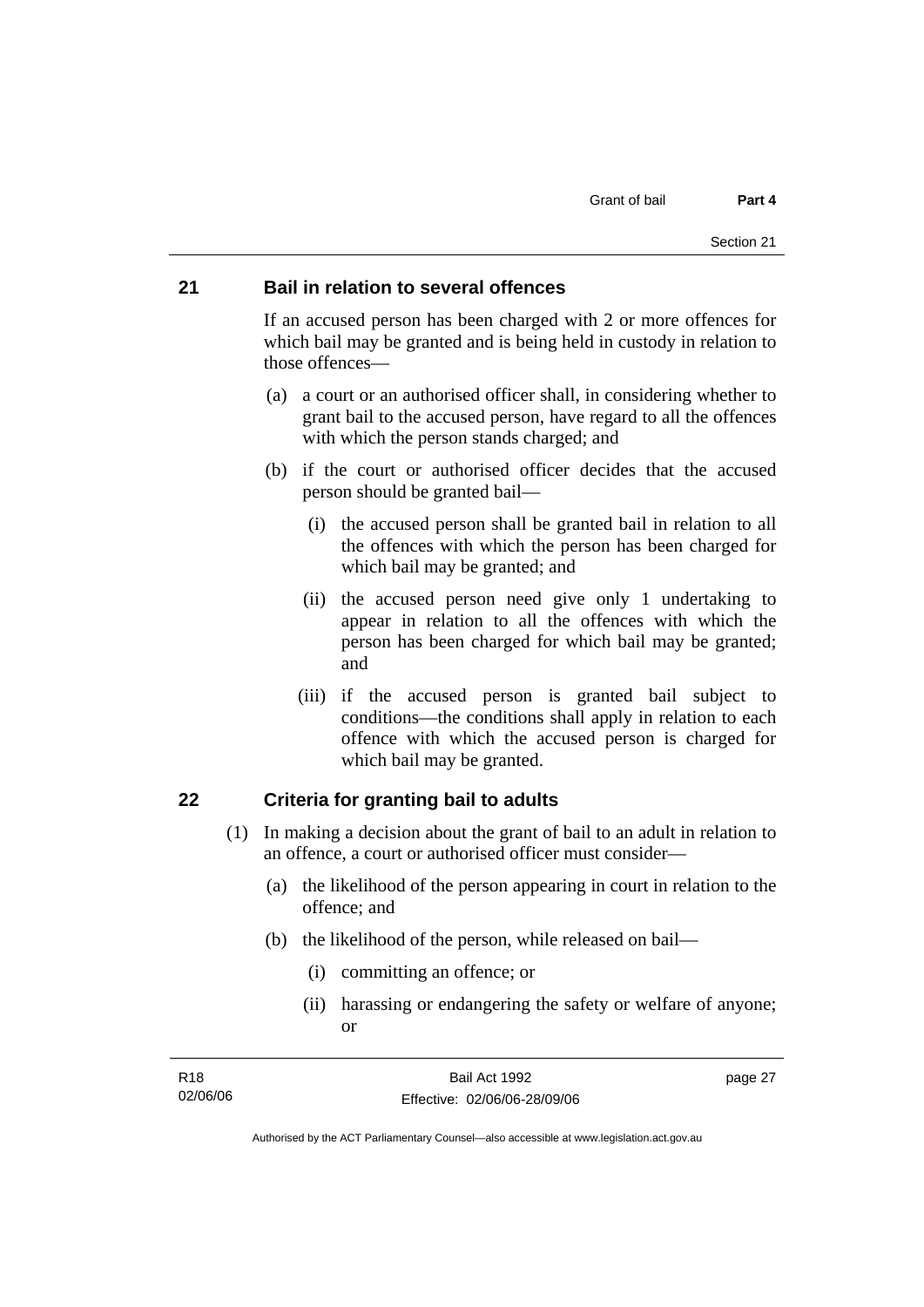## 21 Bail in relation to several offences

If an accused person has been charged with 2 or more offences for which bail may be granted and is being held in custody in relation to those offences—

(a) a court or an authorised officer shall, in considering whether to grant bail to the accused person, have regard to all the offences with which the person stands charged; and

(b) if the court or authorised officer decides that the accused person should be granted bail—

  (i) the accused person shall be granted bail in relation to all the offences with which the person has been charged for which bail may be granted; and

  (ii) the accused person need give only 1 undertaking to appear in relation to all the offences with which the person has been charged for which bail may be granted; and

  (iii) if the accused person is granted bail subject to conditions—the conditions shall apply in relation to each offence with which the accused person is charged for which bail may be granted.

## 22 Criteria for granting bail to adults

(1) In making a decision about the grant of bail to an adult in relation to an offence, a court or authorised officer must consider—

  (a) the likelihood of the person appearing in court in relation to the offence; and

  (b) the likelihood of the person, while released on bail—

    (i) committing an offence; or

    (ii) harassing or endangering the safety or welfare of anyone; or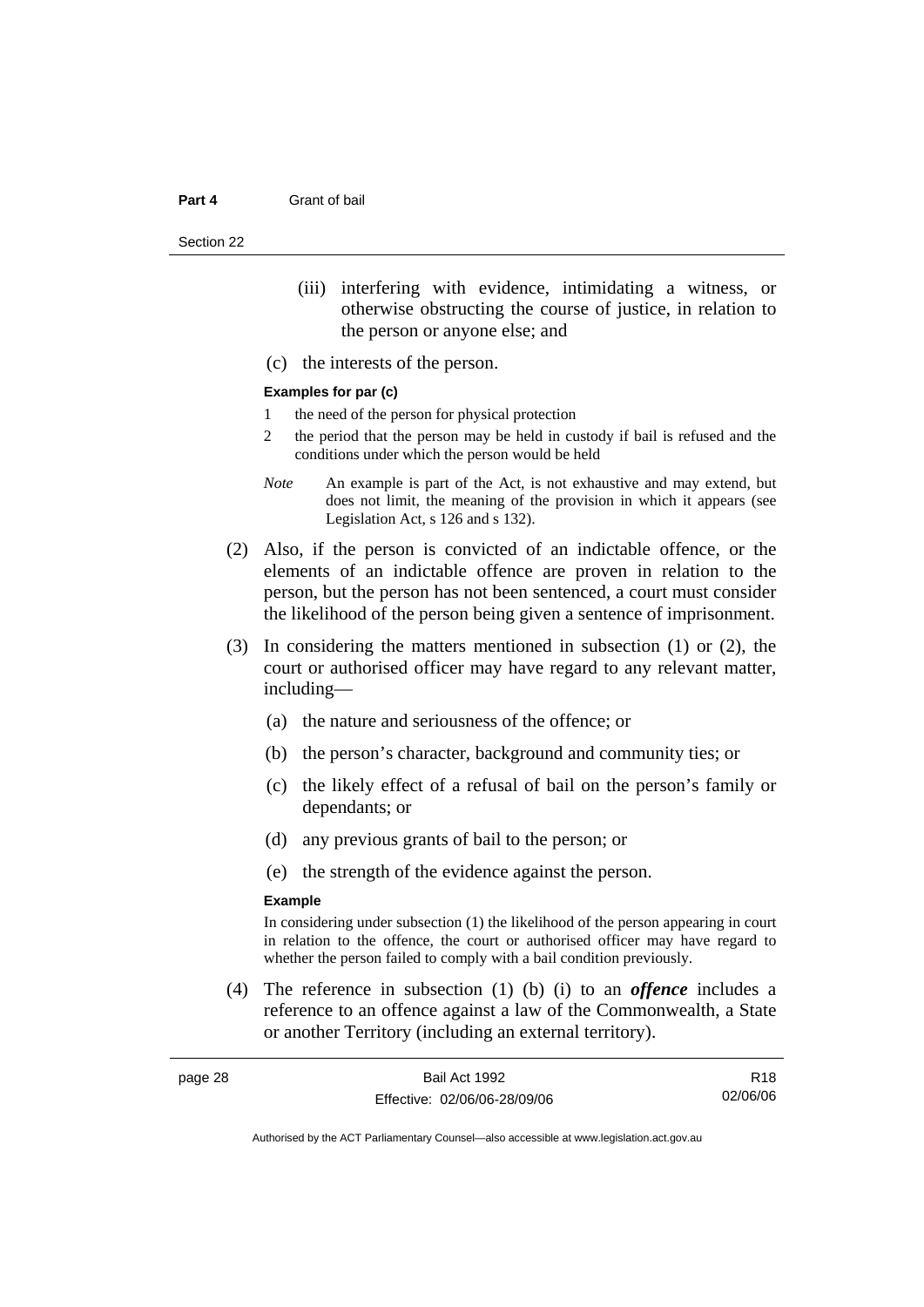(iii) interfering with evidence, intimidating a witness, or otherwise obstructing the course of justice, in relation to the person or anyone else; and

(c) the interests of the person.

**Examples for par (c)**

1 the need of the person for physical protection

2 the period that the person may be held in custody if bail is refused and the conditions under which the person would be held

*Note* An example is part of the Act, is not exhaustive and may extend, but does not limit, the meaning of the provision in which it appears (see Legislation Act, s 126 and s 132).

(2) Also, if the person is convicted of an indictable offence, or the elements of an indictable offence are proven in relation to the person, but the person has not been sentenced, a court must consider the likelihood of the person being given a sentence of imprisonment.

(3) In considering the matters mentioned in subsection (1) or (2), the court or authorised officer may have regard to any relevant matter, including—

(a) the nature and seriousness of the offence; or

(b) the person's character, background and community ties; or

(c) the likely effect of a refusal of bail on the person's family or dependants; or

(d) any previous grants of bail to the person; or

(e) the strength of the evidence against the person.

**Example**

In considering under subsection (1) the likelihood of the person appearing in court in relation to the offence, the court or authorised officer may have regard to whether the person failed to comply with a bail condition previously.

(4) The reference in subsection (1) (b) (i) to an ***offence*** includes a reference to an offence against a law of the Commonwealth, a State or another Territory (including an external territory).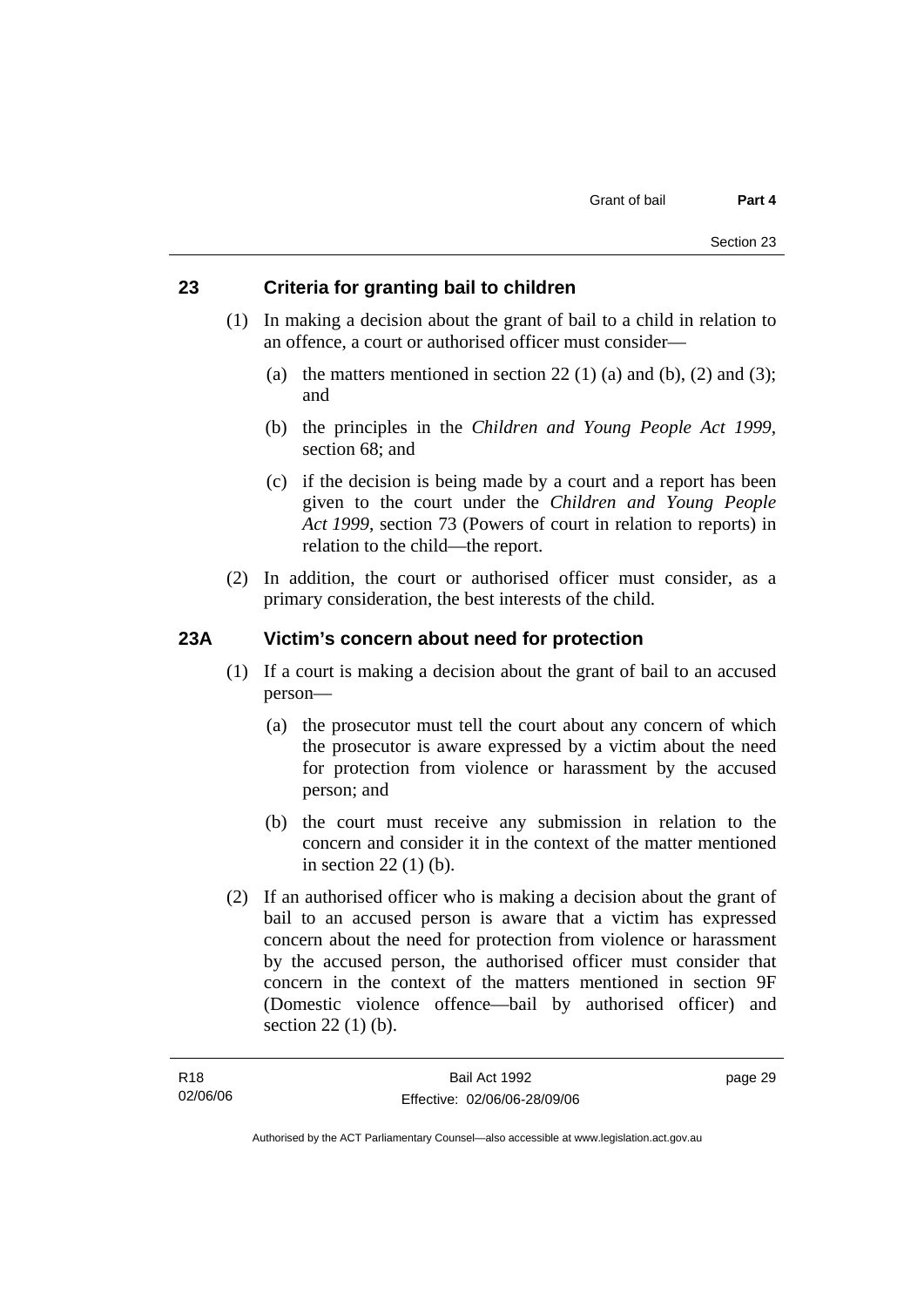## 23 Criteria for granting bail to children

(1) In making a decision about the grant of bail to a child in relation to an offence, a court or authorised officer must consider—

(a) the matters mentioned in section 22 (1) (a) and (b), (2) and (3); and

(b) the principles in the *Children and Young People Act 1999*, section 68; and

(c) if the decision is being made by a court and a report has been given to the court under the *Children and Young People Act 1999*, section 73 (Powers of court in relation to reports) in relation to the child—the report.

(2) In addition, the court or authorised officer must consider, as a primary consideration, the best interests of the child.

## 23A Victim's concern about need for protection

(1) If a court is making a decision about the grant of bail to an accused person—

(a) the prosecutor must tell the court about any concern of which the prosecutor is aware expressed by a victim about the need for protection from violence or harassment by the accused person; and

(b) the court must receive any submission in relation to the concern and consider it in the context of the matter mentioned in section 22 (1) (b).

(2) If an authorised officer who is making a decision about the grant of bail to an accused person is aware that a victim has expressed concern about the need for protection from violence or harassment by the accused person, the authorised officer must consider that concern in the context of the matters mentioned in section 9F (Domestic violence offence—bail by authorised officer) and section 22 (1) (b).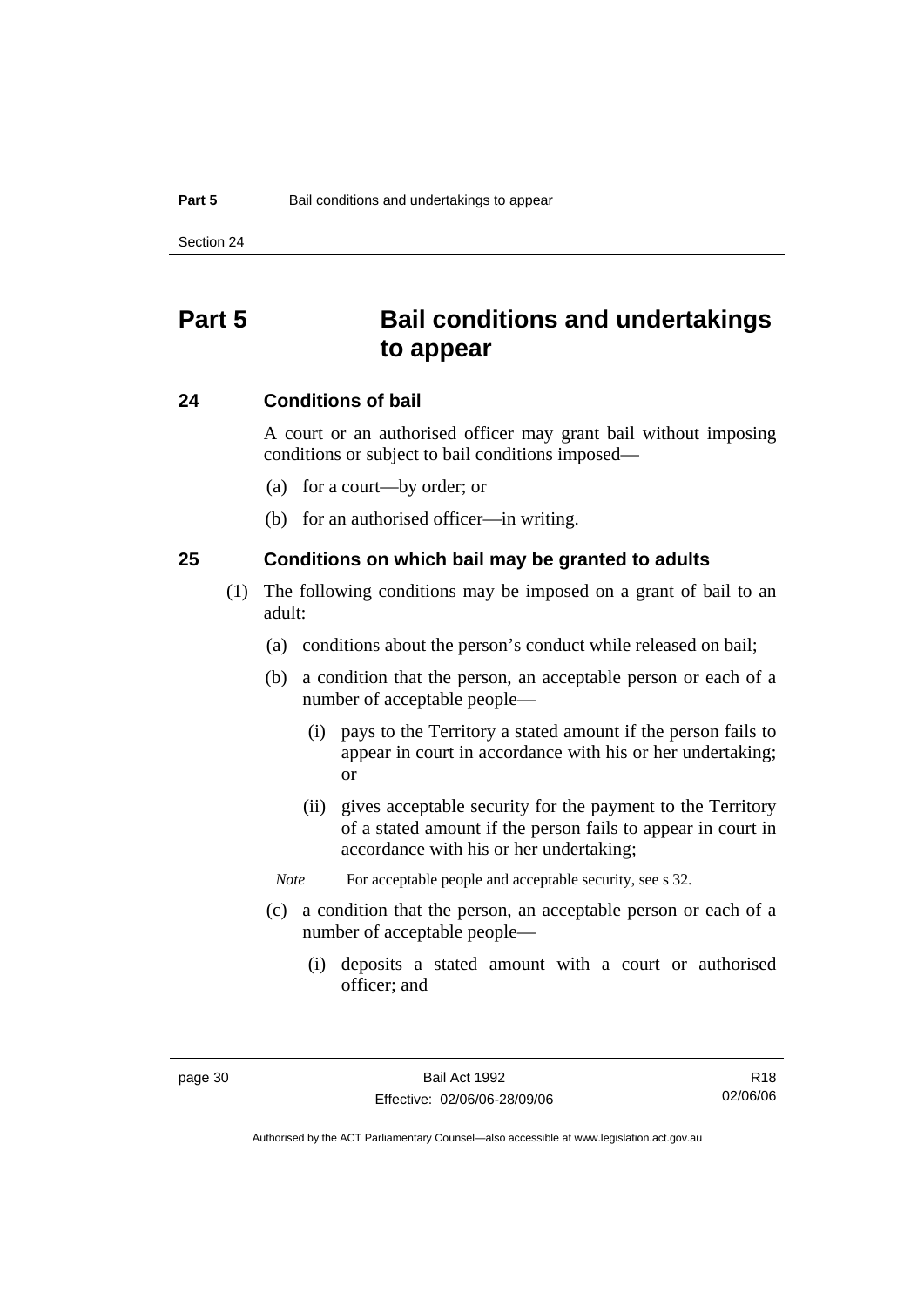# Part 5 Bail conditions and undertakings to appear

## 24 Conditions of bail

A court or an authorised officer may grant bail without imposing conditions or subject to bail conditions imposed—

(a) for a court—by order; or

(b) for an authorised officer—in writing.

## 25 Conditions on which bail may be granted to adults

(1) The following conditions may be imposed on a grant of bail to an adult:

(a) conditions about the person's conduct while released on bail;

(b) a condition that the person, an acceptable person or each of a number of acceptable people—

(i) pays to the Territory a stated amount if the person fails to appear in court in accordance with his or her undertaking; or

(ii) gives acceptable security for the payment to the Territory of a stated amount if the person fails to appear in court in accordance with his or her undertaking;

*Note* For acceptable people and acceptable security, see s 32.

(c) a condition that the person, an acceptable person or each of a number of acceptable people—

(i) deposits a stated amount with a court or authorised officer; and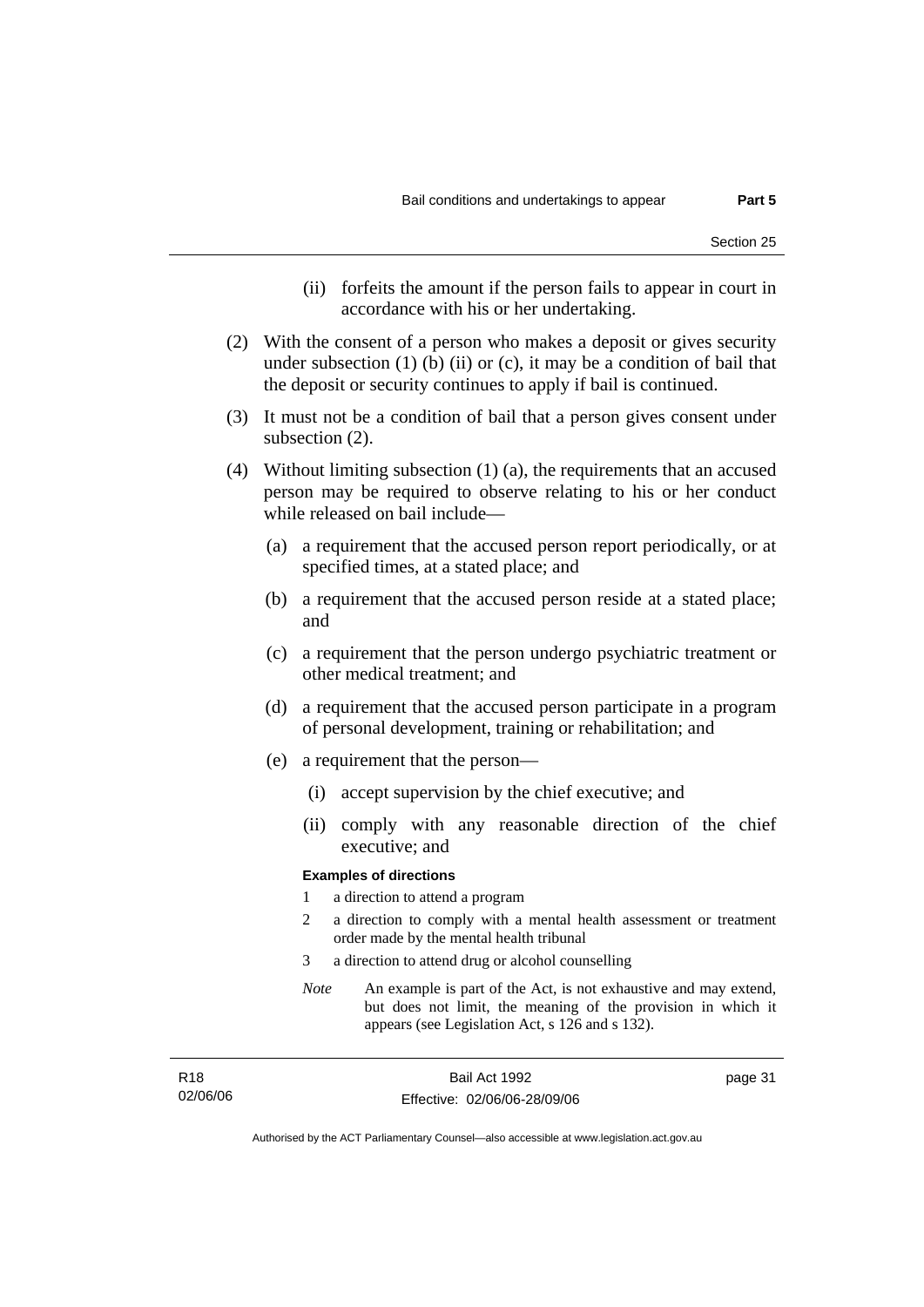(ii) forfeits the amount if the person fails to appear in court in accordance with his or her undertaking.

(2) With the consent of a person who makes a deposit or gives security under subsection (1) (b) (ii) or (c), it may be a condition of bail that the deposit or security continues to apply if bail is continued.

(3) It must not be a condition of bail that a person gives consent under subsection (2).

(4) Without limiting subsection (1) (a), the requirements that an accused person may be required to observe relating to his or her conduct while released on bail include—

(a) a requirement that the accused person report periodically, or at specified times, at a stated place; and

(b) a requirement that the accused person reside at a stated place; and

(c) a requirement that the person undergo psychiatric treatment or other medical treatment; and

(d) a requirement that the accused person participate in a program of personal development, training or rehabilitation; and

(e) a requirement that the person—

(i) accept supervision by the chief executive; and

(ii) comply with any reasonable direction of the chief executive; and

**Examples of directions**

1 a direction to attend a program

2 a direction to comply with a mental health assessment or treatment order made by the mental health tribunal

3 a direction to attend drug or alcohol counselling

*Note* An example is part of the Act, is not exhaustive and may extend, but does not limit, the meaning of the provision in which it appears (see Legislation Act, s 126 and s 132).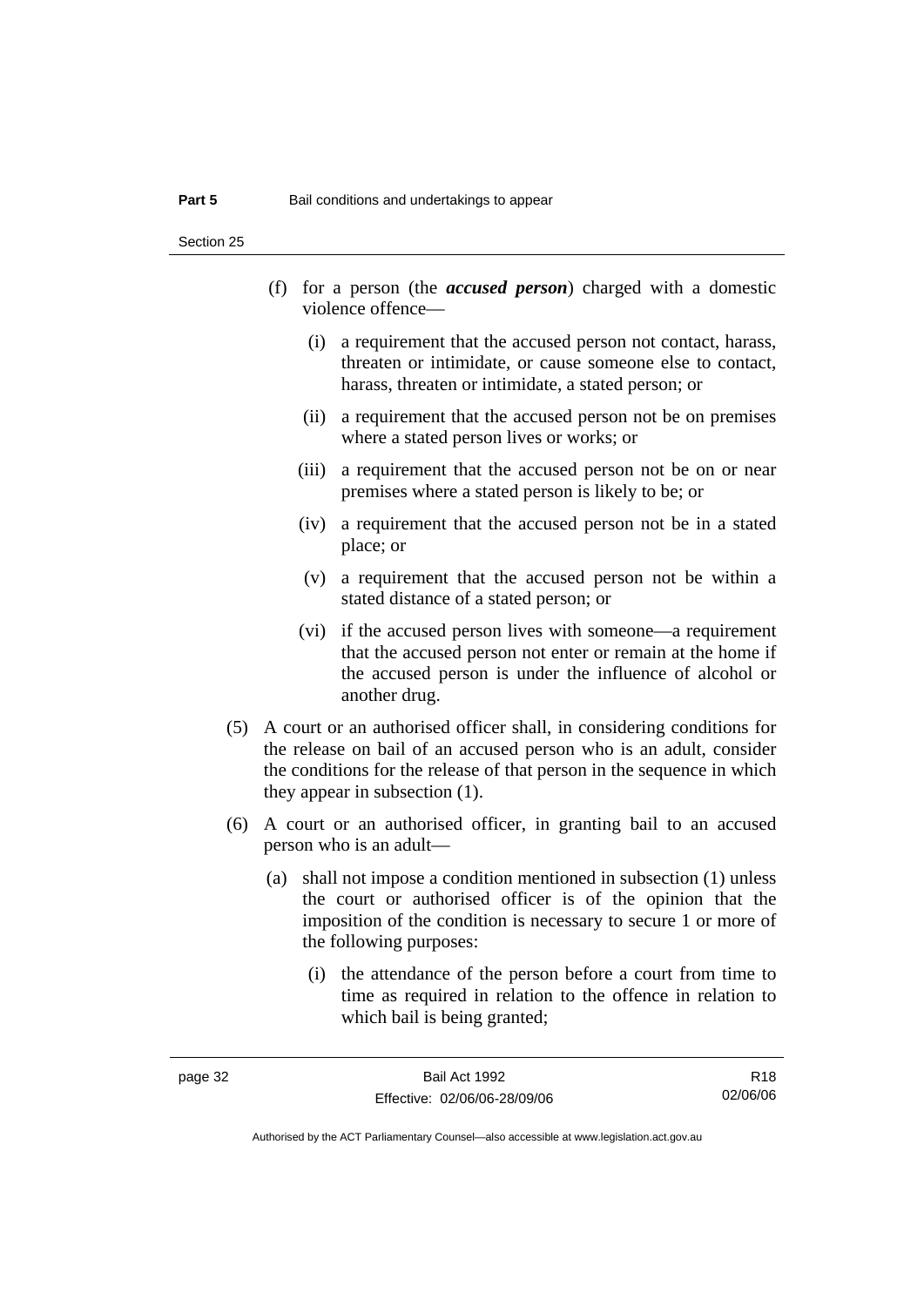(f) for a person (the ***accused person***) charged with a domestic violence offence—

  (i) a requirement that the accused person not contact, harass, threaten or intimidate, or cause someone else to contact, harass, threaten or intimidate, a stated person; or

  (ii) a requirement that the accused person not be on premises where a stated person lives or works; or

  (iii) a requirement that the accused person not be on or near premises where a stated person is likely to be; or

  (iv) a requirement that the accused person not be in a stated place; or

  (v) a requirement that the accused person not be within a stated distance of a stated person; or

  (vi) if the accused person lives with someone—a requirement that the accused person not enter or remain at the home if the accused person is under the influence of alcohol or another drug.

(5) A court or an authorised officer shall, in considering conditions for the release on bail of an accused person who is an adult, consider the conditions for the release of that person in the sequence in which they appear in subsection (1).

(6) A court or an authorised officer, in granting bail to an accused person who is an adult—

  (a) shall not impose a condition mentioned in subsection (1) unless the court or authorised officer is of the opinion that the imposition of the condition is necessary to secure 1 or more of the following purposes:

    (i) the attendance of the person before a court from time to time as required in relation to the offence in relation to which bail is being granted;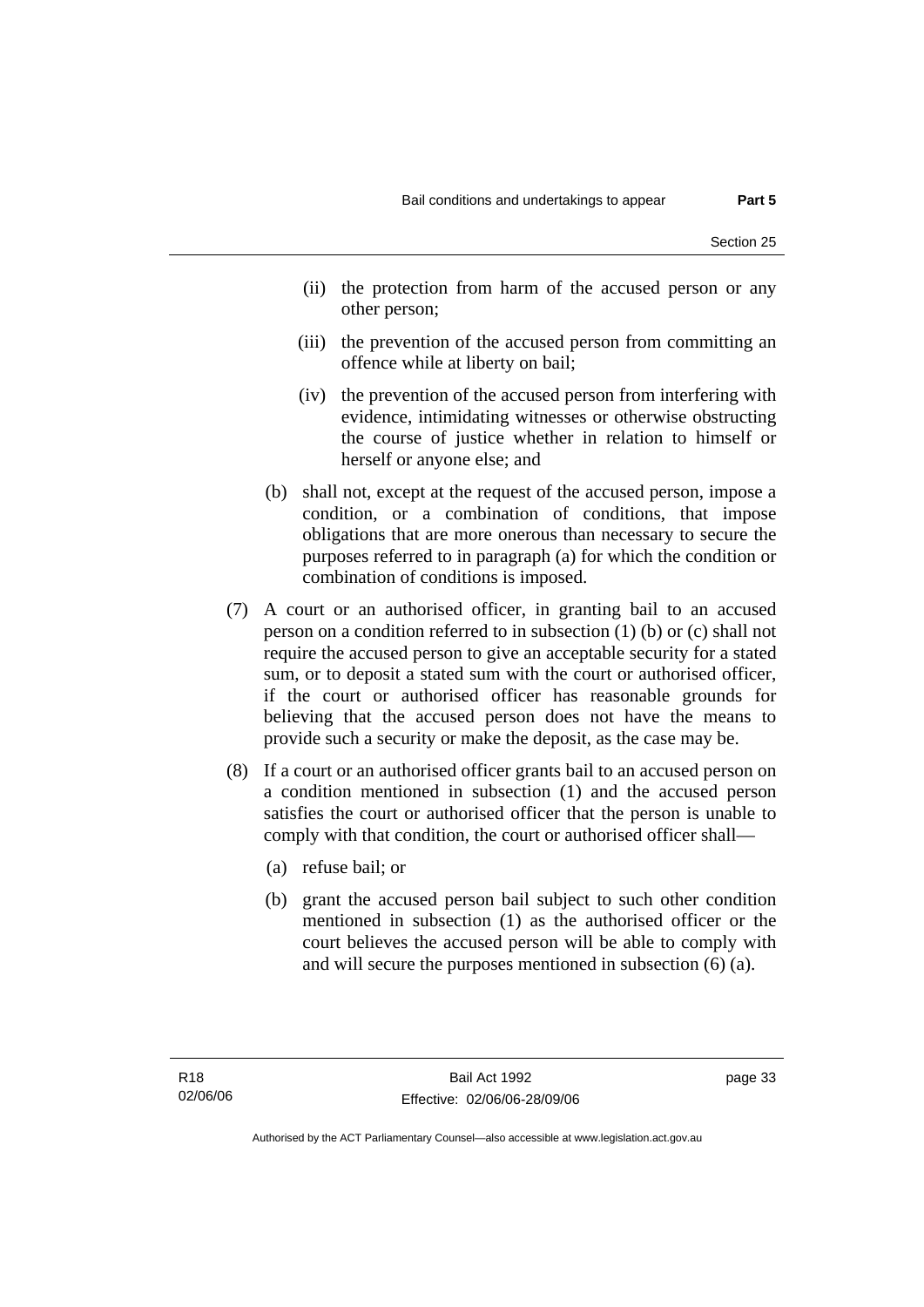(ii) the protection from harm of the accused person or any other person;

(iii) the prevention of the accused person from committing an offence while at liberty on bail;

(iv) the prevention of the accused person from interfering with evidence, intimidating witnesses or otherwise obstructing the course of justice whether in relation to himself or herself or anyone else; and

(b) shall not, except at the request of the accused person, impose a condition, or a combination of conditions, that impose obligations that are more onerous than necessary to secure the purposes referred to in paragraph (a) for which the condition or combination of conditions is imposed.

(7) A court or an authorised officer, in granting bail to an accused person on a condition referred to in subsection (1) (b) or (c) shall not require the accused person to give an acceptable security for a stated sum, or to deposit a stated sum with the court or authorised officer, if the court or authorised officer has reasonable grounds for believing that the accused person does not have the means to provide such a security or make the deposit, as the case may be.

(8) If a court or an authorised officer grants bail to an accused person on a condition mentioned in subsection (1) and the accused person satisfies the court or authorised officer that the person is unable to comply with that condition, the court or authorised officer shall—

(a) refuse bail; or

(b) grant the accused person bail subject to such other condition mentioned in subsection (1) as the authorised officer or the court believes the accused person will be able to comply with and will secure the purposes mentioned in subsection (6) (a).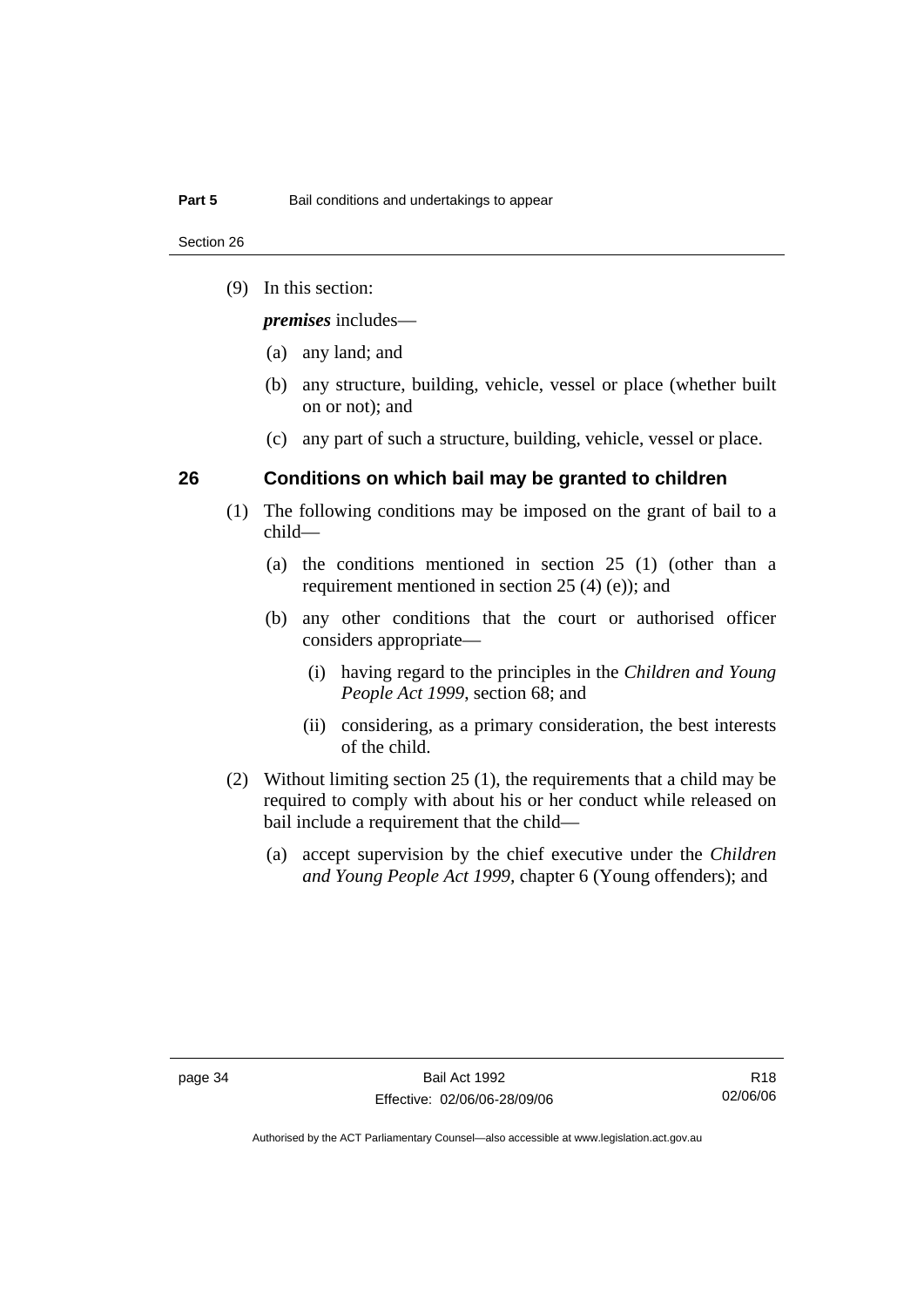(9) In this section:

***premises*** includes—

(a) any land; and

(b) any structure, building, vehicle, vessel or place (whether built on or not); and

(c) any part of such a structure, building, vehicle, vessel or place.

## 26 Conditions on which bail may be granted to children

(1) The following conditions may be imposed on the grant of bail to a child—

(a) the conditions mentioned in section 25 (1) (other than a requirement mentioned in section 25 (4) (e)); and

(b) any other conditions that the court or authorised officer considers appropriate—

(i) having regard to the principles in the *Children and Young People Act 1999*, section 68; and

(ii) considering, as a primary consideration, the best interests of the child.

(2) Without limiting section 25 (1), the requirements that a child may be required to comply with about his or her conduct while released on bail include a requirement that the child—

(a) accept supervision by the chief executive under the *Children and Young People Act 1999*, chapter 6 (Young offenders); and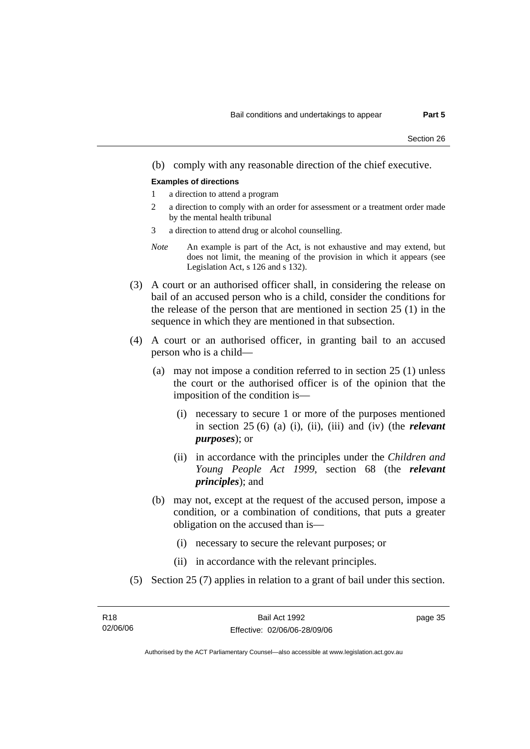(b) comply with any reasonable direction of the chief executive.

**Examples of directions**

1 a direction to attend a program

2 a direction to comply with an order for assessment or a treatment order made by the mental health tribunal

3 a direction to attend drug or alcohol counselling.

*Note* An example is part of the Act, is not exhaustive and may extend, but does not limit, the meaning of the provision in which it appears (see Legislation Act, s 126 and s 132).

(3) A court or an authorised officer shall, in considering the release on bail of an accused person who is a child, consider the conditions for the release of the person that are mentioned in section 25 (1) in the sequence in which they are mentioned in that subsection.

(4) A court or an authorised officer, in granting bail to an accused person who is a child—

(a) may not impose a condition referred to in section 25 (1) unless the court or the authorised officer is of the opinion that the imposition of the condition is—

(i) necessary to secure 1 or more of the purposes mentioned in section 25 (6) (a) (i), (ii), (iii) and (iv) (the ***relevant purposes***); or

(ii) in accordance with the principles under the *Children and Young People Act 1999*, section 68 (the ***relevant principles***); and

(b) may not, except at the request of the accused person, impose a condition, or a combination of conditions, that puts a greater obligation on the accused than is—

(i) necessary to secure the relevant purposes; or

(ii) in accordance with the relevant principles.

(5) Section 25 (7) applies in relation to a grant of bail under this section.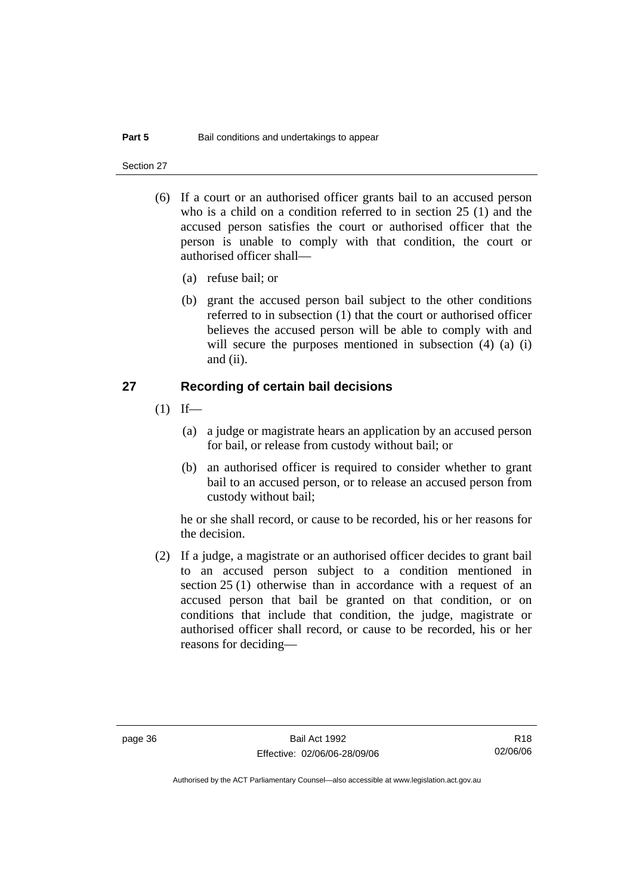(6) If a court or an authorised officer grants bail to an accused person who is a child on a condition referred to in section 25 (1) and the accused person satisfies the court or authorised officer that the person is unable to comply with that condition, the court or authorised officer shall—

(a) refuse bail; or

(b) grant the accused person bail subject to the other conditions referred to in subsection (1) that the court or authorised officer believes the accused person will be able to comply with and will secure the purposes mentioned in subsection (4) (a) (i) and (ii).

## 27 Recording of certain bail decisions

(1) If—

(a) a judge or magistrate hears an application by an accused person for bail, or release from custody without bail; or

(b) an authorised officer is required to consider whether to grant bail to an accused person, or to release an accused person from custody without bail;

he or she shall record, or cause to be recorded, his or her reasons for the decision.

(2) If a judge, a magistrate or an authorised officer decides to grant bail to an accused person subject to a condition mentioned in section 25 (1) otherwise than in accordance with a request of an accused person that bail be granted on that condition, or on conditions that include that condition, the judge, magistrate or authorised officer shall record, or cause to be recorded, his or her reasons for deciding—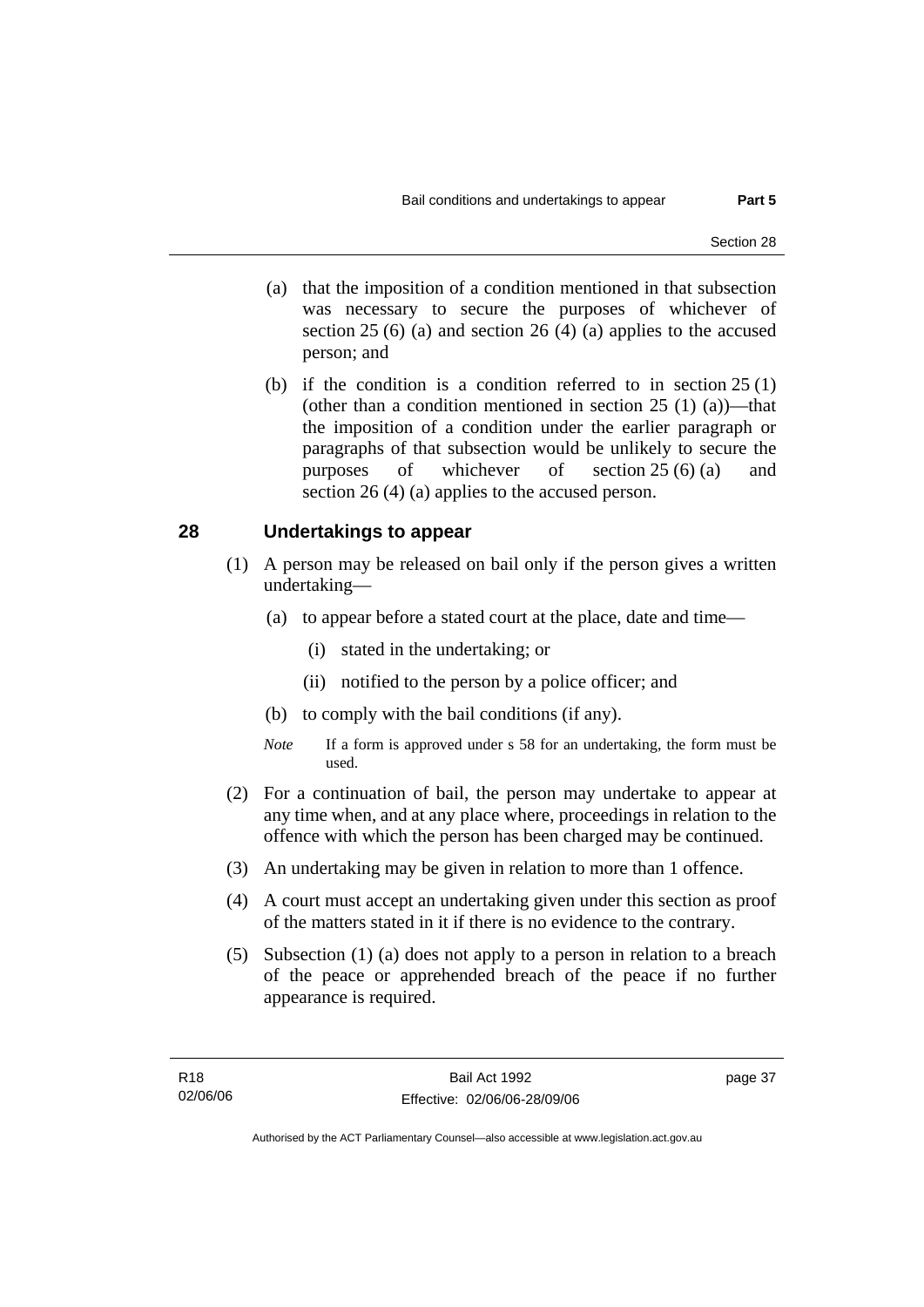(a) that the imposition of a condition mentioned in that subsection was necessary to secure the purposes of whichever of section 25 (6) (a) and section 26 (4) (a) applies to the accused person; and

(b) if the condition is a condition referred to in section 25 (1) (other than a condition mentioned in section 25 (1) (a))—that the imposition of a condition under the earlier paragraph or paragraphs of that subsection would be unlikely to secure the purposes of whichever of section 25 (6) (a) and section 26 (4) (a) applies to the accused person.

## 28 Undertakings to appear

(1) A person may be released on bail only if the person gives a written undertaking—

(a) to appear before a stated court at the place, date and time—

(i) stated in the undertaking; or

(ii) notified to the person by a police officer; and

(b) to comply with the bail conditions (if any).

*Note* If a form is approved under s 58 for an undertaking, the form must be used.

(2) For a continuation of bail, the person may undertake to appear at any time when, and at any place where, proceedings in relation to the offence with which the person has been charged may be continued.

(3) An undertaking may be given in relation to more than 1 offence.

(4) A court must accept an undertaking given under this section as proof of the matters stated in it if there is no evidence to the contrary.

(5) Subsection (1) (a) does not apply to a person in relation to a breach of the peace or apprehended breach of the peace if no further appearance is required.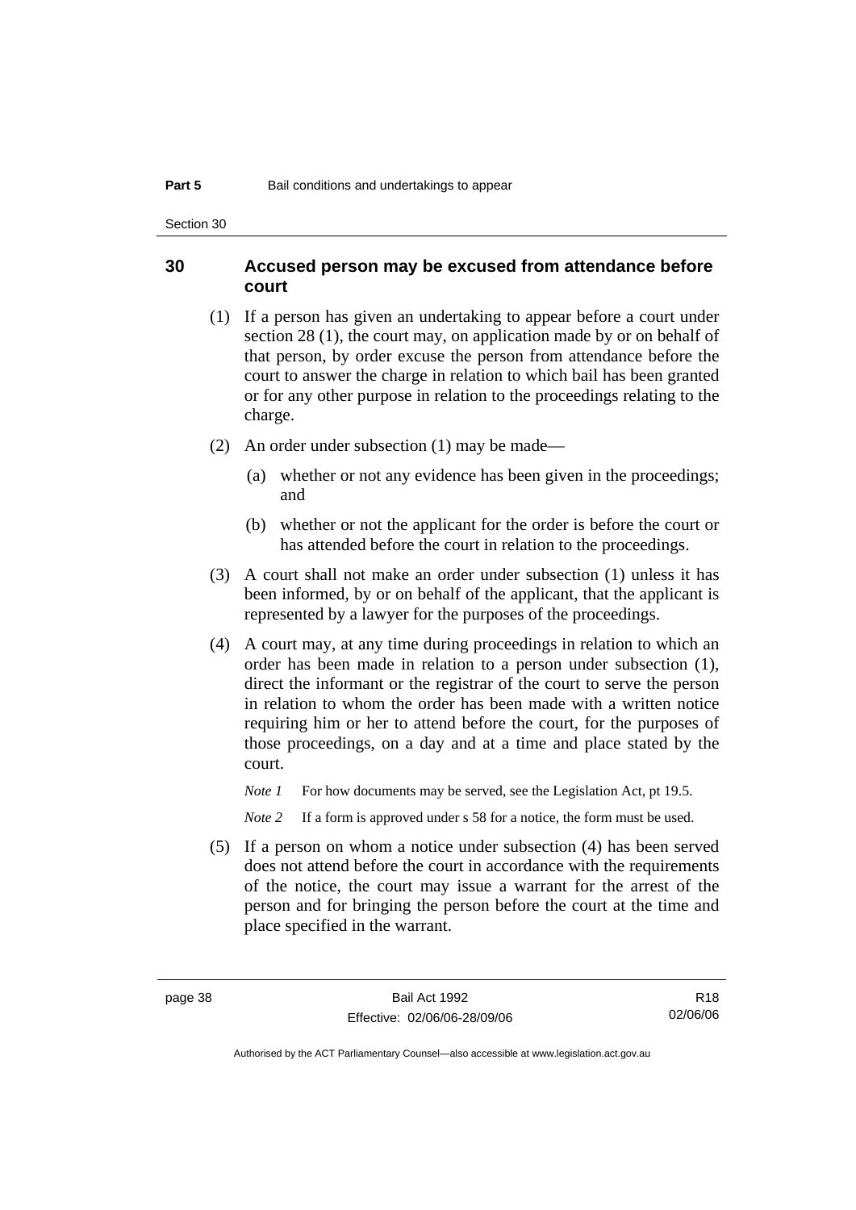## 30 Accused person may be excused from attendance before court

(1) If a person has given an undertaking to appear before a court under section 28 (1), the court may, on application made by or on behalf of that person, by order excuse the person from attendance before the court to answer the charge in relation to which bail has been granted or for any other purpose in relation to the proceedings relating to the charge.

(2) An order under subsection (1) may be made—

(a) whether or not any evidence has been given in the proceedings; and

(b) whether or not the applicant for the order is before the court or has attended before the court in relation to the proceedings.

(3) A court shall not make an order under subsection (1) unless it has been informed, by or on behalf of the applicant, that the applicant is represented by a lawyer for the purposes of the proceedings.

(4) A court may, at any time during proceedings in relation to which an order has been made in relation to a person under subsection (1), direct the informant or the registrar of the court to serve the person in relation to whom the order has been made with a written notice requiring him or her to attend before the court, for the purposes of those proceedings, on a day and at a time and place stated by the court.

*Note 1* For how documents may be served, see the Legislation Act, pt 19.5.

*Note 2* If a form is approved under s 58 for a notice, the form must be used.

(5) If a person on whom a notice under subsection (4) has been served does not attend before the court in accordance with the requirements of the notice, the court may issue a warrant for the arrest of the person and for bringing the person before the court at the time and place specified in the warrant.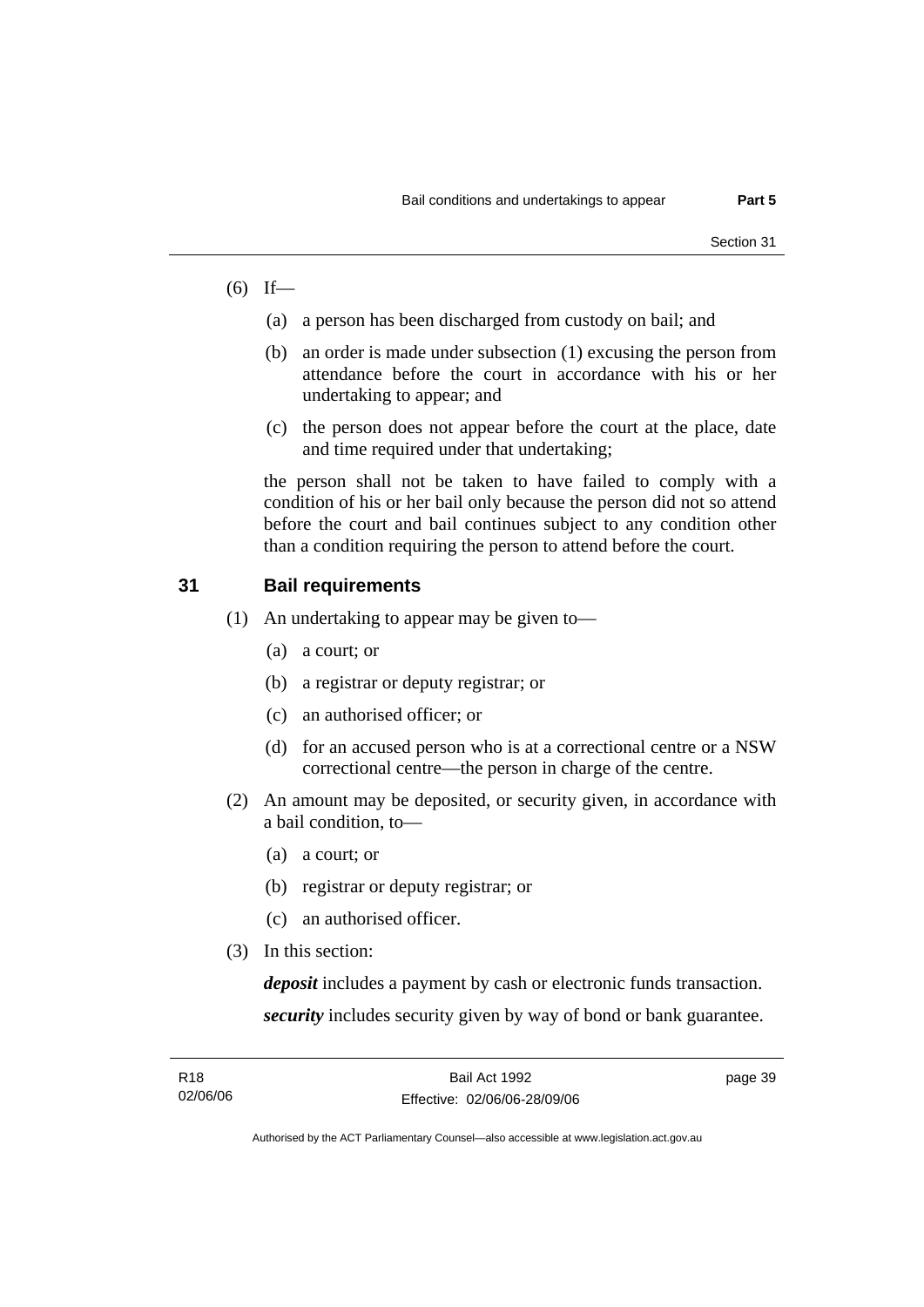(6) If—

   (a) a person has been discharged from custody on bail; and

   (b) an order is made under subsection (1) excusing the person from attendance before the court in accordance with his or her undertaking to appear; and

   (c) the person does not appear before the court at the place, date and time required under that undertaking;

   the person shall not be taken to have failed to comply with a condition of his or her bail only because the person did not so attend before the court and bail continues subject to any condition other than a condition requiring the person to attend before the court.

## 31 Bail requirements

(1) An undertaking to appear may be given to—

   (a) a court; or

   (b) a registrar or deputy registrar; or

   (c) an authorised officer; or

   (d) for an accused person who is at a correctional centre or a NSW correctional centre—the person in charge of the centre.

(2) An amount may be deposited, or security given, in accordance with a bail condition, to—

   (a) a court; or

   (b) registrar or deputy registrar; or

   (c) an authorised officer.

(3) In this section:

   ***deposit*** includes a payment by cash or electronic funds transaction.

   ***security*** includes security given by way of bond or bank guarantee.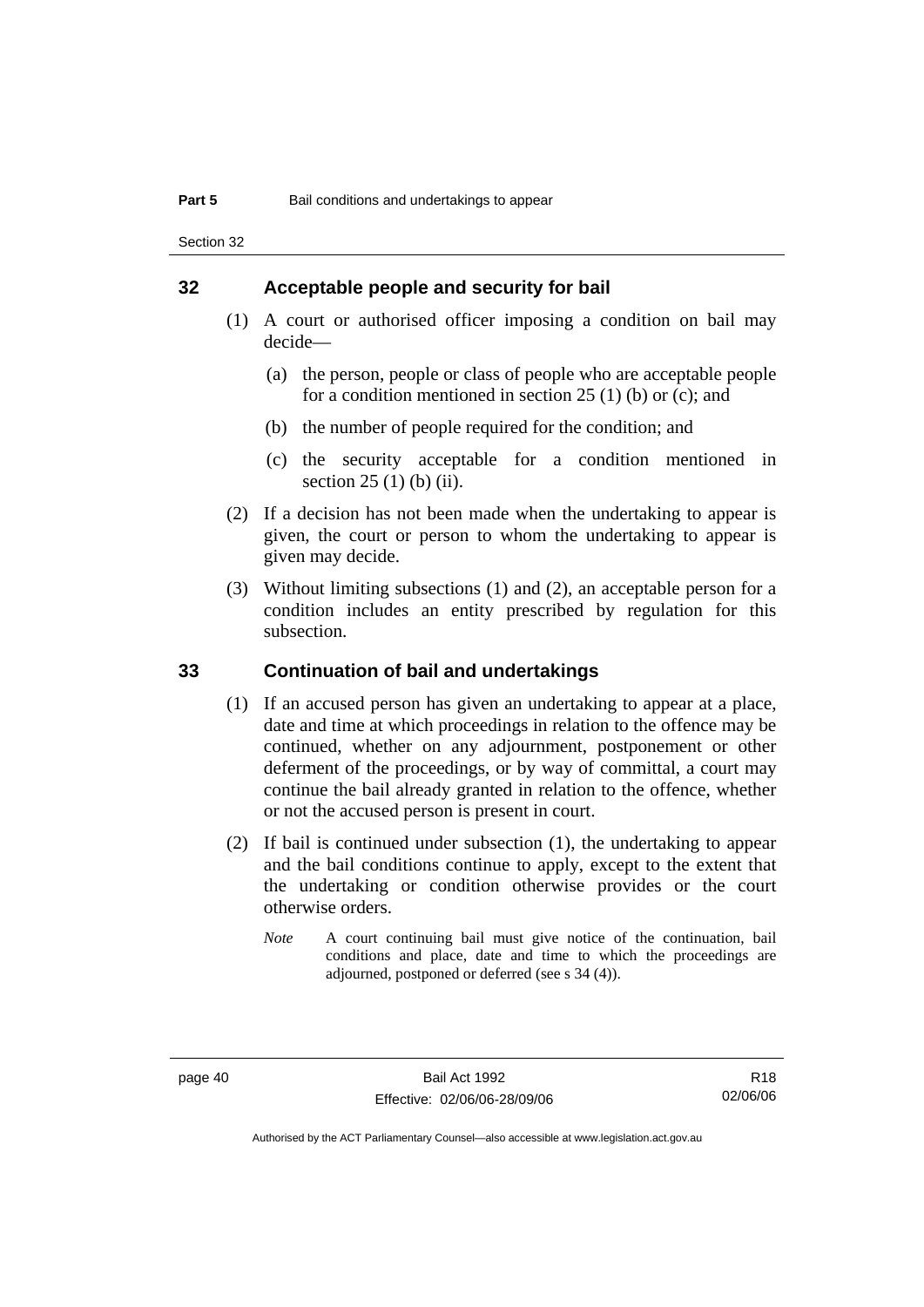## 32 Acceptable people and security for bail

(1) A court or authorised officer imposing a condition on bail may decide—

(a) the person, people or class of people who are acceptable people for a condition mentioned in section 25 (1) (b) or (c); and

(b) the number of people required for the condition; and

(c) the security acceptable for a condition mentioned in section 25 (1) (b) (ii).

(2) If a decision has not been made when the undertaking to appear is given, the court or person to whom the undertaking to appear is given may decide.

(3) Without limiting subsections (1) and (2), an acceptable person for a condition includes an entity prescribed by regulation for this subsection.

## 33 Continuation of bail and undertakings

(1) If an accused person has given an undertaking to appear at a place, date and time at which proceedings in relation to the offence may be continued, whether on any adjournment, postponement or other deferment of the proceedings, or by way of committal, a court may continue the bail already granted in relation to the offence, whether or not the accused person is present in court.

(2) If bail is continued under subsection (1), the undertaking to appear and the bail conditions continue to apply, except to the extent that the undertaking or condition otherwise provides or the court otherwise orders.

*Note* A court continuing bail must give notice of the continuation, bail conditions and place, date and time to which the proceedings are adjourned, postponed or deferred (see s 34 (4)).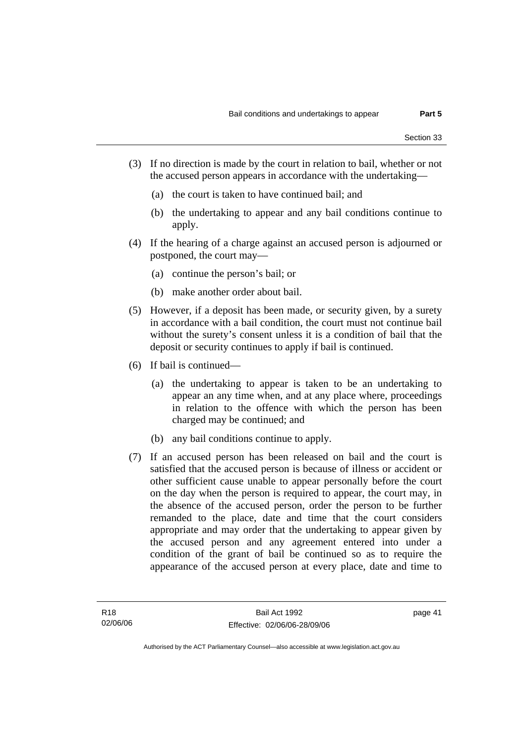(3) If no direction is made by the court in relation to bail, whether or not the accused person appears in accordance with the undertaking—

(a) the court is taken to have continued bail; and

(b) the undertaking to appear and any bail conditions continue to apply.

(4) If the hearing of a charge against an accused person is adjourned or postponed, the court may—

(a) continue the person's bail; or

(b) make another order about bail.

(5) However, if a deposit has been made, or security given, by a surety in accordance with a bail condition, the court must not continue bail without the surety's consent unless it is a condition of bail that the deposit or security continues to apply if bail is continued.

(6) If bail is continued—

(a) the undertaking to appear is taken to be an undertaking to appear an any time when, and at any place where, proceedings in relation to the offence with which the person has been charged may be continued; and

(b) any bail conditions continue to apply.

(7) If an accused person has been released on bail and the court is satisfied that the accused person is because of illness or accident or other sufficient cause unable to appear personally before the court on the day when the person is required to appear, the court may, in the absence of the accused person, order the person to be further remanded to the place, date and time that the court considers appropriate and may order that the undertaking to appear given by the accused person and any agreement entered into under a condition of the grant of bail be continued so as to require the appearance of the accused person at every place, date and time to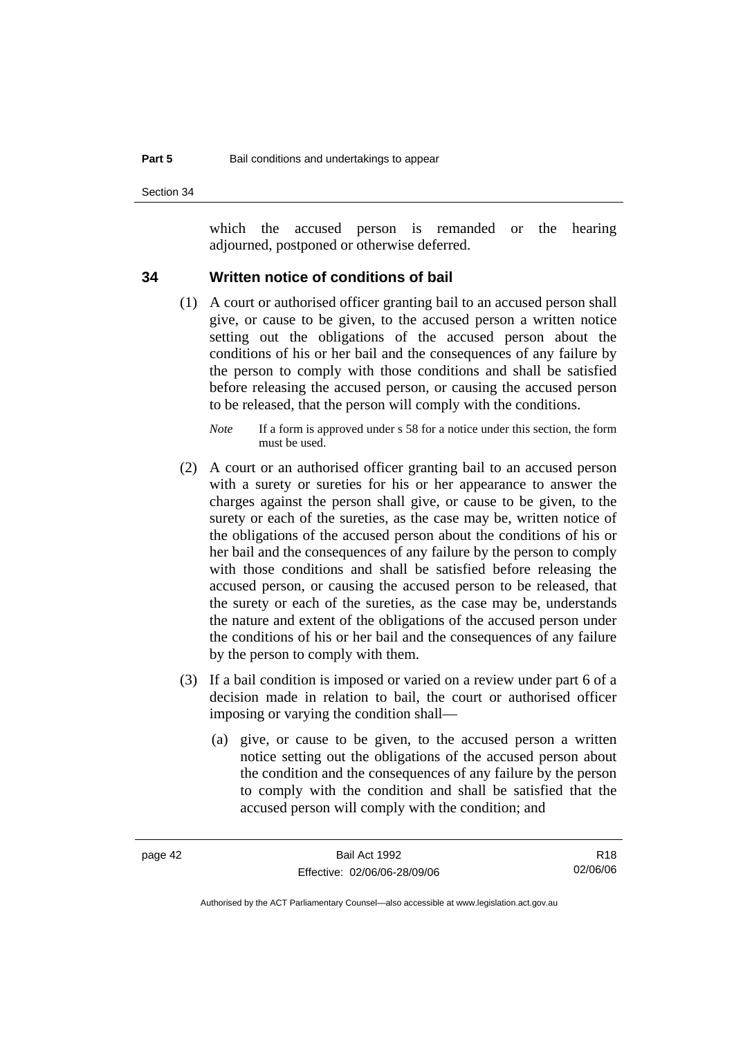which the accused person is remanded or the hearing adjourned, postponed or otherwise deferred.

## 34 Written notice of conditions of bail

(1) A court or authorised officer granting bail to an accused person shall give, or cause to be given, to the accused person a written notice setting out the obligations of the accused person about the conditions of his or her bail and the consequences of any failure by the person to comply with those conditions and shall be satisfied before releasing the accused person, or causing the accused person to be released, that the person will comply with the conditions.

*Note* If a form is approved under s 58 for a notice under this section, the form must be used.

(2) A court or an authorised officer granting bail to an accused person with a surety or sureties for his or her appearance to answer the charges against the person shall give, or cause to be given, to the surety or each of the sureties, as the case may be, written notice of the obligations of the accused person about the conditions of his or her bail and the consequences of any failure by the person to comply with those conditions and shall be satisfied before releasing the accused person, or causing the accused person to be released, that the surety or each of the sureties, as the case may be, understands the nature and extent of the obligations of the accused person under the conditions of his or her bail and the consequences of any failure by the person to comply with them.

(3) If a bail condition is imposed or varied on a review under part 6 of a decision made in relation to bail, the court or authorised officer imposing or varying the condition shall—

(a) give, or cause to be given, to the accused person a written notice setting out the obligations of the accused person about the condition and the consequences of any failure by the person to comply with the condition and shall be satisfied that the accused person will comply with the condition; and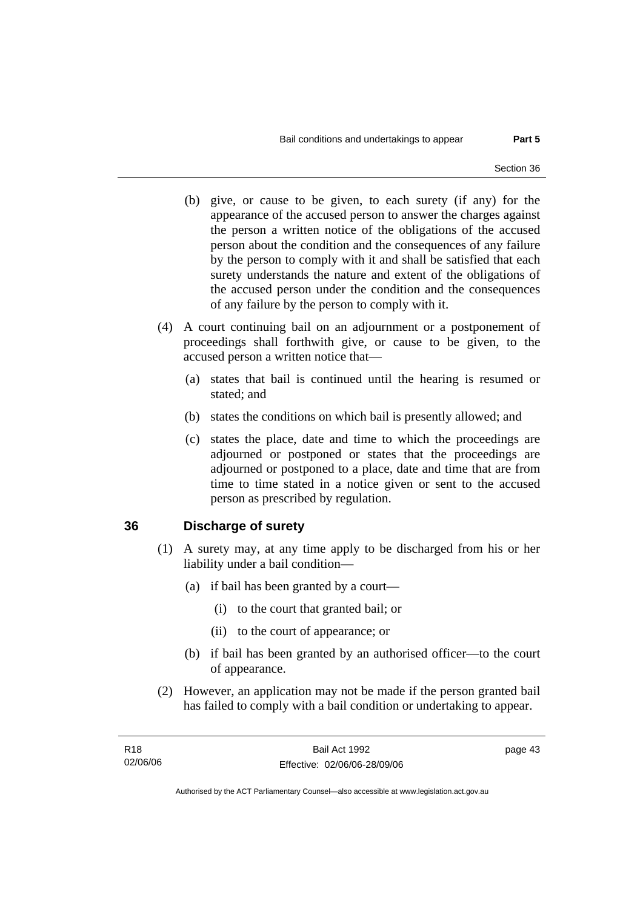(b) give, or cause to be given, to each surety (if any) for the appearance of the accused person to answer the charges against the person a written notice of the obligations of the accused person about the condition and the consequences of any failure by the person to comply with it and shall be satisfied that each surety understands the nature and extent of the obligations of the accused person under the condition and the consequences of any failure by the person to comply with it.

(4) A court continuing bail on an adjournment or a postponement of proceedings shall forthwith give, or cause to be given, to the accused person a written notice that—

(a) states that bail is continued until the hearing is resumed or stated; and

(b) states the conditions on which bail is presently allowed; and

(c) states the place, date and time to which the proceedings are adjourned or postponed or states that the proceedings are adjourned or postponed to a place, date and time that are from time to time stated in a notice given or sent to the accused person as prescribed by regulation.

## 36 Discharge of surety

(1) A surety may, at any time apply to be discharged from his or her liability under a bail condition—

(a) if bail has been granted by a court—

(i) to the court that granted bail; or

(ii) to the court of appearance; or

(b) if bail has been granted by an authorised officer—to the court of appearance.

(2) However, an application may not be made if the person granted bail has failed to comply with a bail condition or undertaking to appear.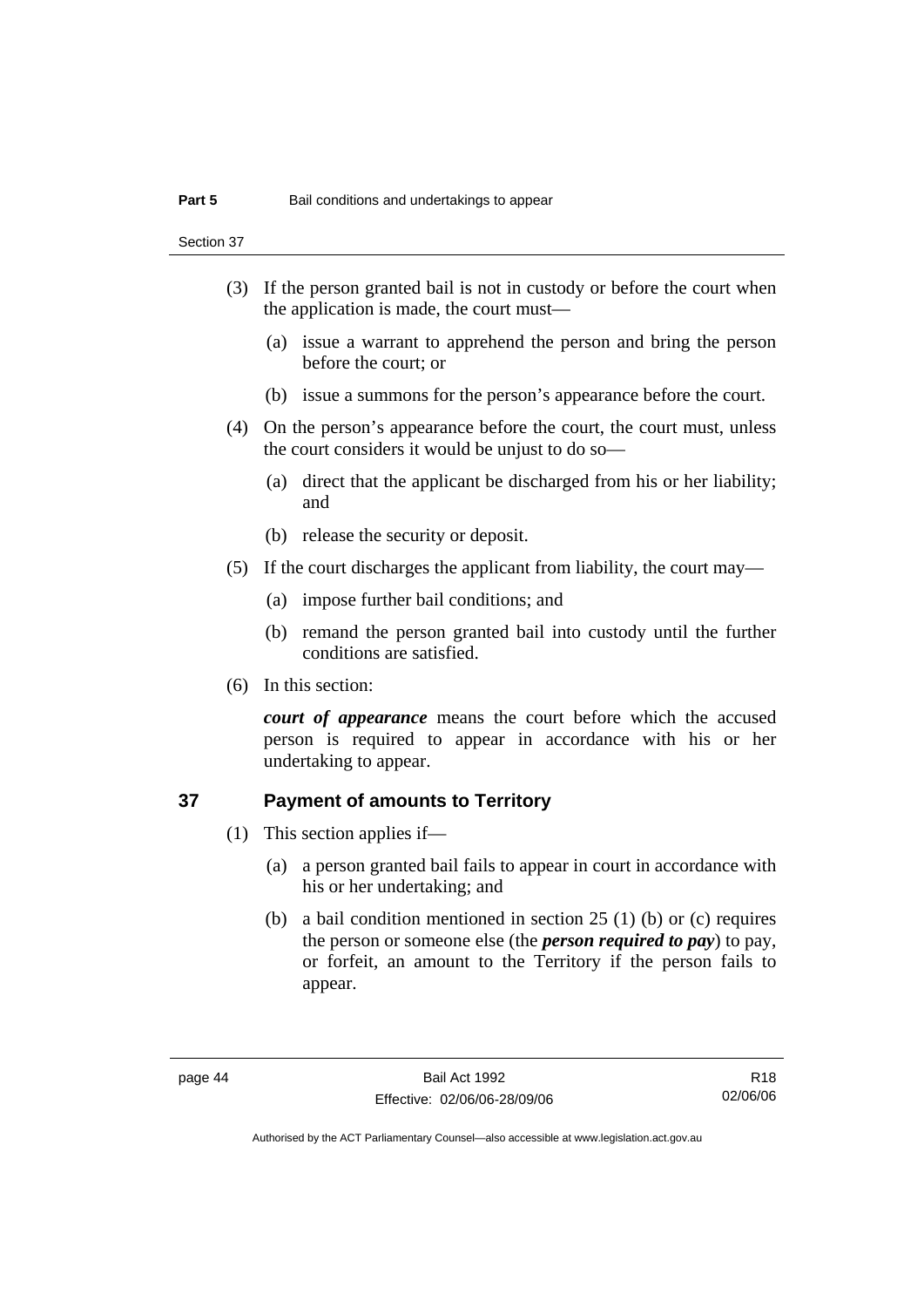(3) If the person granted bail is not in custody or before the court when the application is made, the court must—

(a) issue a warrant to apprehend the person and bring the person before the court; or

(b) issue a summons for the person's appearance before the court.

(4) On the person's appearance before the court, the court must, unless the court considers it would be unjust to do so—

(a) direct that the applicant be discharged from his or her liability; and

(b) release the security or deposit.

(5) If the court discharges the applicant from liability, the court may—

(a) impose further bail conditions; and

(b) remand the person granted bail into custody until the further conditions are satisfied.

(6) In this section:

***court of appearance*** means the court before which the accused person is required to appear in accordance with his or her undertaking to appear.

## 37 Payment of amounts to Territory

(1) This section applies if—

(a) a person granted bail fails to appear in court in accordance with his or her undertaking; and

(b) a bail condition mentioned in section 25 (1) (b) or (c) requires the person or someone else (the ***person required to pay***) to pay, or forfeit, an amount to the Territory if the person fails to appear.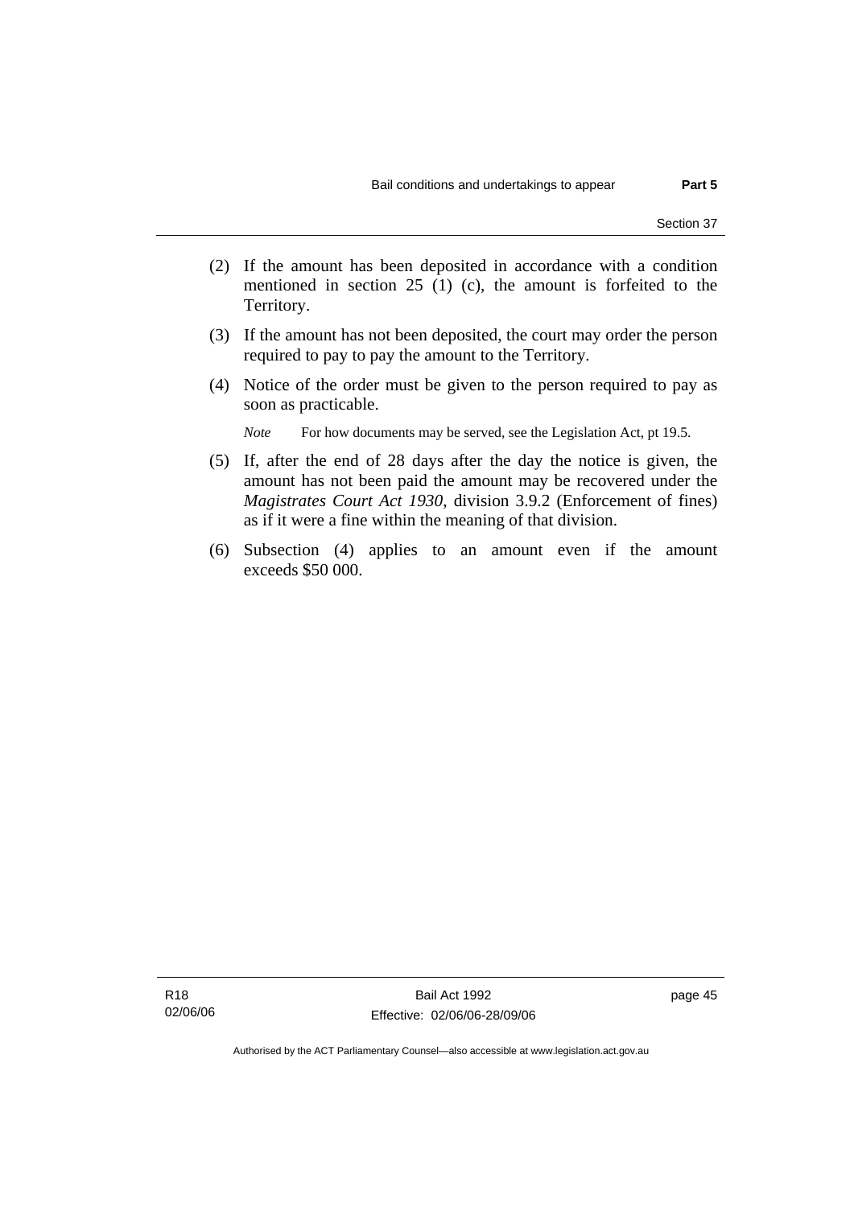(2) If the amount has been deposited in accordance with a condition mentioned in section 25 (1) (c), the amount is forfeited to the Territory.

(3) If the amount has not been deposited, the court may order the person required to pay to pay the amount to the Territory.

(4) Notice of the order must be given to the person required to pay as soon as practicable.

*Note* For how documents may be served, see the Legislation Act, pt 19.5.

(5) If, after the end of 28 days after the day the notice is given, the amount has not been paid the amount may be recovered under the *Magistrates Court Act 1930*, division 3.9.2 (Enforcement of fines) as if it were a fine within the meaning of that division.

(6) Subsection (4) applies to an amount even if the amount exceeds $50 000.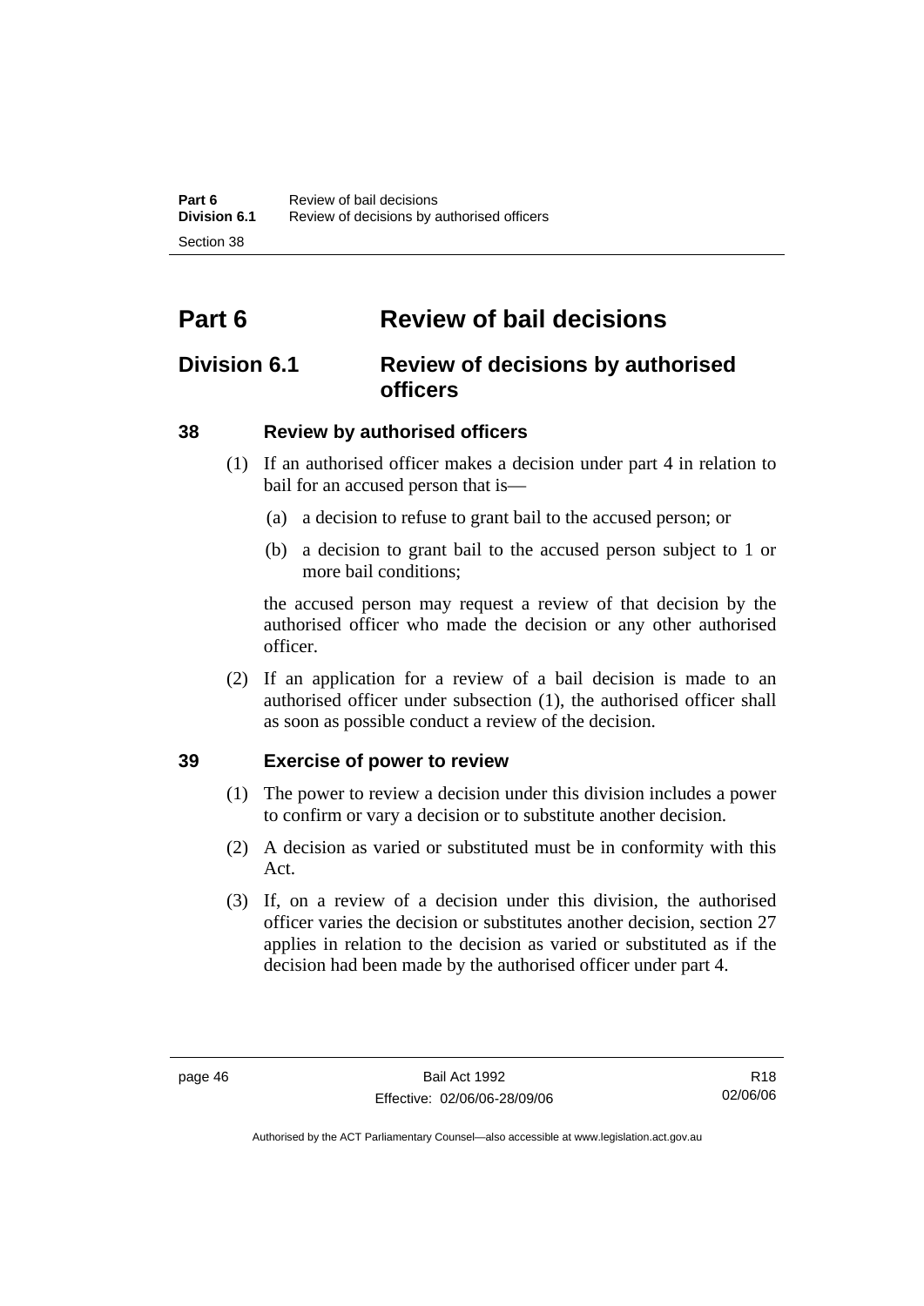# Part 6 Review of bail decisions

## Division 6.1 Review of decisions by authorised officers

### 38 Review by authorised officers

(1) If an authorised officer makes a decision under part 4 in relation to bail for an accused person that is—

(a) a decision to refuse to grant bail to the accused person; or

(b) a decision to grant bail to the accused person subject to 1 or more bail conditions;

the accused person may request a review of that decision by the authorised officer who made the decision or any other authorised officer.

(2) If an application for a review of a bail decision is made to an authorised officer under subsection (1), the authorised officer shall as soon as possible conduct a review of the decision.

### 39 Exercise of power to review

(1) The power to review a decision under this division includes a power to confirm or vary a decision or to substitute another decision.

(2) A decision as varied or substituted must be in conformity with this Act.

(3) If, on a review of a decision under this division, the authorised officer varies the decision or substitutes another decision, section 27 applies in relation to the decision as varied or substituted as if the decision had been made by the authorised officer under part 4.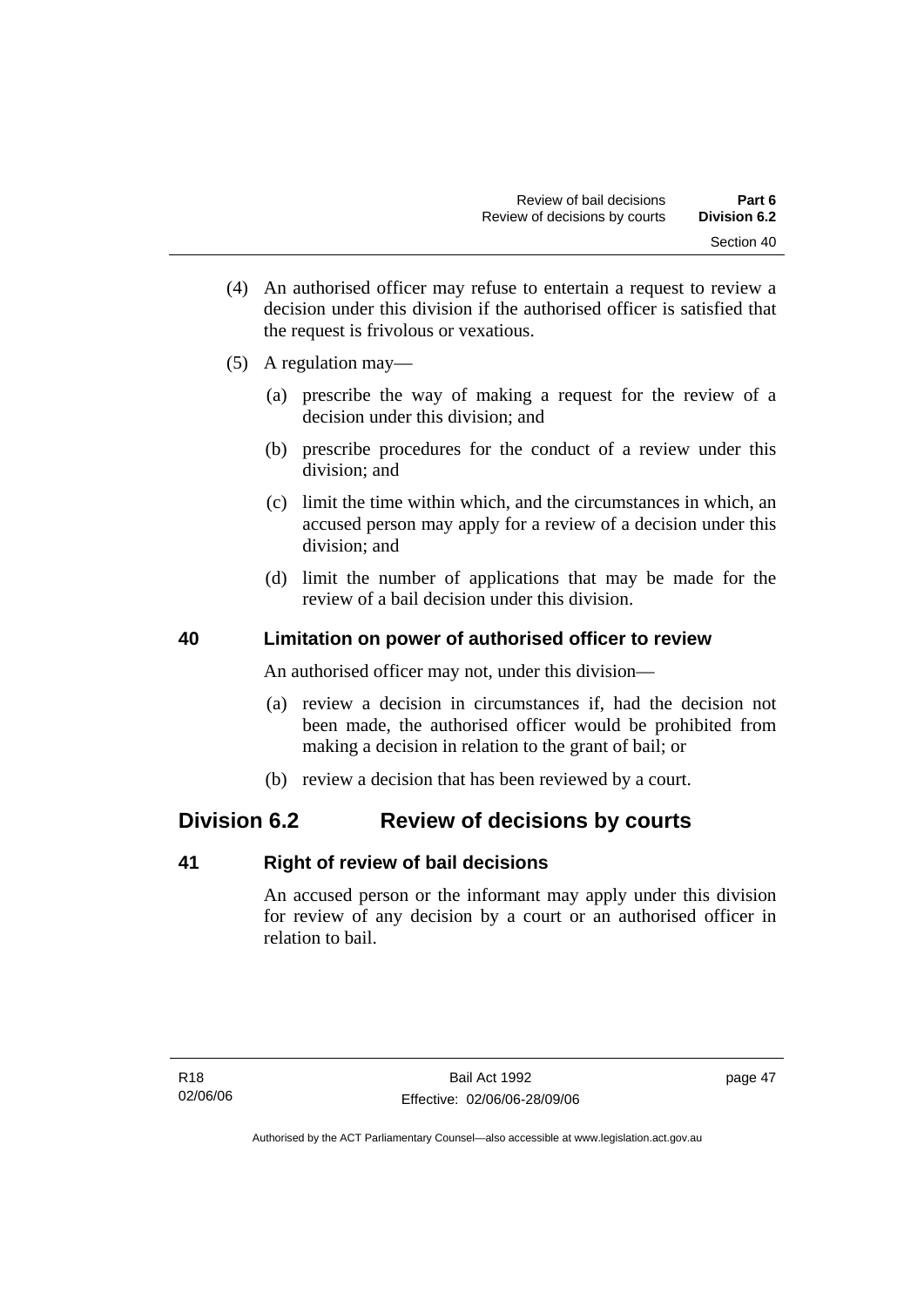(4) An authorised officer may refuse to entertain a request to review a decision under this division if the authorised officer is satisfied that the request is frivolous or vexatious.

(5) A regulation may—

  (a) prescribe the way of making a request for the review of a decision under this division; and

  (b) prescribe procedures for the conduct of a review under this division; and

  (c) limit the time within which, and the circumstances in which, an accused person may apply for a review of a decision under this division; and

  (d) limit the number of applications that may be made for the review of a bail decision under this division.

### 40 Limitation on power of authorised officer to review

An authorised officer may not, under this division—

  (a) review a decision in circumstances if, had the decision not been made, the authorised officer would be prohibited from making a decision in relation to the grant of bail; or

  (b) review a decision that has been reviewed by a court.

## Division 6.2 Review of decisions by courts

### 41 Right of review of bail decisions

An accused person or the informant may apply under this division for review of any decision by a court or an authorised officer in relation to bail.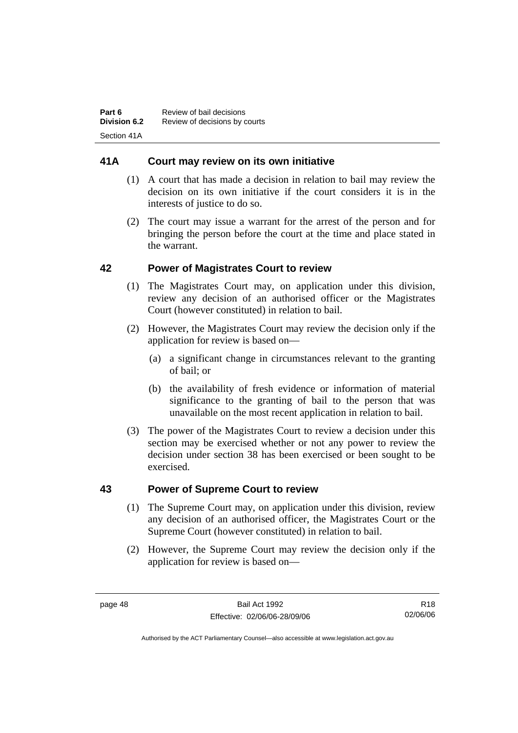## 41A Court may review on its own initiative

(1) A court that has made a decision in relation to bail may review the decision on its own initiative if the court considers it is in the interests of justice to do so.

(2) The court may issue a warrant for the arrest of the person and for bringing the person before the court at the time and place stated in the warrant.

## 42 Power of Magistrates Court to review

(1) The Magistrates Court may, on application under this division, review any decision of an authorised officer or the Magistrates Court (however constituted) in relation to bail.

(2) However, the Magistrates Court may review the decision only if the application for review is based on—

(a) a significant change in circumstances relevant to the granting of bail; or

(b) the availability of fresh evidence or information of material significance to the granting of bail to the person that was unavailable on the most recent application in relation to bail.

(3) The power of the Magistrates Court to review a decision under this section may be exercised whether or not any power to review the decision under section 38 has been exercised or been sought to be exercised.

## 43 Power of Supreme Court to review

(1) The Supreme Court may, on application under this division, review any decision of an authorised officer, the Magistrates Court or the Supreme Court (however constituted) in relation to bail.

(2) However, the Supreme Court may review the decision only if the application for review is based on—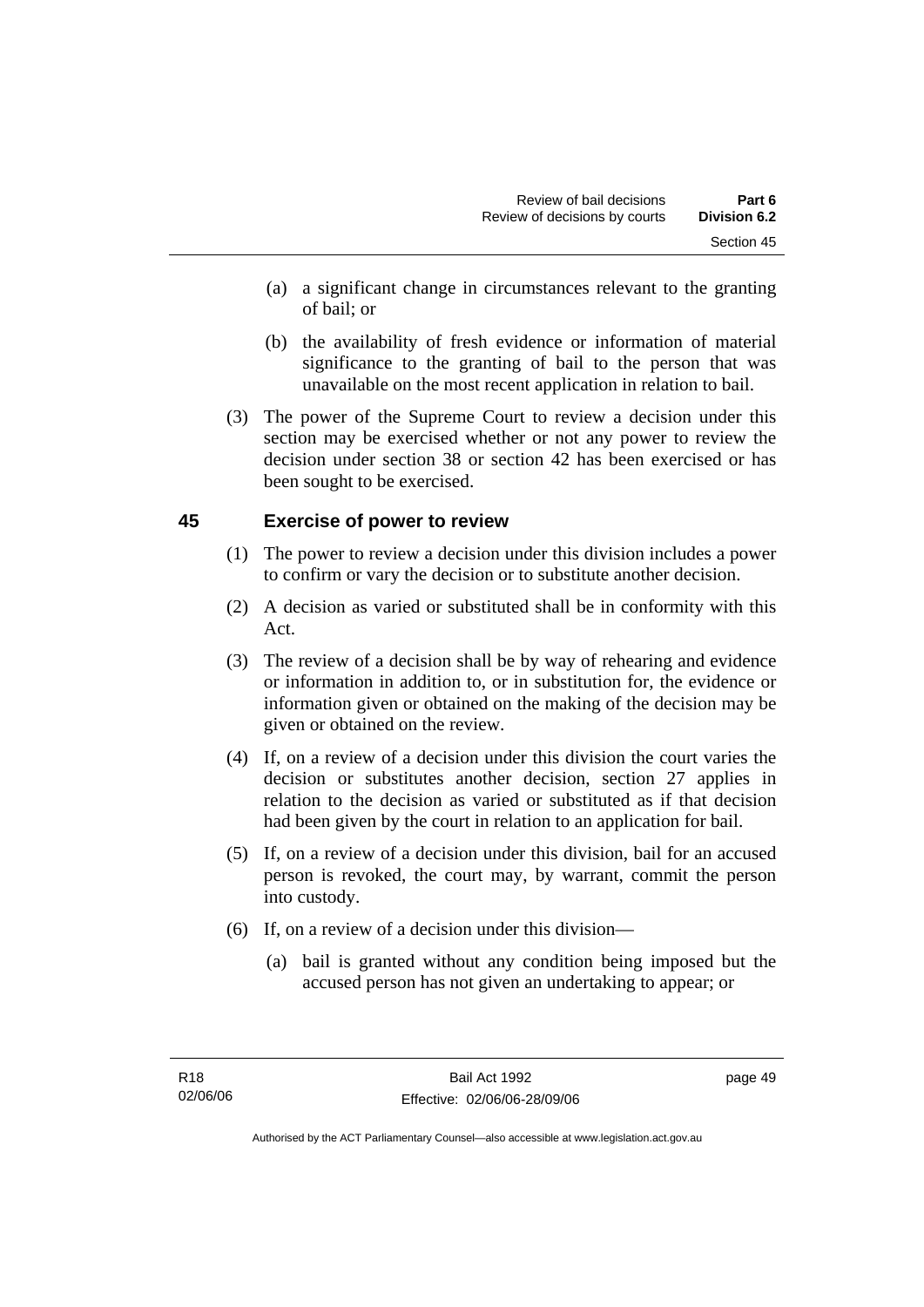(a) a significant change in circumstances relevant to the granting of bail; or

(b) the availability of fresh evidence or information of material significance to the granting of bail to the person that was unavailable on the most recent application in relation to bail.

(3) The power of the Supreme Court to review a decision under this section may be exercised whether or not any power to review the decision under section 38 or section 42 has been exercised or has been sought to be exercised.

## 45 Exercise of power to review

(1) The power to review a decision under this division includes a power to confirm or vary the decision or to substitute another decision.

(2) A decision as varied or substituted shall be in conformity with this Act.

(3) The review of a decision shall be by way of rehearing and evidence or information in addition to, or in substitution for, the evidence or information given or obtained on the making of the decision may be given or obtained on the review.

(4) If, on a review of a decision under this division the court varies the decision or substitutes another decision, section 27 applies in relation to the decision as varied or substituted as if that decision had been given by the court in relation to an application for bail.

(5) If, on a review of a decision under this division, bail for an accused person is revoked, the court may, by warrant, commit the person into custody.

(6) If, on a review of a decision under this division—

(a) bail is granted without any condition being imposed but the accused person has not given an undertaking to appear; or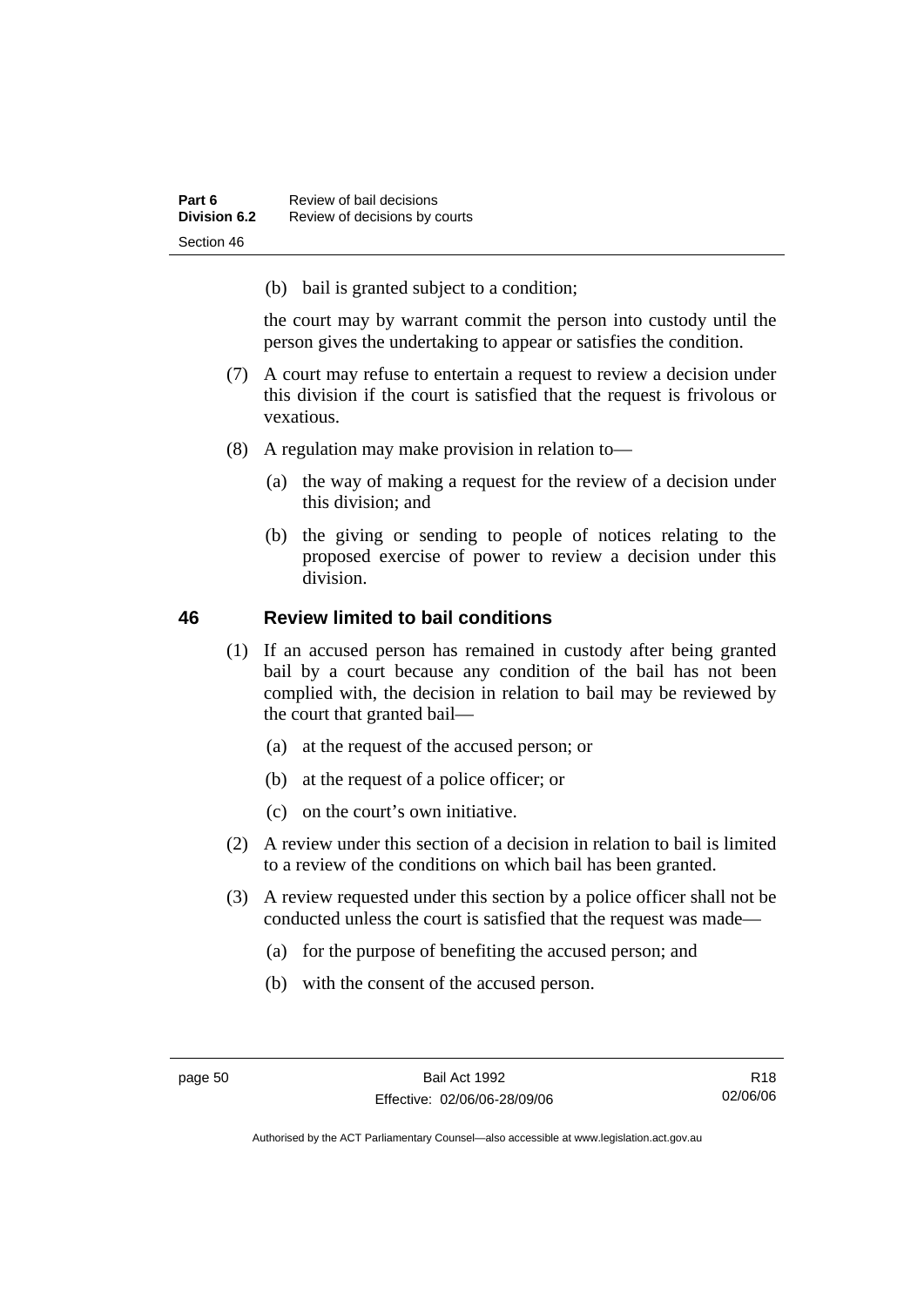(b) bail is granted subject to a condition;

the court may by warrant commit the person into custody until the person gives the undertaking to appear or satisfies the condition.

(7) A court may refuse to entertain a request to review a decision under this division if the court is satisfied that the request is frivolous or vexatious.

(8) A regulation may make provision in relation to—

(a) the way of making a request for the review of a decision under this division; and

(b) the giving or sending to people of notices relating to the proposed exercise of power to review a decision under this division.

## 46 Review limited to bail conditions

(1) If an accused person has remained in custody after being granted bail by a court because any condition of the bail has not been complied with, the decision in relation to bail may be reviewed by the court that granted bail—

(a) at the request of the accused person; or

(b) at the request of a police officer; or

(c) on the court's own initiative.

(2) A review under this section of a decision in relation to bail is limited to a review of the conditions on which bail has been granted.

(3) A review requested under this section by a police officer shall not be conducted unless the court is satisfied that the request was made—

(a) for the purpose of benefiting the accused person; and

(b) with the consent of the accused person.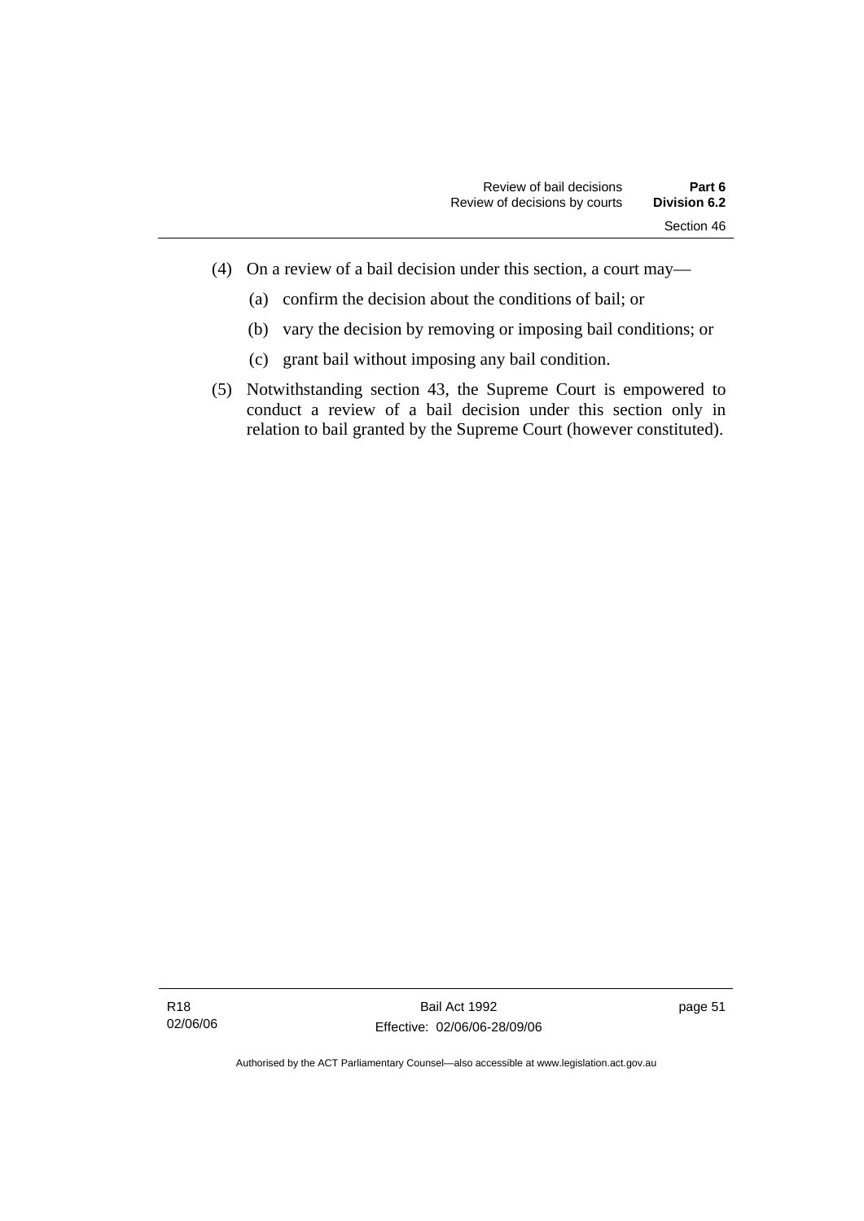(4) On a review of a bail decision under this section, a court may—

  (a) confirm the decision about the conditions of bail; or

  (b) vary the decision by removing or imposing bail conditions; or

  (c) grant bail without imposing any bail condition.

(5) Notwithstanding section 43, the Supreme Court is empowered to conduct a review of a bail decision under this section only in relation to bail granted by the Supreme Court (however constituted).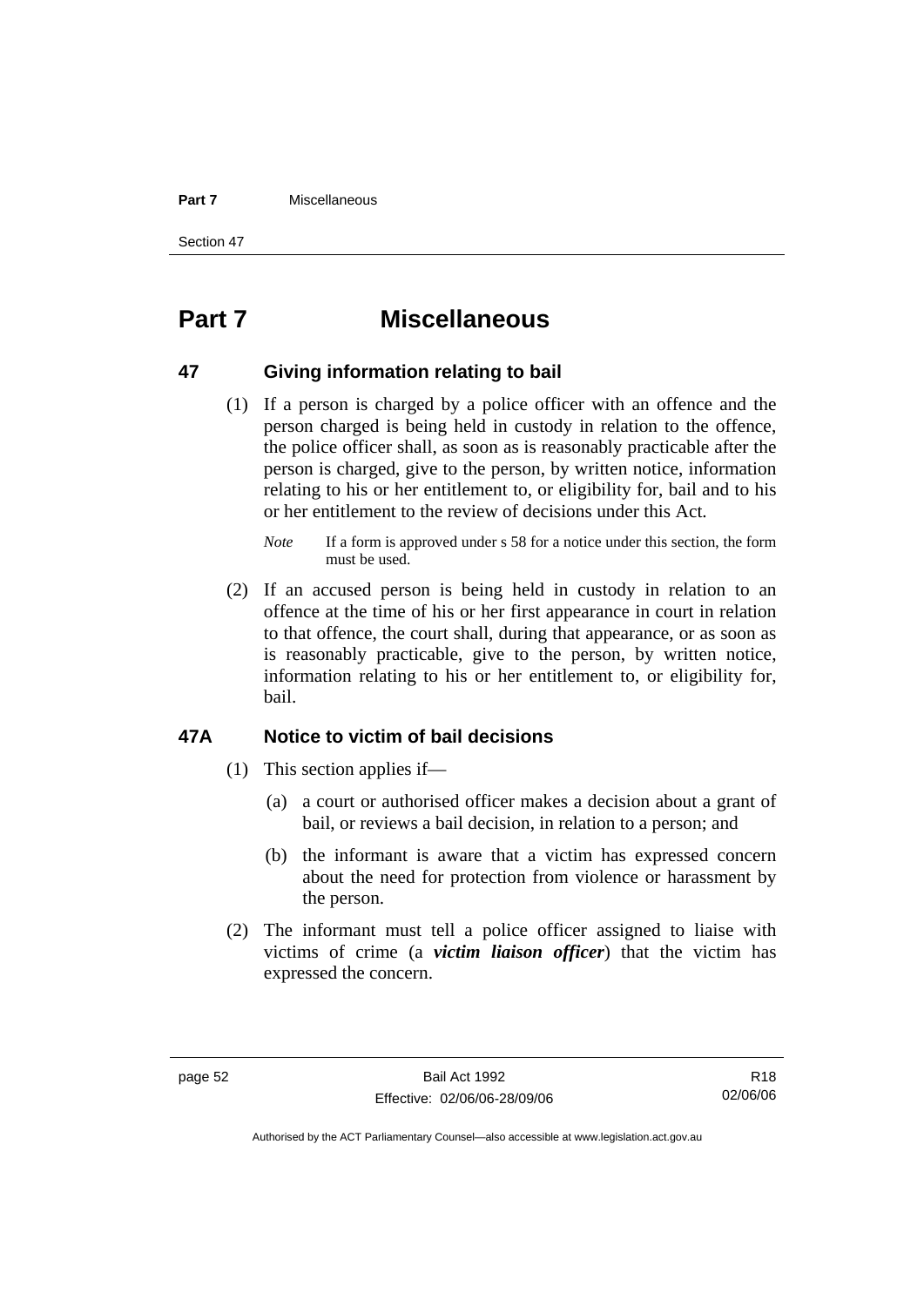# Part 7 Miscellaneous

## 47 Giving information relating to bail

(1) If a person is charged by a police officer with an offence and the person charged is being held in custody in relation to the offence, the police officer shall, as soon as is reasonably practicable after the person is charged, give to the person, by written notice, information relating to his or her entitlement to, or eligibility for, bail and to his or her entitlement to the review of decisions under this Act.

*Note* If a form is approved under s 58 for a notice under this section, the form must be used.

(2) If an accused person is being held in custody in relation to an offence at the time of his or her first appearance in court in relation to that offence, the court shall, during that appearance, or as soon as is reasonably practicable, give to the person, by written notice, information relating to his or her entitlement to, or eligibility for, bail.

## 47A Notice to victim of bail decisions

(1) This section applies if—

(a) a court or authorised officer makes a decision about a grant of bail, or reviews a bail decision, in relation to a person; and

(b) the informant is aware that a victim has expressed concern about the need for protection from violence or harassment by the person.

(2) The informant must tell a police officer assigned to liaise with victims of crime (a ***victim liaison officer***) that the victim has expressed the concern.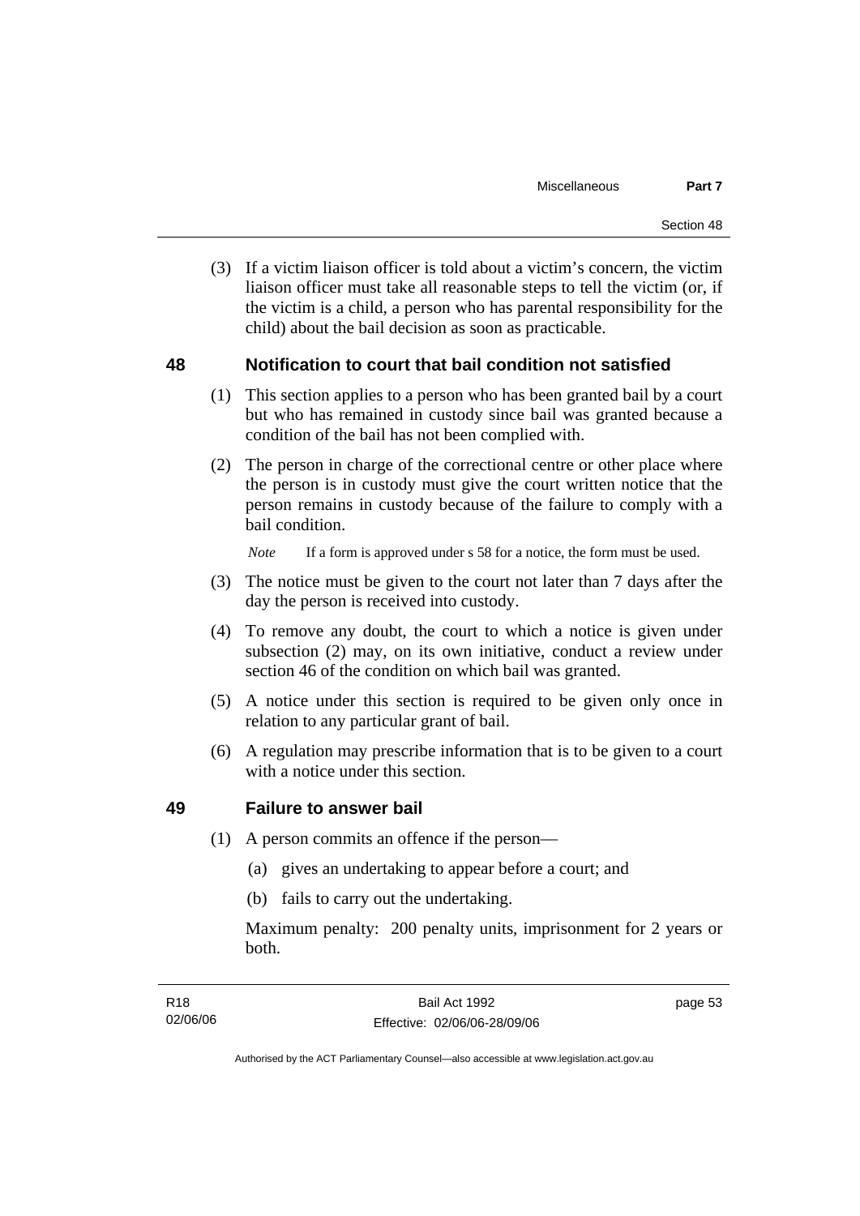(3) If a victim liaison officer is told about a victim's concern, the victim liaison officer must take all reasonable steps to tell the victim (or, if the victim is a child, a person who has parental responsibility for the child) about the bail decision as soon as practicable.

## 48 Notification to court that bail condition not satisfied

(1) This section applies to a person who has been granted bail by a court but who has remained in custody since bail was granted because a condition of the bail has not been complied with.

(2) The person in charge of the correctional centre or other place where the person is in custody must give the court written notice that the person remains in custody because of the failure to comply with a bail condition.

*Note* If a form is approved under s 58 for a notice, the form must be used.

(3) The notice must be given to the court not later than 7 days after the day the person is received into custody.

(4) To remove any doubt, the court to which a notice is given under subsection (2) may, on its own initiative, conduct a review under section 46 of the condition on which bail was granted.

(5) A notice under this section is required to be given only once in relation to any particular grant of bail.

(6) A regulation may prescribe information that is to be given to a court with a notice under this section.

## 49 Failure to answer bail

(1) A person commits an offence if the person—

(a) gives an undertaking to appear before a court; and

(b) fails to carry out the undertaking.

Maximum penalty: 200 penalty units, imprisonment for 2 years or both.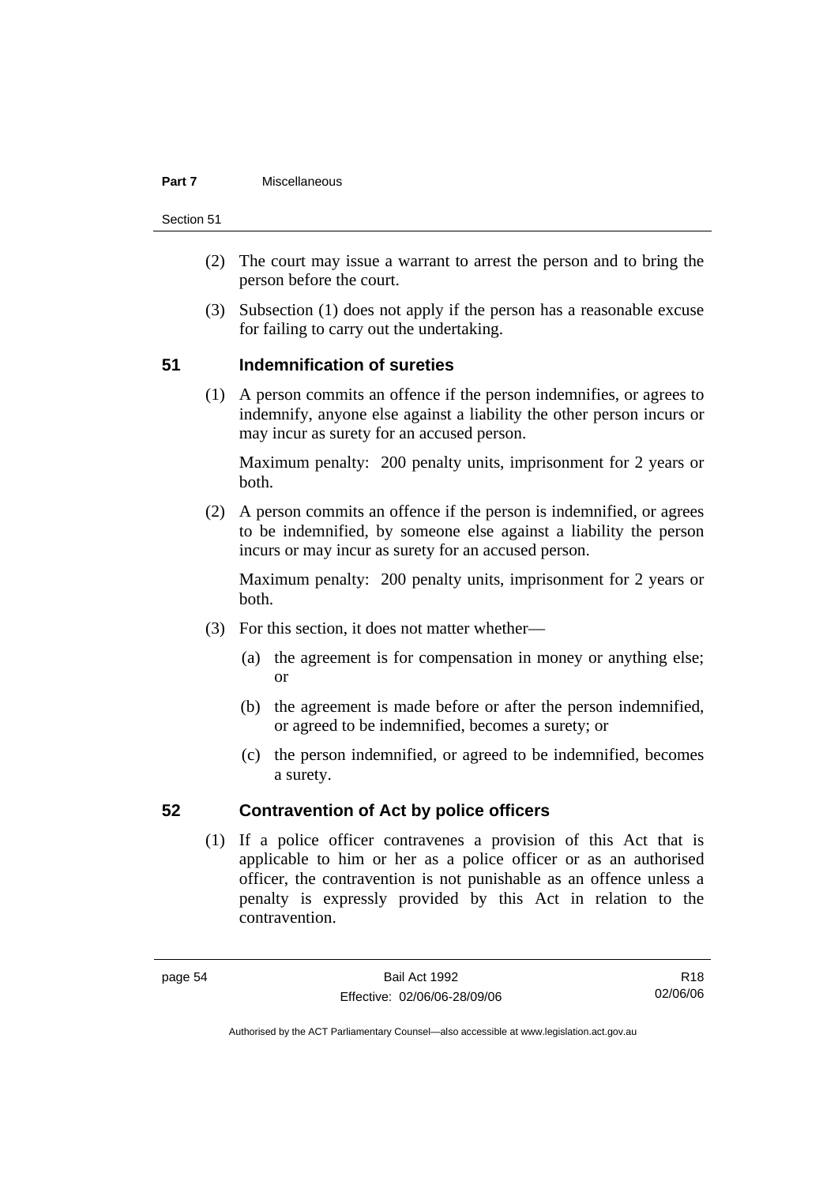(2) The court may issue a warrant to arrest the person and to bring the person before the court.

(3) Subsection (1) does not apply if the person has a reasonable excuse for failing to carry out the undertaking.

## 51 Indemnification of sureties

(1) A person commits an offence if the person indemnifies, or agrees to indemnify, anyone else against a liability the other person incurs or may incur as surety for an accused person.

Maximum penalty: 200 penalty units, imprisonment for 2 years or both.

(2) A person commits an offence if the person is indemnified, or agrees to be indemnified, by someone else against a liability the person incurs or may incur as surety for an accused person.

Maximum penalty: 200 penalty units, imprisonment for 2 years or both.

(3) For this section, it does not matter whether—

(a) the agreement is for compensation in money or anything else; or

(b) the agreement is made before or after the person indemnified, or agreed to be indemnified, becomes a surety; or

(c) the person indemnified, or agreed to be indemnified, becomes a surety.

## 52 Contravention of Act by police officers

(1) If a police officer contravenes a provision of this Act that is applicable to him or her as a police officer or as an authorised officer, the contravention is not punishable as an offence unless a penalty is expressly provided by this Act in relation to the contravention.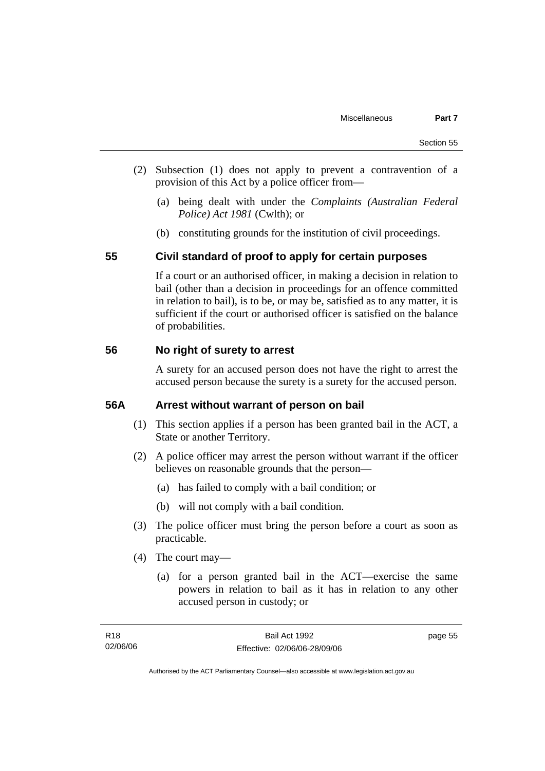(2) Subsection (1) does not apply to prevent a contravention of a provision of this Act by a police officer from—

(a) being dealt with under the *Complaints (Australian Federal Police) Act 1981* (Cwlth); or

(b) constituting grounds for the institution of civil proceedings.

## 55 Civil standard of proof to apply for certain purposes

If a court or an authorised officer, in making a decision in relation to bail (other than a decision in proceedings for an offence committed in relation to bail), is to be, or may be, satisfied as to any matter, it is sufficient if the court or authorised officer is satisfied on the balance of probabilities.

## 56 No right of surety to arrest

A surety for an accused person does not have the right to arrest the accused person because the surety is a surety for the accused person.

## 56A Arrest without warrant of person on bail

(1) This section applies if a person has been granted bail in the ACT, a State or another Territory.

(2) A police officer may arrest the person without warrant if the officer believes on reasonable grounds that the person—

(a) has failed to comply with a bail condition; or

(b) will not comply with a bail condition.

(3) The police officer must bring the person before a court as soon as practicable.

(4) The court may—

(a) for a person granted bail in the ACT—exercise the same powers in relation to bail as it has in relation to any other accused person in custody; or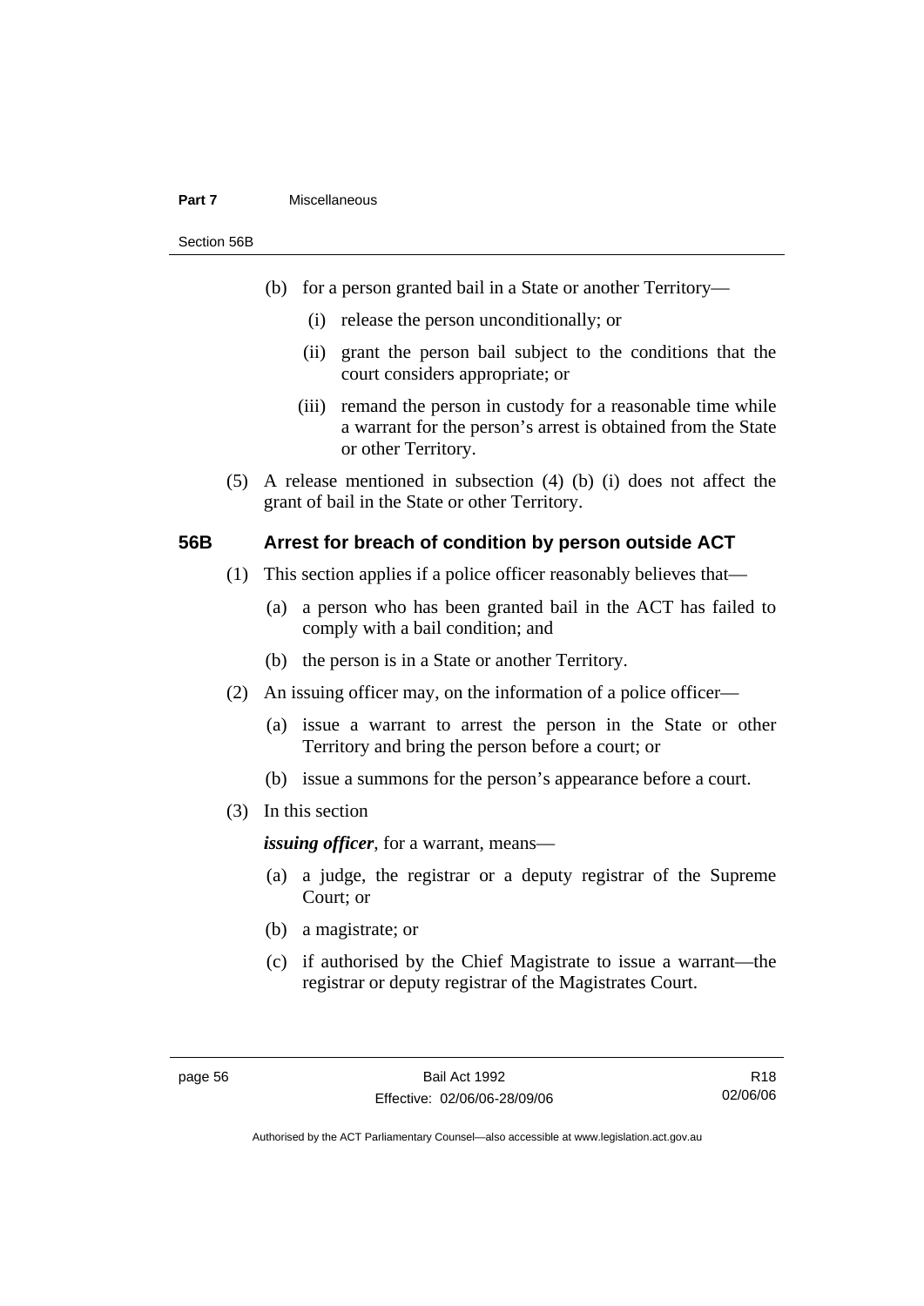(b) for a person granted bail in a State or another Territory—

(i) release the person unconditionally; or

(ii) grant the person bail subject to the conditions that the court considers appropriate; or

(iii) remand the person in custody for a reasonable time while a warrant for the person's arrest is obtained from the State or other Territory.

(5) A release mentioned in subsection (4) (b) (i) does not affect the grant of bail in the State or other Territory.

## 56B Arrest for breach of condition by person outside ACT

(1) This section applies if a police officer reasonably believes that—

(a) a person who has been granted bail in the ACT has failed to comply with a bail condition; and

(b) the person is in a State or another Territory.

(2) An issuing officer may, on the information of a police officer—

(a) issue a warrant to arrest the person in the State or other Territory and bring the person before a court; or

(b) issue a summons for the person's appearance before a court.

(3) In this section

***issuing officer***, for a warrant, means—

(a) a judge, the registrar or a deputy registrar of the Supreme Court; or

(b) a magistrate; or

(c) if authorised by the Chief Magistrate to issue a warrant—the registrar or deputy registrar of the Magistrates Court.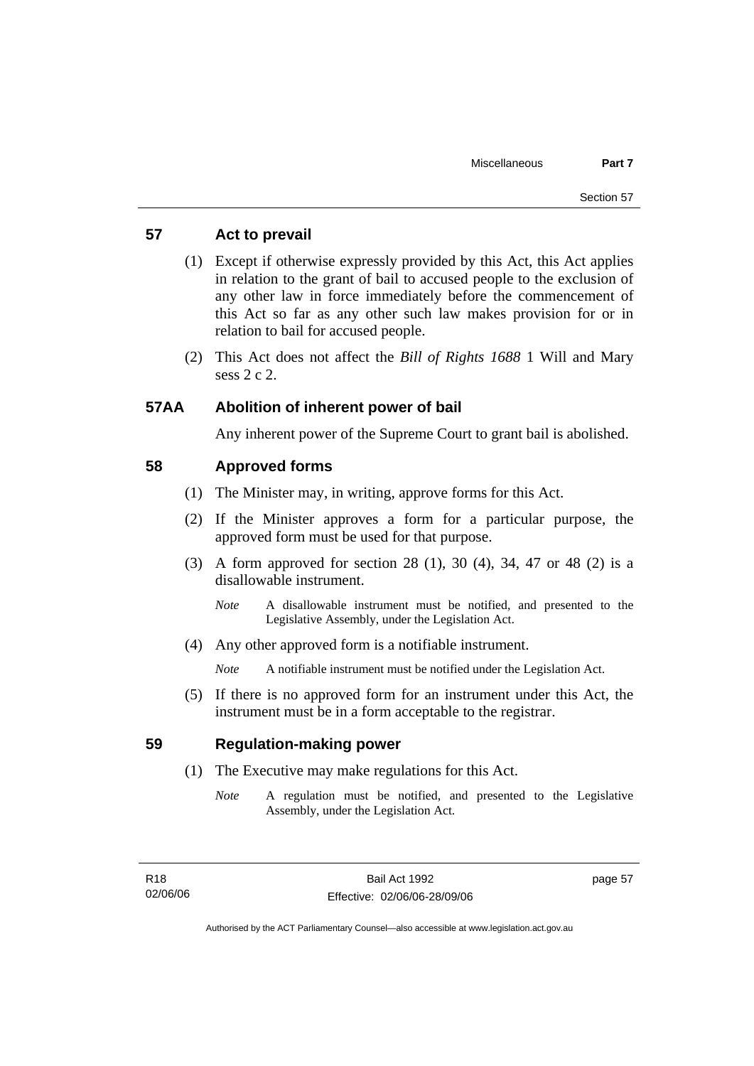## 57 Act to prevail

(1) Except if otherwise expressly provided by this Act, this Act applies in relation to the grant of bail to accused people to the exclusion of any other law in force immediately before the commencement of this Act so far as any other such law makes provision for or in relation to bail for accused people.

(2) This Act does not affect the *Bill of Rights 1688* 1 Will and Mary sess 2 c 2.

## 57AA Abolition of inherent power of bail

Any inherent power of the Supreme Court to grant bail is abolished.

## 58 Approved forms

(1) The Minister may, in writing, approve forms for this Act.

(2) If the Minister approves a form for a particular purpose, the approved form must be used for that purpose.

(3) A form approved for section 28 (1), 30 (4), 34, 47 or 48 (2) is a disallowable instrument.

*Note* A disallowable instrument must be notified, and presented to the Legislative Assembly, under the Legislation Act.

(4) Any other approved form is a notifiable instrument.

*Note* A notifiable instrument must be notified under the Legislation Act.

(5) If there is no approved form for an instrument under this Act, the instrument must be in a form acceptable to the registrar.

## 59 Regulation-making power

(1) The Executive may make regulations for this Act.

*Note* A regulation must be notified, and presented to the Legislative Assembly, under the Legislation Act.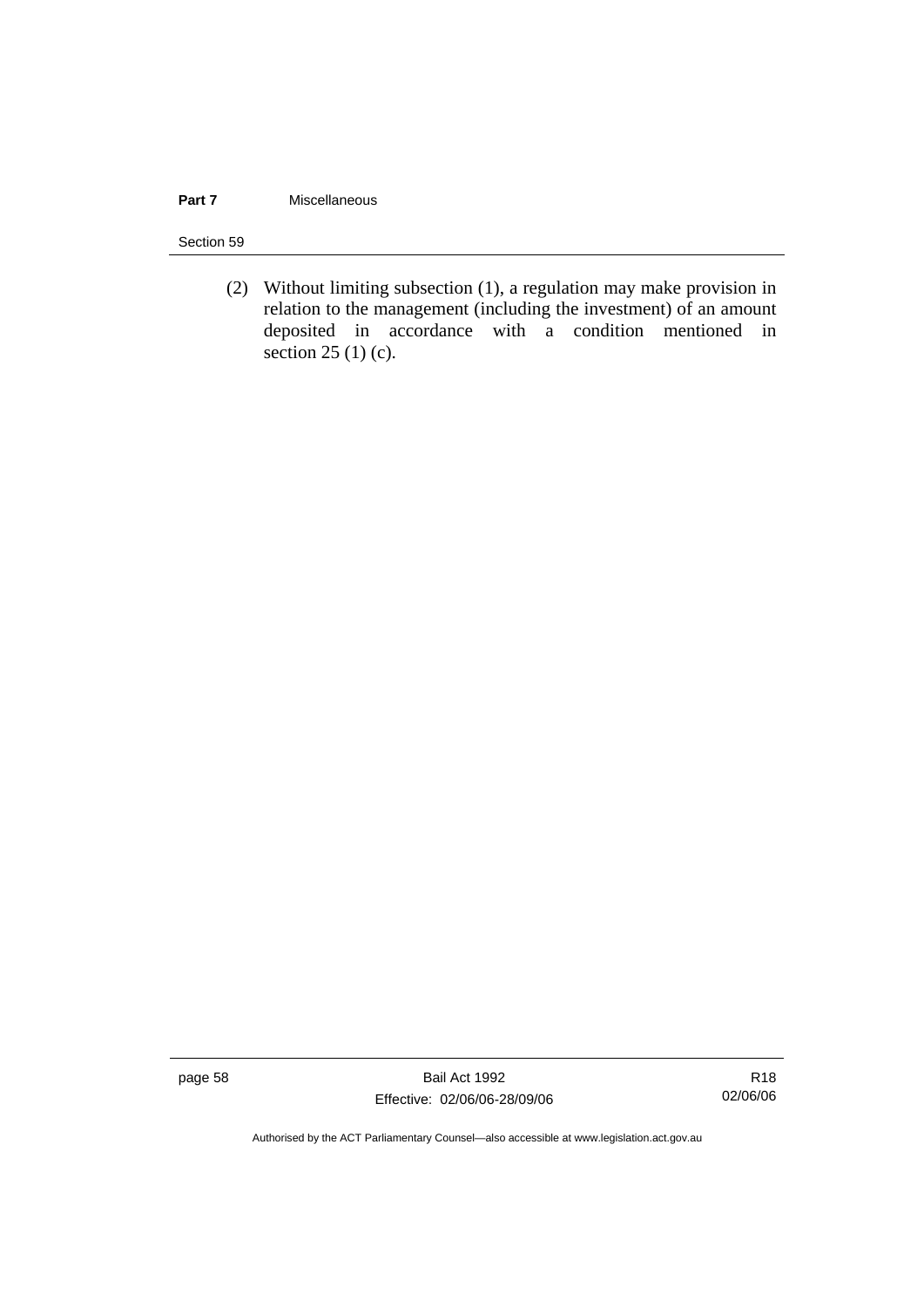(2) Without limiting subsection (1), a regulation may make provision in relation to the management (including the investment) of an amount deposited in accordance with a condition mentioned in section 25 (1) (c).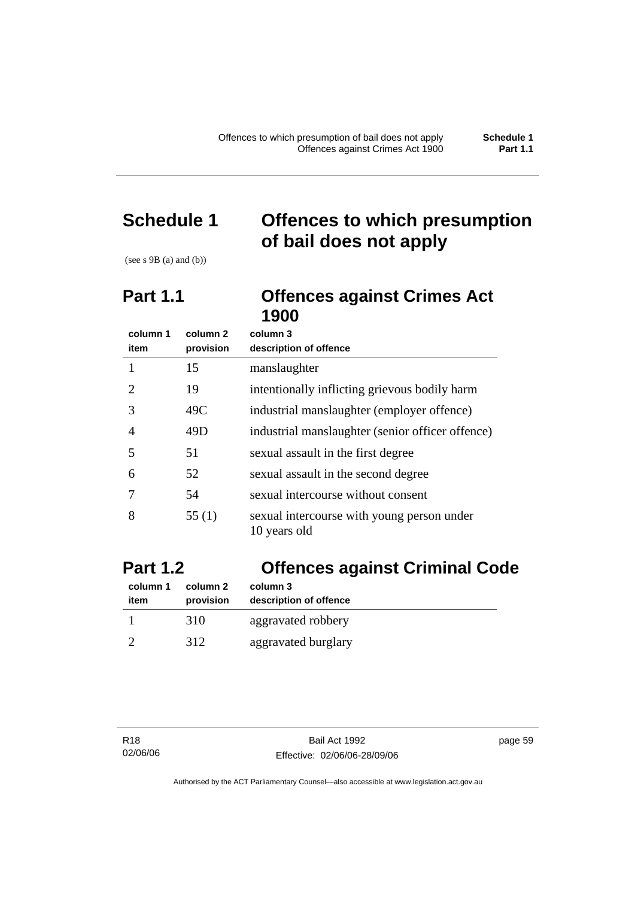# Schedule 1 Offences to which presumption of bail does not apply

(see s 9B (a) and (b))

## Part 1.1 Offences against Crimes Act 1900

| column 1<br>item | column 2<br>provision | column 3<br>description of offence |
|---|---|---|
| 1 | 15 | manslaughter |
| 2 | 19 | intentionally inflicting grievous bodily harm |
| 3 | 49C | industrial manslaughter (employer offence) |
| 4 | 49D | industrial manslaughter (senior officer offence) |
| 5 | 51 | sexual assault in the first degree |
| 6 | 52 | sexual assault in the second degree |
| 7 | 54 | sexual intercourse without consent |
| 8 | 55 (1) | sexual intercourse with young person under 10 years old |

## Part 1.2 Offences against Criminal Code

| column 1<br>item | column 2<br>provision | column 3<br>description of offence |
|---|---|---|
| 1 | 310 | aggravated robbery |
| 2 | 312 | aggravated burglary |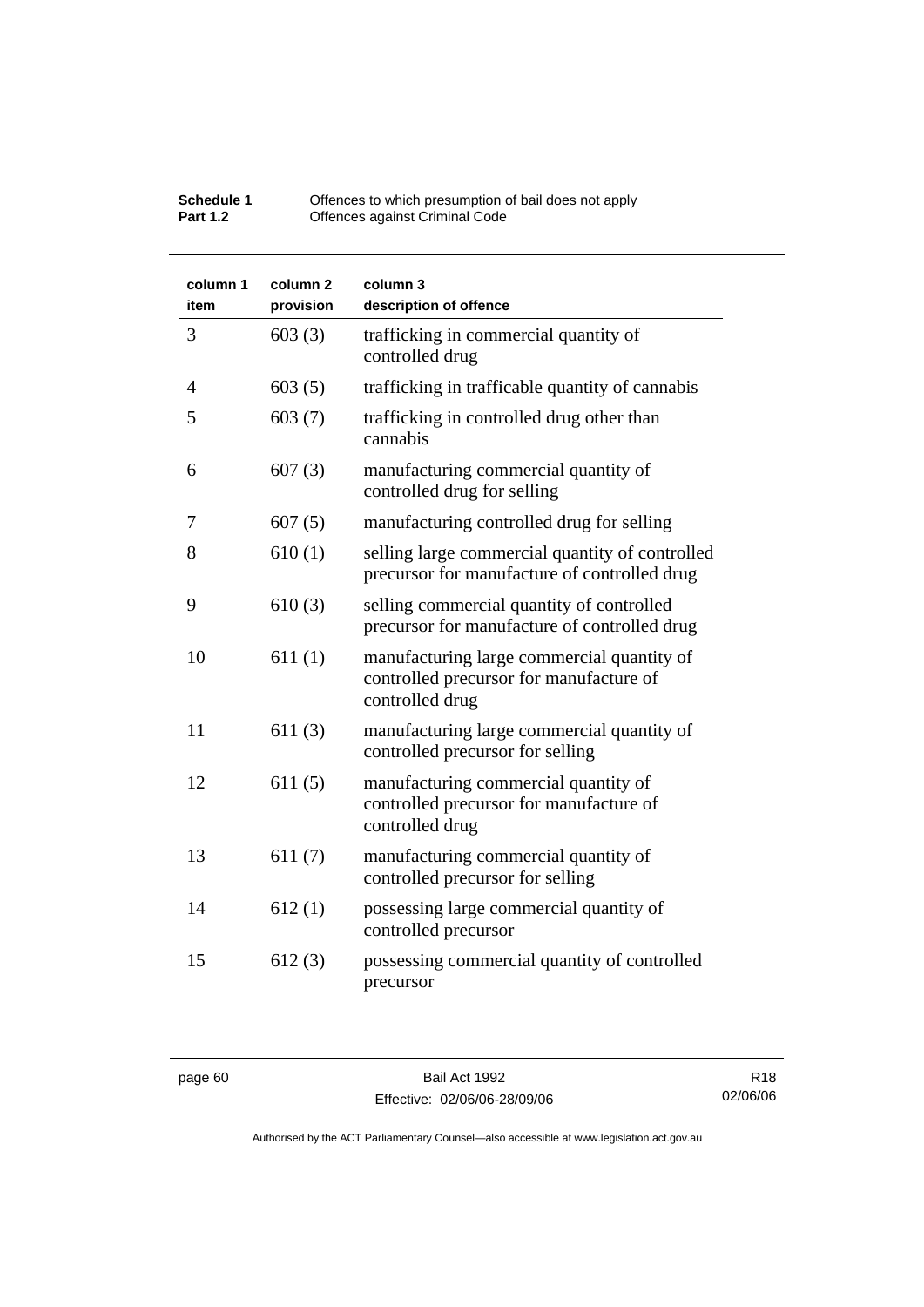| column 1 item | column 2 provision | column 3 description of offence |
|---|---|---|
| 3 | 603 (3) | trafficking in commercial quantity of controlled drug |
| 4 | 603 (5) | trafficking in trafficable quantity of cannabis |
| 5 | 603 (7) | trafficking in controlled drug other than cannabis |
| 6 | 607 (3) | manufacturing commercial quantity of controlled drug for selling |
| 7 | 607 (5) | manufacturing controlled drug for selling |
| 8 | 610 (1) | selling large commercial quantity of controlled precursor for manufacture of controlled drug |
| 9 | 610 (3) | selling commercial quantity of controlled precursor for manufacture of controlled drug |
| 10 | 611 (1) | manufacturing large commercial quantity of controlled precursor for manufacture of controlled drug |
| 11 | 611 (3) | manufacturing large commercial quantity of controlled precursor for selling |
| 12 | 611 (5) | manufacturing commercial quantity of controlled precursor for manufacture of controlled drug |
| 13 | 611 (7) | manufacturing commercial quantity of controlled precursor for selling |
| 14 | 612 (1) | possessing large commercial quantity of controlled precursor |
| 15 | 612 (3) | possessing commercial quantity of controlled precursor |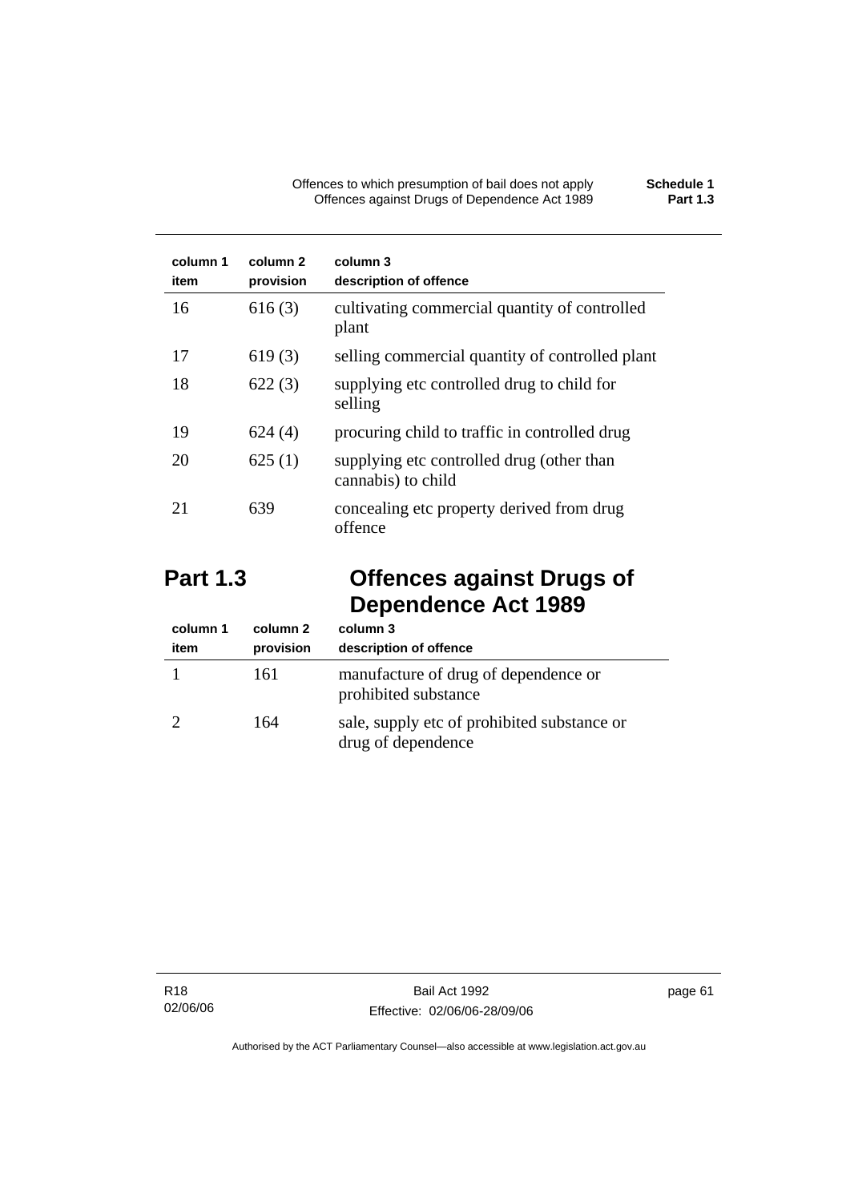| column 1 item | column 2 provision | column 3 description of offence |
|---|---|---|
| 16 | 616 (3) | cultivating commercial quantity of controlled plant |
| 17 | 619 (3) | selling commercial quantity of controlled plant |
| 18 | 622 (3) | supplying etc controlled drug to child for selling |
| 19 | 624 (4) | procuring child to traffic in controlled drug |
| 20 | 625 (1) | supplying etc controlled drug (other than cannabis) to child |
| 21 | 639 | concealing etc property derived from drug offence |

## Part 1.3 Offences against Drugs of Dependence Act 1989

| column 1 item | column 2 provision | column 3 description of offence |
|---|---|---|
| 1 | 161 | manufacture of drug of dependence or prohibited substance |
| 2 | 164 | sale, supply etc of prohibited substance or drug of dependence |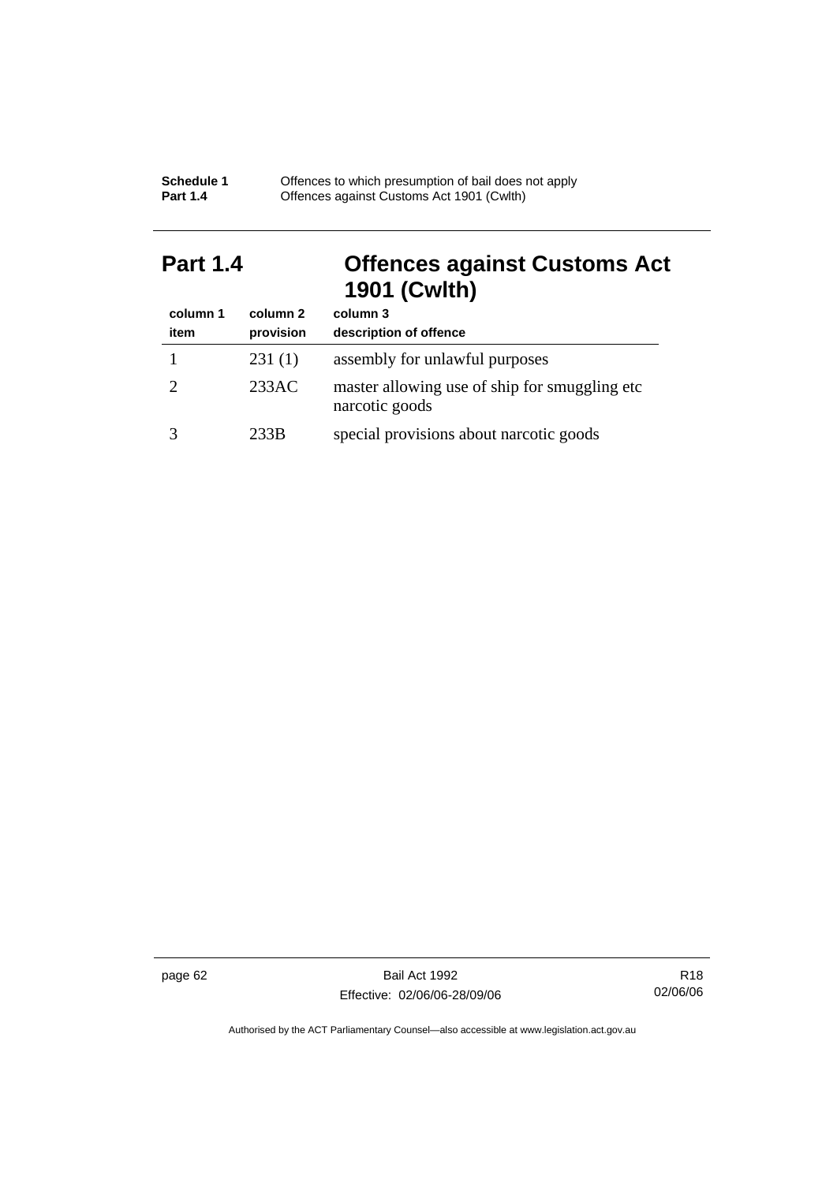## Part 1.4 Offences against Customs Act 1901 (Cwlth)

| column 1<br>item | column 2<br>provision | column 3<br>description of offence |
|---|---|---|
| 1 | 231 (1) | assembly for unlawful purposes |
| 2 | 233AC | master allowing use of ship for smuggling etc narcotic goods |
| 3 | 233B | special provisions about narcotic goods |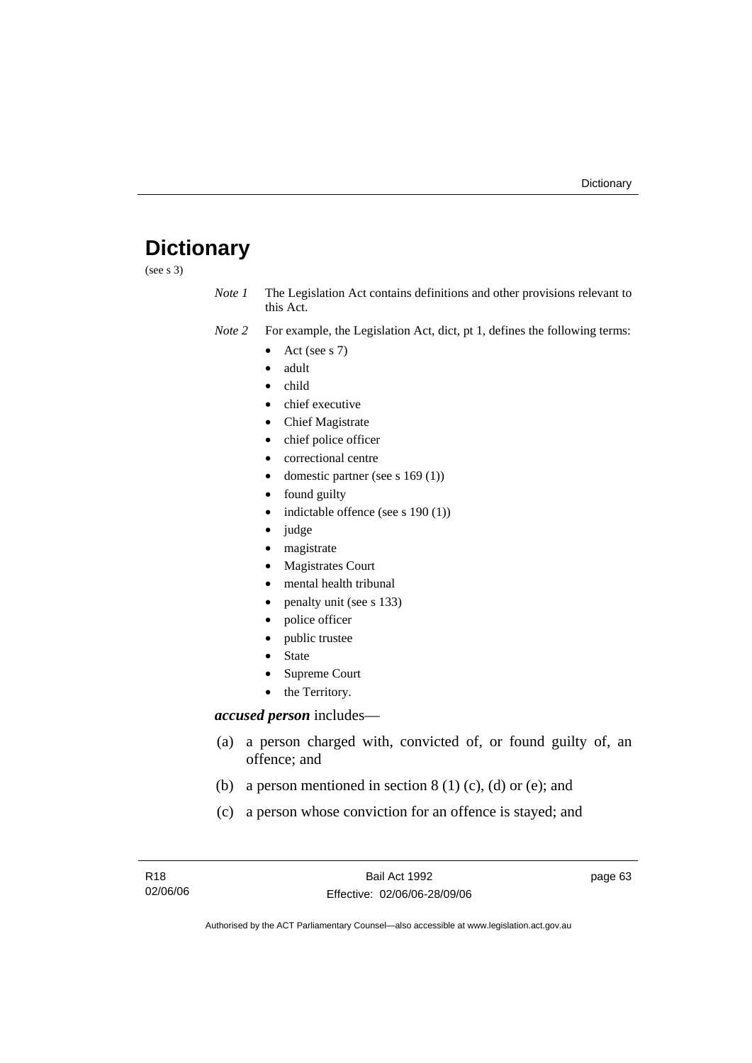# Dictionary

(see s 3)

*Note 1* The Legislation Act contains definitions and other provisions relevant to this Act.

*Note 2* For example, the Legislation Act, dict, pt 1, defines the following terms:

- Act (see s 7)
- adult
- child
- chief executive
- Chief Magistrate
- chief police officer
- correctional centre
- domestic partner (see s 169 (1))
- found guilty
- indictable offence (see s 190 (1))
- judge
- magistrate
- Magistrates Court
- mental health tribunal
- penalty unit (see s 133)
- police officer
- public trustee
- State
- Supreme Court
- the Territory.

***accused person*** includes—

(a) a person charged with, convicted of, or found guilty of, an offence; and

(b) a person mentioned in section 8 (1) (c), (d) or (e); and

(c) a person whose conviction for an offence is stayed; and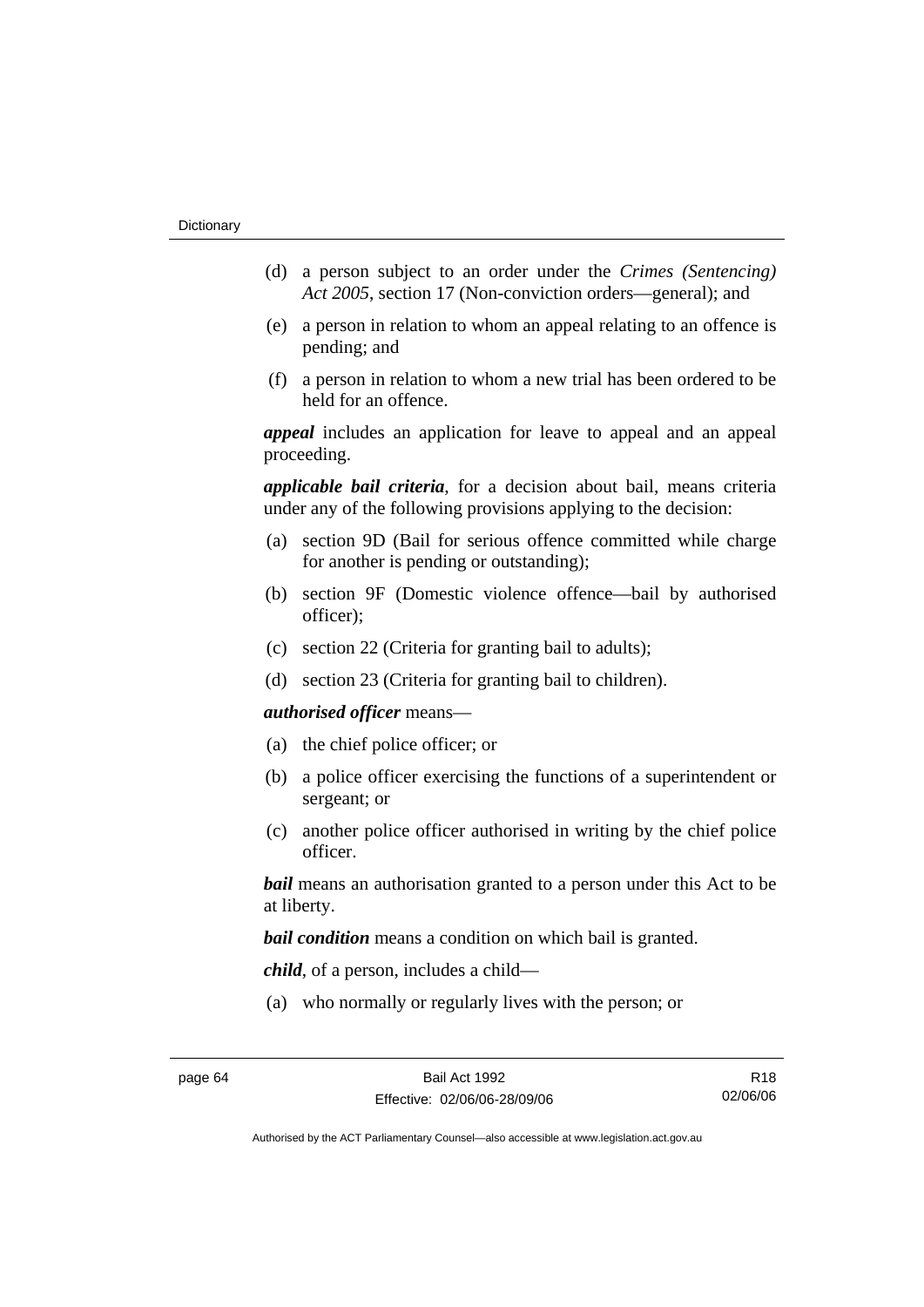(d) a person subject to an order under the *Crimes (Sentencing) Act 2005*, section 17 (Non-conviction orders—general); and

(e) a person in relation to whom an appeal relating to an offence is pending; and

(f) a person in relation to whom a new trial has been ordered to be held for an offence.

***appeal*** includes an application for leave to appeal and an appeal proceeding.

***applicable bail criteria***, for a decision about bail, means criteria under any of the following provisions applying to the decision:

(a) section 9D (Bail for serious offence committed while charge for another is pending or outstanding);

(b) section 9F (Domestic violence offence—bail by authorised officer);

(c) section 22 (Criteria for granting bail to adults);

(d) section 23 (Criteria for granting bail to children).

***authorised officer*** means—

(a) the chief police officer; or

(b) a police officer exercising the functions of a superintendent or sergeant; or

(c) another police officer authorised in writing by the chief police officer.

***bail*** means an authorisation granted to a person under this Act to be at liberty.

***bail condition*** means a condition on which bail is granted.

***child***, of a person, includes a child—

(a) who normally or regularly lives with the person; or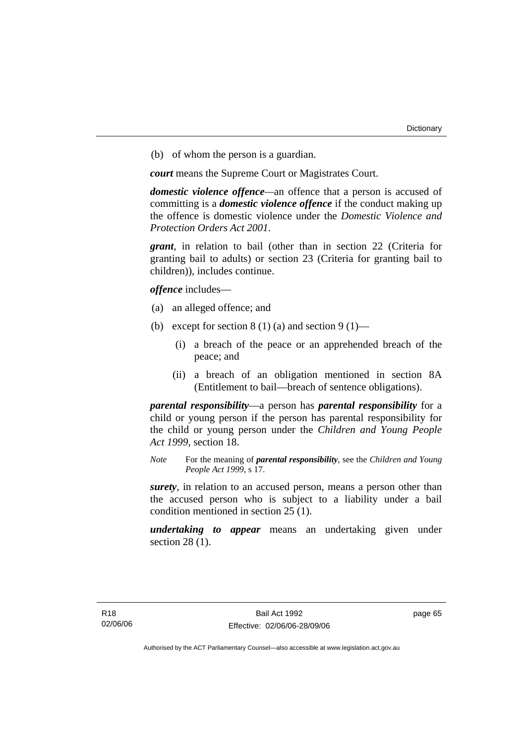(b) of whom the person is a guardian.

***court*** means the Supreme Court or Magistrates Court.

***domestic violence offence***—an offence that a person is accused of committing is a ***domestic violence offence*** if the conduct making up the offence is domestic violence under the *Domestic Violence and Protection Orders Act 2001*.

***grant***, in relation to bail (other than in section 22 (Criteria for granting bail to adults) or section 23 (Criteria for granting bail to children)), includes continue.

***offence*** includes—

(a) an alleged offence; and

(b) except for section 8 (1) (a) and section 9 (1)—

  (i) a breach of the peace or an apprehended breach of the peace; and

  (ii) a breach of an obligation mentioned in section 8A (Entitlement to bail—breach of sentence obligations).

***parental responsibility***—a person has ***parental responsibility*** for a child or young person if the person has parental responsibility for the child or young person under the *Children and Young People Act 1999*, section 18.

*Note* For the meaning of ***parental responsibility***, see the *Children and Young People Act 1999*, s 17.

***surety***, in relation to an accused person, means a person other than the accused person who is subject to a liability under a bail condition mentioned in section 25 (1).

***undertaking to appear*** means an undertaking given under section 28 (1).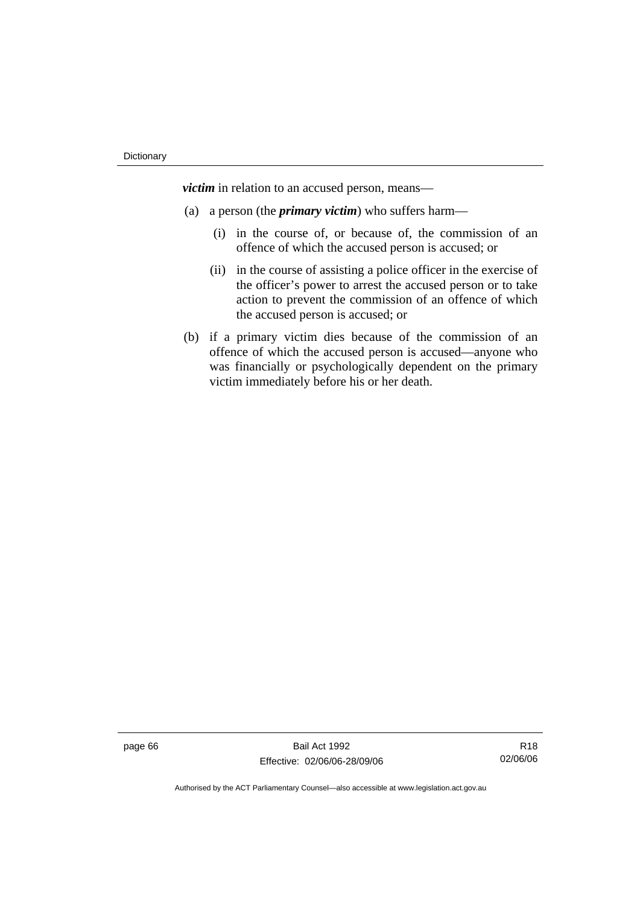***victim*** in relation to an accused person, means—

(a) a person (the ***primary victim***) who suffers harm—

  (i) in the course of, or because of, the commission of an offence of which the accused person is accused; or

  (ii) in the course of assisting a police officer in the exercise of the officer's power to arrest the accused person or to take action to prevent the commission of an offence of which the accused person is accused; or

(b) if a primary victim dies because of the commission of an offence of which the accused person is accused—anyone who was financially or psychologically dependent on the primary victim immediately before his or her death.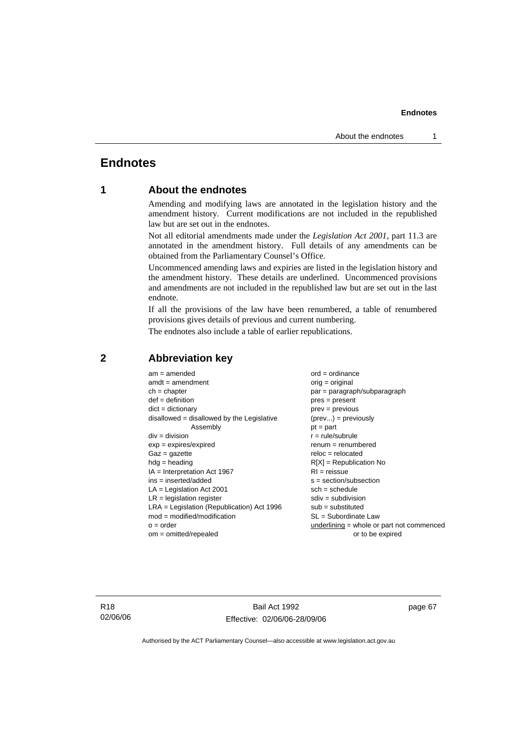# Endnotes

## 1 About the endnotes

Amending and modifying laws are annotated in the legislation history and the amendment history. Current modifications are not included in the republished law but are set out in the endnotes.

Not all editorial amendments made under the *Legislation Act 2001*, part 11.3 are annotated in the amendment history. Full details of any amendments can be obtained from the Parliamentary Counsel's Office.

Uncommenced amending laws and expiries are listed in the legislation history and the amendment history. These details are underlined. Uncommenced provisions and amendments are not included in the republished law but are set out in the last endnote.

If all the provisions of the law have been renumbered, a table of renumbered provisions gives details of previous and current numbering.

The endnotes also include a table of earlier republications.

## 2 Abbreviation key

am = amended
amdt = amendment
ch = chapter
def = definition
dict = dictionary
disallowed = disallowed by the Legislative Assembly
div = division
exp = expires/expired
Gaz = gazette
hdg = heading
IA = Interpretation Act 1967
ins = inserted/added
LA = Legislation Act 2001
LR = legislation register
LRA = Legislation (Republication) Act 1996
mod = modified/modification
o = order
om = omitted/repealed
ord = ordinance
orig = original
par = paragraph/subparagraph
pres = present
prev = previous
(prev...) = previously
pt = part
r = rule/subrule
renum = renumbered
reloc = relocated
R[X] = Republication No
RI = reissue
s = section/subsection
sch = schedule
sdiv = subdivision
sub = substituted
SL = Subordinate Law
underlining = whole or part not commenced or to be expired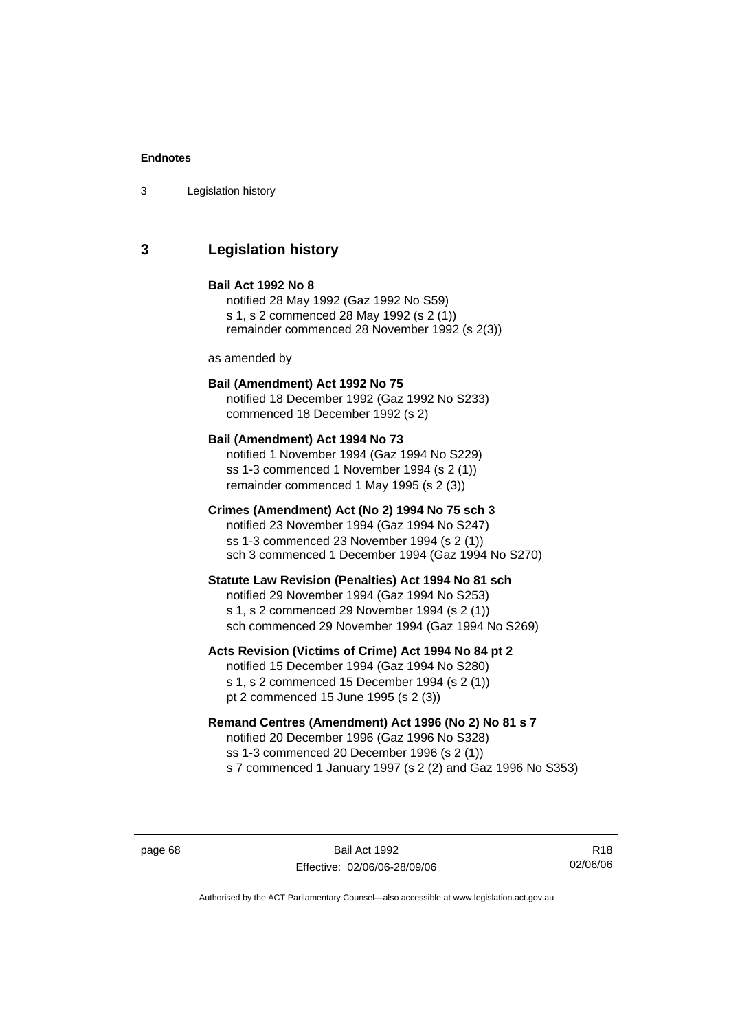## 3 Legislation history

**Bail Act 1992 No 8**
notified 28 May 1992 (Gaz 1992 No S59)
s 1, s 2 commenced 28 May 1992 (s 2 (1))
remainder commenced 28 November 1992 (s 2(3))

as amended by

**Bail (Amendment) Act 1992 No 75**
notified 18 December 1992 (Gaz 1992 No S233)
commenced 18 December 1992 (s 2)

**Bail (Amendment) Act 1994 No 73**
notified 1 November 1994 (Gaz 1994 No S229)
ss 1-3 commenced 1 November 1994 (s 2 (1))
remainder commenced 1 May 1995 (s 2 (3))

**Crimes (Amendment) Act (No 2) 1994 No 75 sch 3**
notified 23 November 1994 (Gaz 1994 No S247)
ss 1-3 commenced 23 November 1994 (s 2 (1))
sch 3 commenced 1 December 1994 (Gaz 1994 No S270)

**Statute Law Revision (Penalties) Act 1994 No 81 sch**
notified 29 November 1994 (Gaz 1994 No S253)
s 1, s 2 commenced 29 November 1994 (s 2 (1))
sch commenced 29 November 1994 (Gaz 1994 No S269)

**Acts Revision (Victims of Crime) Act 1994 No 84 pt 2**
notified 15 December 1994 (Gaz 1994 No S280)
s 1, s 2 commenced 15 December 1994 (s 2 (1))
pt 2 commenced 15 June 1995 (s 2 (3))

**Remand Centres (Amendment) Act 1996 (No 2) No 81 s 7**
notified 20 December 1996 (Gaz 1996 No S328)
ss 1-3 commenced 20 December 1996 (s 2 (1))
s 7 commenced 1 January 1997 (s 2 (2) and Gaz 1996 No S353)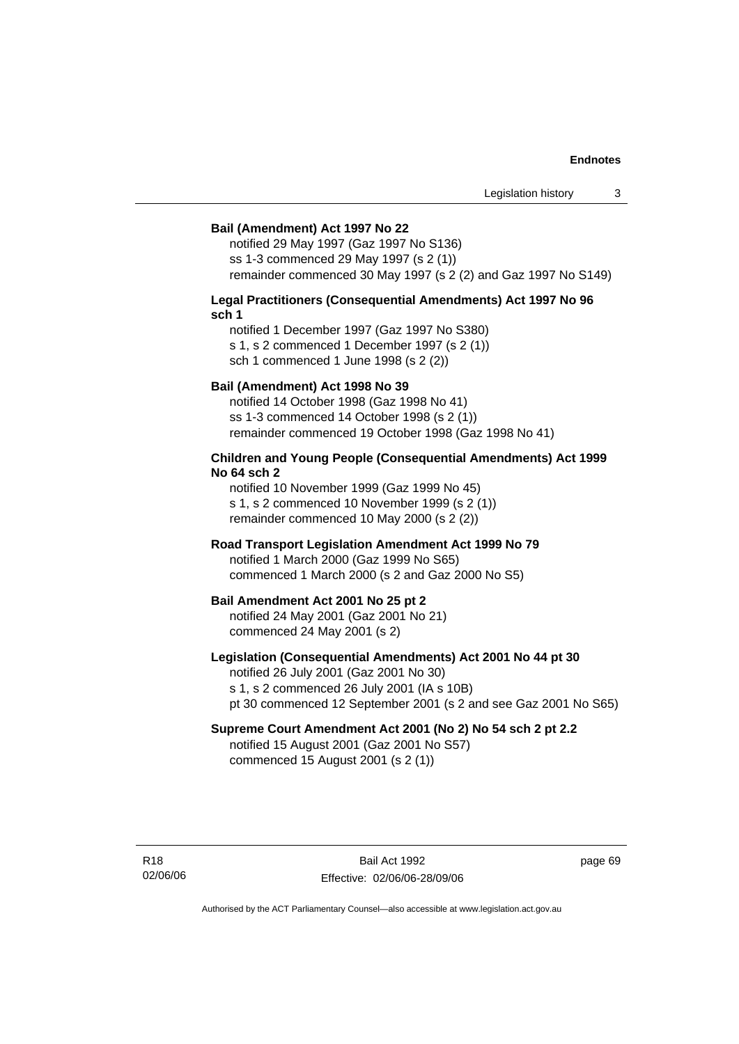**Bail (Amendment) Act 1997 No 22**

notified 29 May 1997 (Gaz 1997 No S136)
ss 1-3 commenced 29 May 1997 (s 2 (1))
remainder commenced 30 May 1997 (s 2 (2) and Gaz 1997 No S149)

**Legal Practitioners (Consequential Amendments) Act 1997 No 96 sch 1**

notified 1 December 1997 (Gaz 1997 No S380)
s 1, s 2 commenced 1 December 1997 (s 2 (1))
sch 1 commenced 1 June 1998 (s 2 (2))

**Bail (Amendment) Act 1998 No 39**

notified 14 October 1998 (Gaz 1998 No 41)
ss 1-3 commenced 14 October 1998 (s 2 (1))
remainder commenced 19 October 1998 (Gaz 1998 No 41)

**Children and Young People (Consequential Amendments) Act 1999 No 64 sch 2**

notified 10 November 1999 (Gaz 1999 No 45)
s 1, s 2 commenced 10 November 1999 (s 2 (1))
remainder commenced 10 May 2000 (s 2 (2))

**Road Transport Legislation Amendment Act 1999 No 79**

notified 1 March 2000 (Gaz 1999 No S65)
commenced 1 March 2000 (s 2 and Gaz 2000 No S5)

**Bail Amendment Act 2001 No 25 pt 2**

notified 24 May 2001 (Gaz 2001 No 21)
commenced 24 May 2001 (s 2)

**Legislation (Consequential Amendments) Act 2001 No 44 pt 30**

notified 26 July 2001 (Gaz 2001 No 30)
s 1, s 2 commenced 26 July 2001 (IA s 10B)
pt 30 commenced 12 September 2001 (s 2 and see Gaz 2001 No S65)

**Supreme Court Amendment Act 2001 (No 2) No 54 sch 2 pt 2.2**

notified 15 August 2001 (Gaz 2001 No S57)
commenced 15 August 2001 (s 2 (1))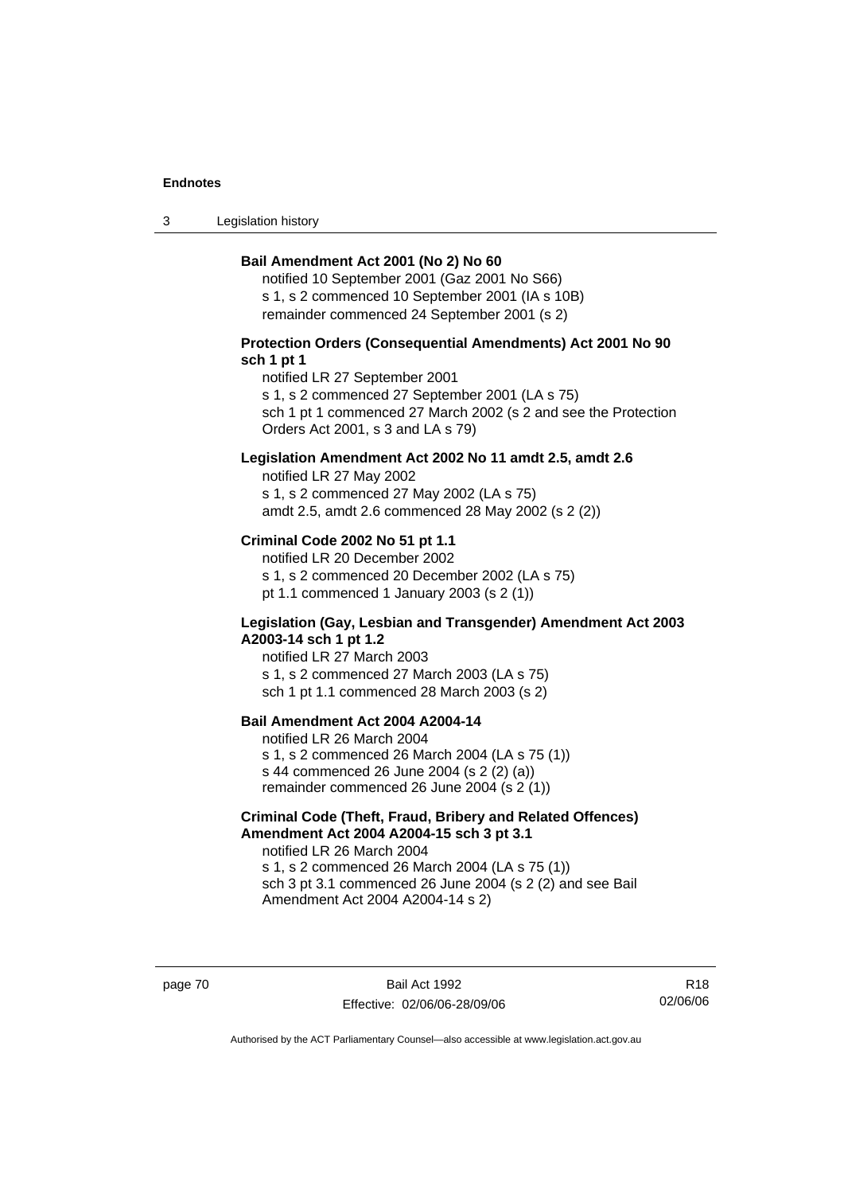**Bail Amendment Act 2001 (No 2) No 60**

notified 10 September 2001 (Gaz 2001 No S66)
s 1, s 2 commenced 10 September 2001 (IA s 10B)
remainder commenced 24 September 2001 (s 2)

**Protection Orders (Consequential Amendments) Act 2001 No 90 sch 1 pt 1**

notified LR 27 September 2001
s 1, s 2 commenced 27 September 2001 (LA s 75)
sch 1 pt 1 commenced 27 March 2002 (s 2 and see the Protection Orders Act 2001, s 3 and LA s 79)

**Legislation Amendment Act 2002 No 11 amdt 2.5, amdt 2.6**

notified LR 27 May 2002
s 1, s 2 commenced 27 May 2002 (LA s 75)
amdt 2.5, amdt 2.6 commenced 28 May 2002 (s 2 (2))

**Criminal Code 2002 No 51 pt 1.1**

notified LR 20 December 2002
s 1, s 2 commenced 20 December 2002 (LA s 75)
pt 1.1 commenced 1 January 2003 (s 2 (1))

**Legislation (Gay, Lesbian and Transgender) Amendment Act 2003 A2003-14 sch 1 pt 1.2**

notified LR 27 March 2003
s 1, s 2 commenced 27 March 2003 (LA s 75)
sch 1 pt 1.1 commenced 28 March 2003 (s 2)

**Bail Amendment Act 2004 A2004-14**

notified LR 26 March 2004
s 1, s 2 commenced 26 March 2004 (LA s 75 (1))
s 44 commenced 26 June 2004 (s 2 (2) (a))
remainder commenced 26 June 2004 (s 2 (1))

**Criminal Code (Theft, Fraud, Bribery and Related Offences) Amendment Act 2004 A2004-15 sch 3 pt 3.1**

notified LR 26 March 2004
s 1, s 2 commenced 26 March 2004 (LA s 75 (1))
sch 3 pt 3.1 commenced 26 June 2004 (s 2 (2) and see Bail Amendment Act 2004 A2004-14 s 2)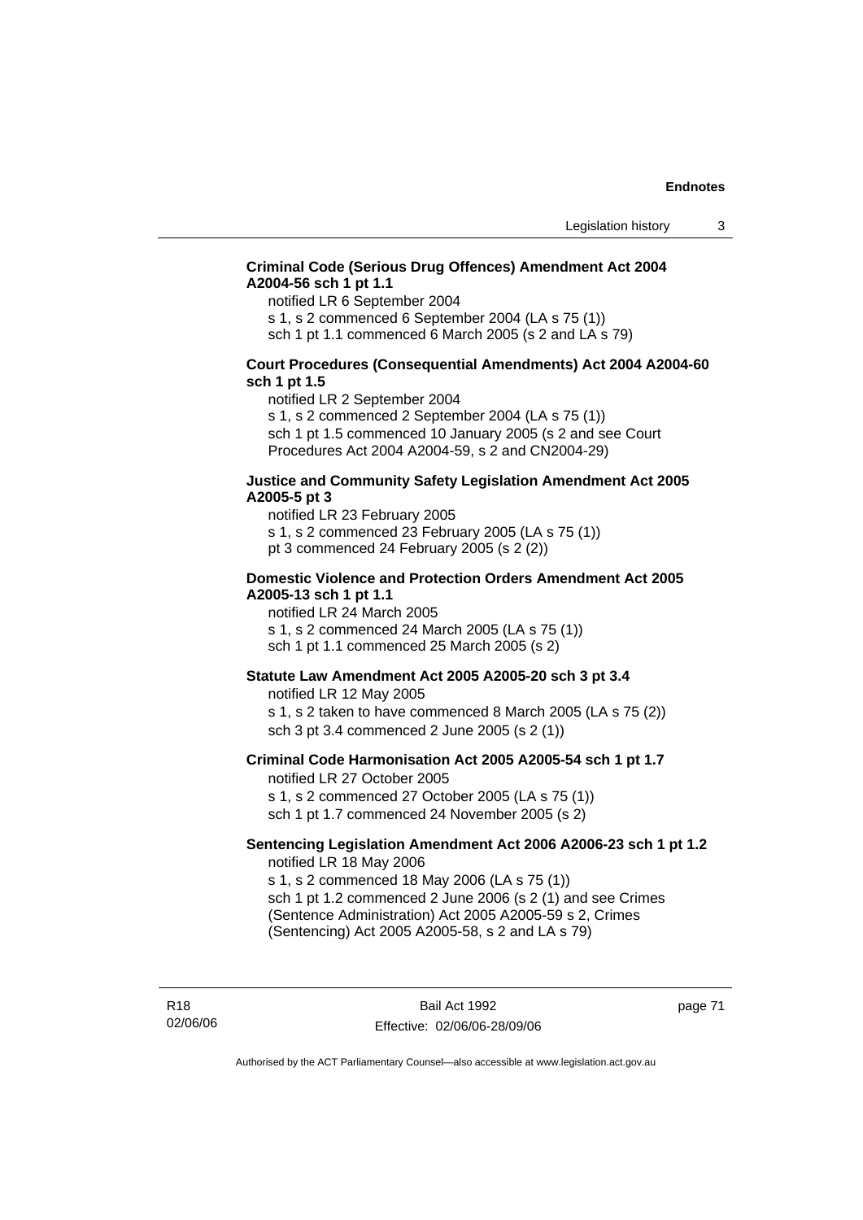**Criminal Code (Serious Drug Offences) Amendment Act 2004 A2004-56 sch 1 pt 1.1**

notified LR 6 September 2004
s 1, s 2 commenced 6 September 2004 (LA s 75 (1))
sch 1 pt 1.1 commenced 6 March 2005 (s 2 and LA s 79)

**Court Procedures (Consequential Amendments) Act 2004 A2004-60 sch 1 pt 1.5**

notified LR 2 September 2004
s 1, s 2 commenced 2 September 2004 (LA s 75 (1))
sch 1 pt 1.5 commenced 10 January 2005 (s 2 and see Court Procedures Act 2004 A2004-59, s 2 and CN2004-29)

**Justice and Community Safety Legislation Amendment Act 2005 A2005-5 pt 3**

notified LR 23 February 2005
s 1, s 2 commenced 23 February 2005 (LA s 75 (1))
pt 3 commenced 24 February 2005 (s 2 (2))

**Domestic Violence and Protection Orders Amendment Act 2005 A2005-13 sch 1 pt 1.1**

notified LR 24 March 2005
s 1, s 2 commenced 24 March 2005 (LA s 75 (1))
sch 1 pt 1.1 commenced 25 March 2005 (s 2)

**Statute Law Amendment Act 2005 A2005-20 sch 3 pt 3.4**

notified LR 12 May 2005
s 1, s 2 taken to have commenced 8 March 2005 (LA s 75 (2))
sch 3 pt 3.4 commenced 2 June 2005 (s 2 (1))

**Criminal Code Harmonisation Act 2005 A2005-54 sch 1 pt 1.7**

notified LR 27 October 2005
s 1, s 2 commenced 27 October 2005 (LA s 75 (1))
sch 1 pt 1.7 commenced 24 November 2005 (s 2)

**Sentencing Legislation Amendment Act 2006 A2006-23 sch 1 pt 1.2**

notified LR 18 May 2006
s 1, s 2 commenced 18 May 2006 (LA s 75 (1))
sch 1 pt 1.2 commenced 2 June 2006 (s 2 (1) and see Crimes (Sentence Administration) Act 2005 A2005-59 s 2, Crimes (Sentencing) Act 2005 A2005-58, s 2 and LA s 79)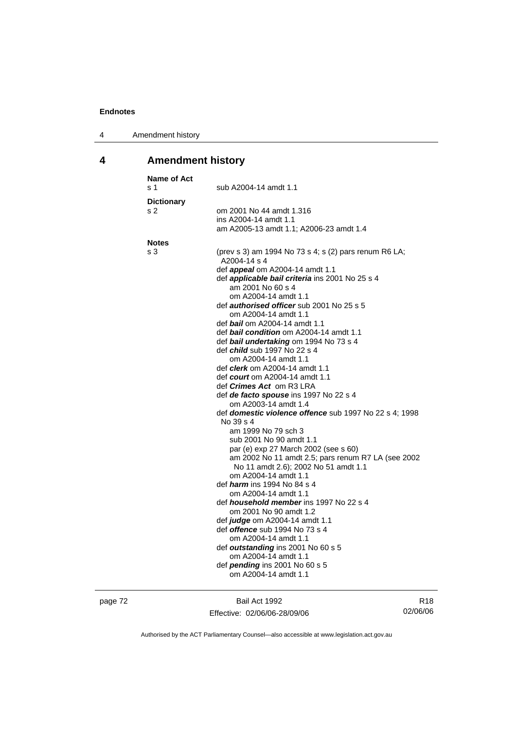## 4 Amendment history

**Name of Act**
s 1 sub A2004-14 amdt 1.1

**Dictionary**
s 2 om 2001 No 44 amdt 1.316
ins A2004-14 amdt 1.1
am A2005-13 amdt 1.1; A2006-23 amdt 1.4

**Notes**
s 3 (prev s 3) am 1994 No 73 s 4; s (2) pars renum R6 LA; A2004-14 s 4
def ***appeal*** om A2004-14 amdt 1.1
def ***applicable bail criteria*** ins 2001 No 25 s 4
am 2001 No 60 s 4
om A2004-14 amdt 1.1
def ***authorised officer*** sub 2001 No 25 s 5
om A2004-14 amdt 1.1
def ***bail*** om A2004-14 amdt 1.1
def ***bail condition*** om A2004-14 amdt 1.1
def ***bail undertaking*** om 1994 No 73 s 4
def ***child*** sub 1997 No 22 s 4
om A2004-14 amdt 1.1
def ***clerk*** om A2004-14 amdt 1.1
def ***court*** om A2004-14 amdt 1.1
def ***Crimes Act*** om R3 LRA
def ***de facto spouse*** ins 1997 No 22 s 4
om A2003-14 amdt 1.4
def ***domestic violence offence*** sub 1997 No 22 s 4; 1998 No 39 s 4
am 1999 No 79 sch 3
sub 2001 No 90 amdt 1.1
par (e) exp 27 March 2002 (see s 60)
am 2002 No 11 amdt 2.5; pars renum R7 LA (see 2002 No 11 amdt 2.6); 2002 No 51 amdt 1.1
om A2004-14 amdt 1.1
def ***harm*** ins 1994 No 84 s 4
om A2004-14 amdt 1.1
def ***household member*** ins 1997 No 22 s 4
om 2001 No 90 amdt 1.2
def ***judge*** om A2004-14 amdt 1.1
def ***offence*** sub 1994 No 73 s 4
om A2004-14 amdt 1.1
def ***outstanding*** ins 2001 No 60 s 5
om A2004-14 amdt 1.1
def ***pending*** ins 2001 No 60 s 5
om A2004-14 amdt 1.1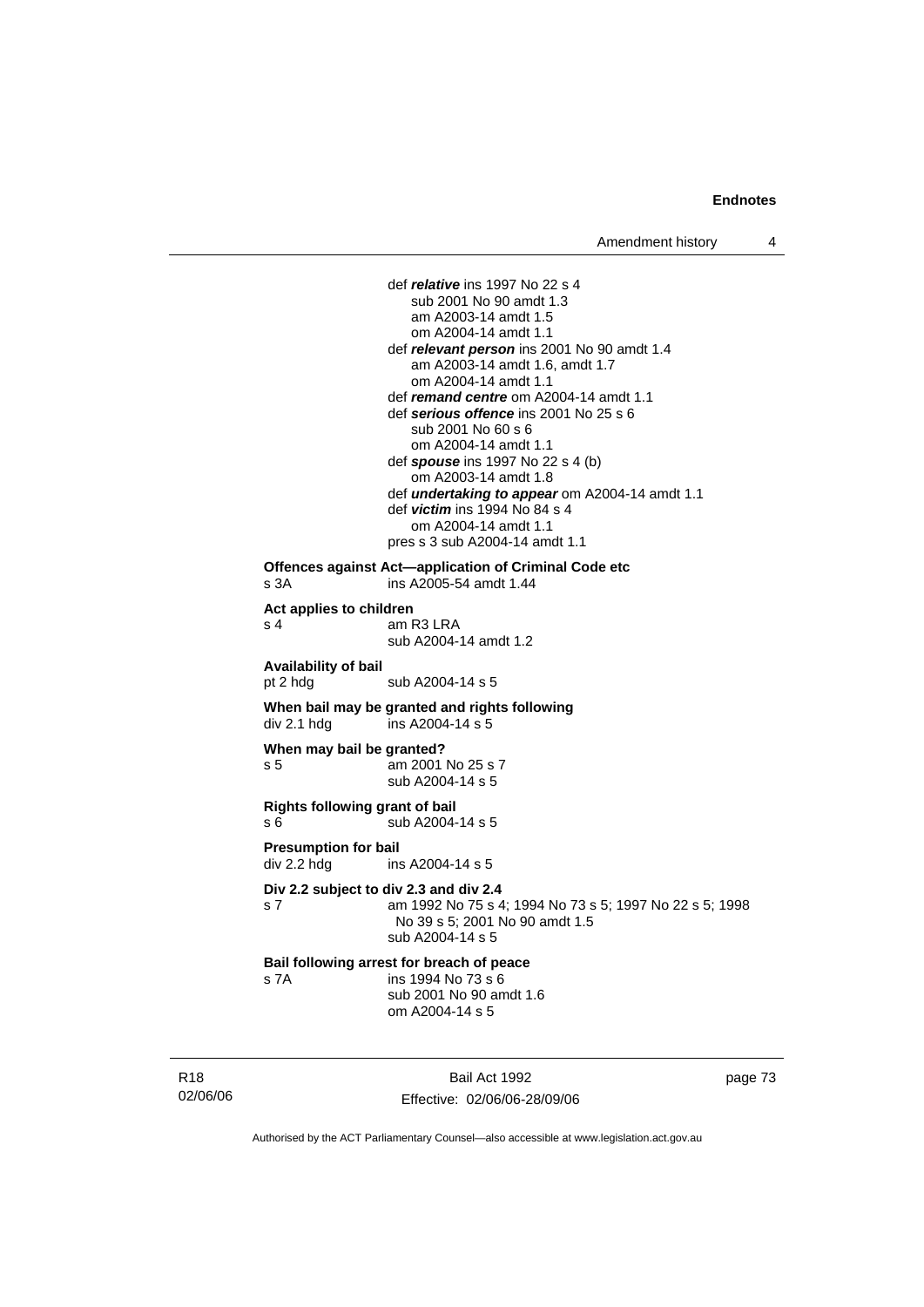def ***relative*** ins 1997 No 22 s 4
sub 2001 No 90 amdt 1.3
am A2003-14 amdt 1.5
om A2004-14 amdt 1.1
def ***relevant person*** ins 2001 No 90 amdt 1.4
am A2003-14 amdt 1.6, amdt 1.7
om A2004-14 amdt 1.1
def ***remand centre*** om A2004-14 amdt 1.1
def ***serious offence*** ins 2001 No 25 s 6
sub 2001 No 60 s 6
om A2004-14 amdt 1.1
def ***spouse*** ins 1997 No 22 s 4 (b)
om A2003-14 amdt 1.8
def ***undertaking to appear*** om A2004-14 amdt 1.1
def ***victim*** ins 1994 No 84 s 4
om A2004-14 amdt 1.1
pres s 3 sub A2004-14 amdt 1.1

**Offences against Act—application of Criminal Code etc**
s 3A ins A2005-54 amdt 1.44

**Act applies to children**
s 4 am R3 LRA
sub A2004-14 amdt 1.2

**Availability of bail**
pt 2 hdg sub A2004-14 s 5

**When bail may be granted and rights following**
div 2.1 hdg ins A2004-14 s 5

**When may bail be granted?**
s 5 am 2001 No 25 s 7
sub A2004-14 s 5

**Rights following grant of bail**
s 6 sub A2004-14 s 5

**Presumption for bail**
div 2.2 hdg ins A2004-14 s 5

**Div 2.2 subject to div 2.3 and div 2.4**
s 7 am 1992 No 75 s 4; 1994 No 73 s 5; 1997 No 22 s 5; 1998 No 39 s 5; 2001 No 90 amdt 1.5
sub A2004-14 s 5

**Bail following arrest for breach of peace**
s 7A ins 1994 No 73 s 6
sub 2001 No 90 amdt 1.6
om A2004-14 s 5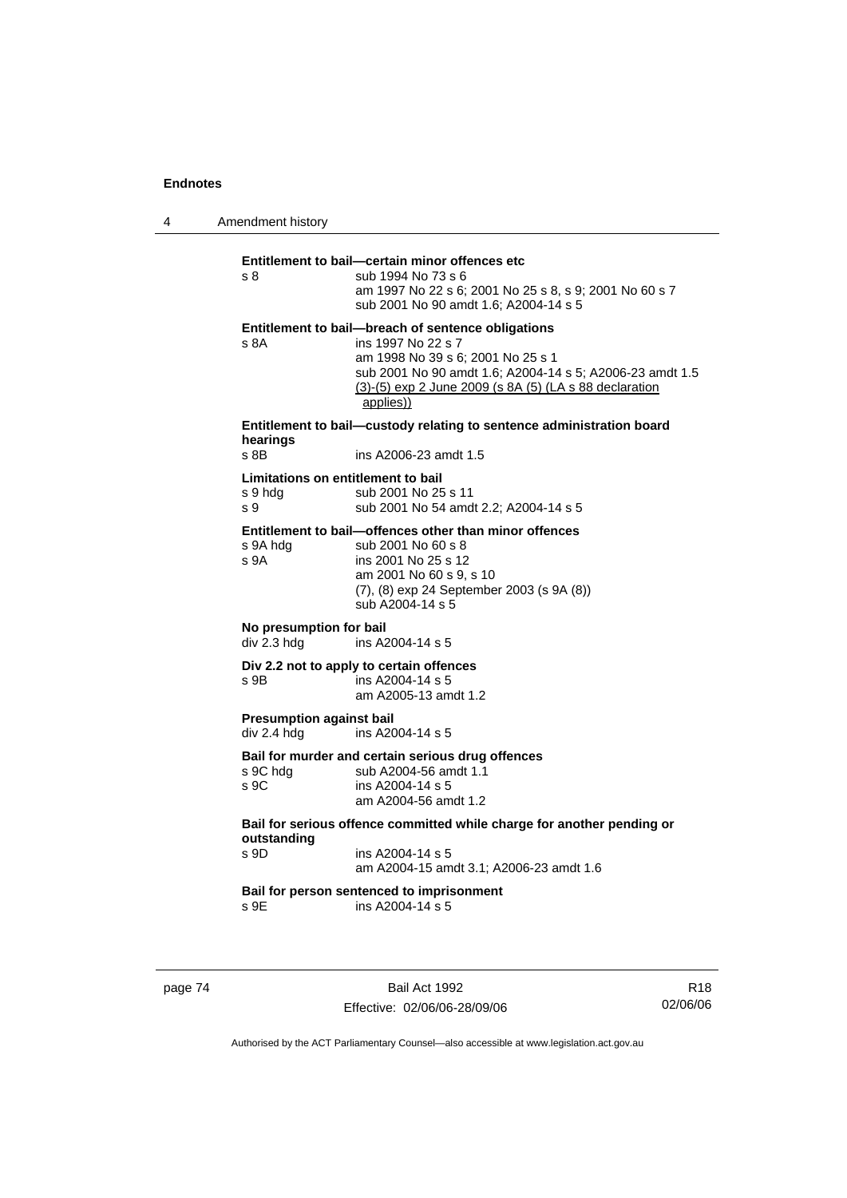**Entitlement to bail—certain minor offences etc**

s 8 sub 1994 No 73 s 6
am 1997 No 22 s 6; 2001 No 25 s 8, s 9; 2001 No 60 s 7
sub 2001 No 90 amdt 1.6; A2004-14 s 5

**Entitlement to bail—breach of sentence obligations**

s 8A ins 1997 No 22 s 7
am 1998 No 39 s 6; 2001 No 25 s 1
sub 2001 No 90 amdt 1.6; A2004-14 s 5; A2006-23 amdt 1.5
(3)-(5) exp 2 June 2009 (s 8A (5) (LA s 88 declaration applies))

**Entitlement to bail—custody relating to sentence administration board hearings**

s 8B ins A2006-23 amdt 1.5

**Limitations on entitlement to bail**

s 9 hdg sub 2001 No 25 s 11
s 9 sub 2001 No 54 amdt 2.2; A2004-14 s 5

**Entitlement to bail—offences other than minor offences**

s 9A hdg sub 2001 No 60 s 8
s 9A ins 2001 No 25 s 12
am 2001 No 60 s 9, s 10
(7), (8) exp 24 September 2003 (s 9A (8))
sub A2004-14 s 5

**No presumption for bail**

div 2.3 hdg ins A2004-14 s 5

**Div 2.2 not to apply to certain offences**

s 9B ins A2004-14 s 5
am A2005-13 amdt 1.2

**Presumption against bail**

div 2.4 hdg ins A2004-14 s 5

**Bail for murder and certain serious drug offences**

s 9C hdg sub A2004-56 amdt 1.1
s 9C ins A2004-14 s 5
am A2004-56 amdt 1.2

**Bail for serious offence committed while charge for another pending or outstanding**

s 9D ins A2004-14 s 5
am A2004-15 amdt 3.1; A2006-23 amdt 1.6

**Bail for person sentenced to imprisonment**

s 9E ins A2004-14 s 5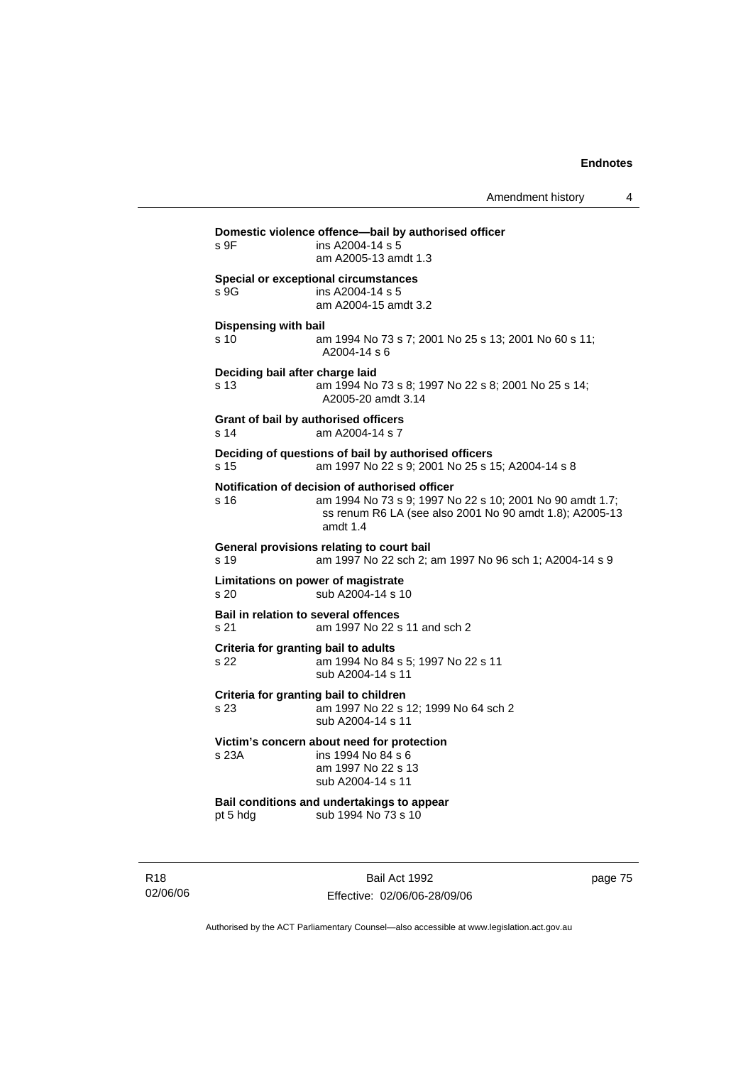**Domestic violence offence—bail by authorised officer**
s 9F ins A2004-14 s 5
am A2005-13 amdt 1.3

**Special or exceptional circumstances**
s 9G ins A2004-14 s 5
am A2004-15 amdt 3.2

**Dispensing with bail**
s 10 am 1994 No 73 s 7; 2001 No 25 s 13; 2001 No 60 s 11; A2004-14 s 6

**Deciding bail after charge laid**
s 13 am 1994 No 73 s 8; 1997 No 22 s 8; 2001 No 25 s 14; A2005-20 amdt 3.14

**Grant of bail by authorised officers**
s 14 am A2004-14 s 7

**Deciding of questions of bail by authorised officers**
s 15 am 1997 No 22 s 9; 2001 No 25 s 15; A2004-14 s 8

**Notification of decision of authorised officer**
s 16 am 1994 No 73 s 9; 1997 No 22 s 10; 2001 No 90 amdt 1.7; ss renum R6 LA (see also 2001 No 90 amdt 1.8); A2005-13 amdt 1.4

**General provisions relating to court bail**
s 19 am 1997 No 22 sch 2; am 1997 No 96 sch 1; A2004-14 s 9

**Limitations on power of magistrate**
s 20 sub A2004-14 s 10

**Bail in relation to several offences**
s 21 am 1997 No 22 s 11 and sch 2

**Criteria for granting bail to adults**
s 22 am 1994 No 84 s 5; 1997 No 22 s 11
sub A2004-14 s 11

**Criteria for granting bail to children**
s 23 am 1997 No 22 s 12; 1999 No 64 sch 2
sub A2004-14 s 11

**Victim's concern about need for protection**
s 23A ins 1994 No 84 s 6
am 1997 No 22 s 13
sub A2004-14 s 11

**Bail conditions and undertakings to appear**
pt 5 hdg sub 1994 No 73 s 10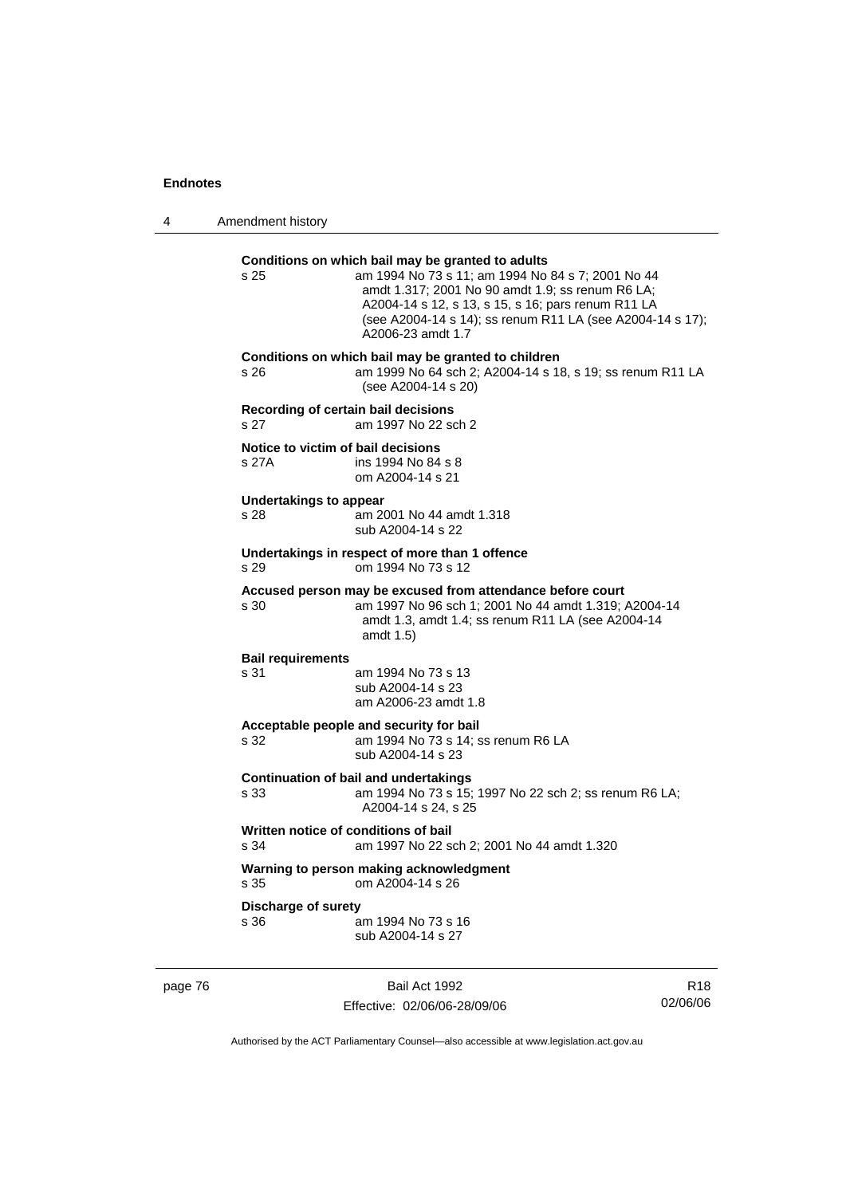**Conditions on which bail may be granted to adults**

s 25 am 1994 No 73 s 11; am 1994 No 84 s 7; 2001 No 44 amdt 1.317; 2001 No 90 amdt 1.9; ss renum R6 LA; A2004-14 s 12, s 13, s 15, s 16; pars renum R11 LA (see A2004-14 s 14); ss renum R11 LA (see A2004-14 s 17); A2006-23 amdt 1.7

**Conditions on which bail may be granted to children**

s 26 am 1999 No 64 sch 2; A2004-14 s 18, s 19; ss renum R11 LA (see A2004-14 s 20)

**Recording of certain bail decisions**

s 27 am 1997 No 22 sch 2

**Notice to victim of bail decisions**

s 27A ins 1994 No 84 s 8
om A2004-14 s 21

**Undertakings to appear**

s 28 am 2001 No 44 amdt 1.318
sub A2004-14 s 22

**Undertakings in respect of more than 1 offence**

s 29 om 1994 No 73 s 12

**Accused person may be excused from attendance before court**

s 30 am 1997 No 96 sch 1; 2001 No 44 amdt 1.319; A2004-14 amdt 1.3, amdt 1.4; ss renum R11 LA (see A2004-14 amdt 1.5)

**Bail requirements**

s 31 am 1994 No 73 s 13
sub A2004-14 s 23
am A2006-23 amdt 1.8

**Acceptable people and security for bail**

s 32 am 1994 No 73 s 14; ss renum R6 LA
sub A2004-14 s 23

**Continuation of bail and undertakings**

s 33 am 1994 No 73 s 15; 1997 No 22 sch 2; ss renum R6 LA; A2004-14 s 24, s 25

**Written notice of conditions of bail**

s 34 am 1997 No 22 sch 2; 2001 No 44 amdt 1.320

**Warning to person making acknowledgment**

s 35 om A2004-14 s 26

**Discharge of surety**

s 36 am 1994 No 73 s 16
sub A2004-14 s 27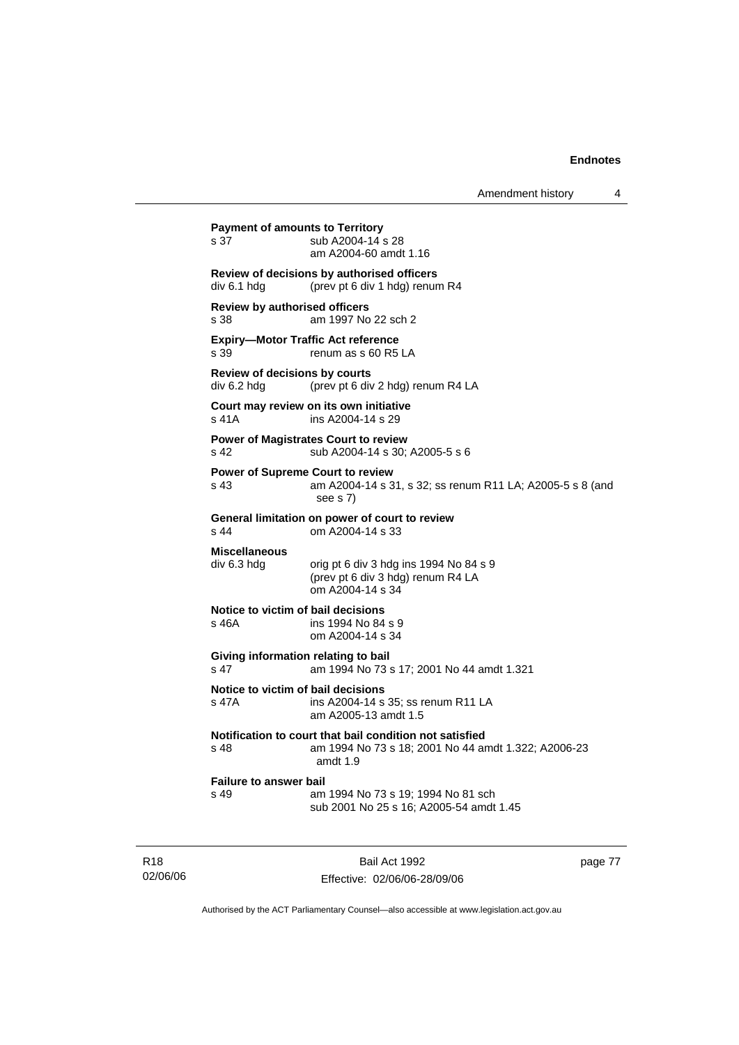**Payment of amounts to Territory**
s 37 sub A2004-14 s 28
am A2004-60 amdt 1.16

**Review of decisions by authorised officers**
div 6.1 hdg (prev pt 6 div 1 hdg) renum R4

**Review by authorised officers**
s 38 am 1997 No 22 sch 2

**Expiry—Motor Traffic Act reference**
s 39 renum as s 60 R5 LA

**Review of decisions by courts**
div 6.2 hdg (prev pt 6 div 2 hdg) renum R4 LA

**Court may review on its own initiative**
s 41A ins A2004-14 s 29

**Power of Magistrates Court to review**
s 42 sub A2004-14 s 30; A2005-5 s 6

**Power of Supreme Court to review**
s 43 am A2004-14 s 31, s 32; ss renum R11 LA; A2005-5 s 8 (and see s 7)

**General limitation on power of court to review**
s 44 om A2004-14 s 33

**Miscellaneous**
div 6.3 hdg orig pt 6 div 3 hdg ins 1994 No 84 s 9
(prev pt 6 div 3 hdg) renum R4 LA
om A2004-14 s 34

**Notice to victim of bail decisions**
s 46A ins 1994 No 84 s 9
om A2004-14 s 34

**Giving information relating to bail**
s 47 am 1994 No 73 s 17; 2001 No 44 amdt 1.321

**Notice to victim of bail decisions**
s 47A ins A2004-14 s 35; ss renum R11 LA
am A2005-13 amdt 1.5

**Notification to court that bail condition not satisfied**
s 48 am 1994 No 73 s 18; 2001 No 44 amdt 1.322; A2006-23 amdt 1.9

**Failure to answer bail**
s 49 am 1994 No 73 s 19; 1994 No 81 sch
sub 2001 No 25 s 16; A2005-54 amdt 1.45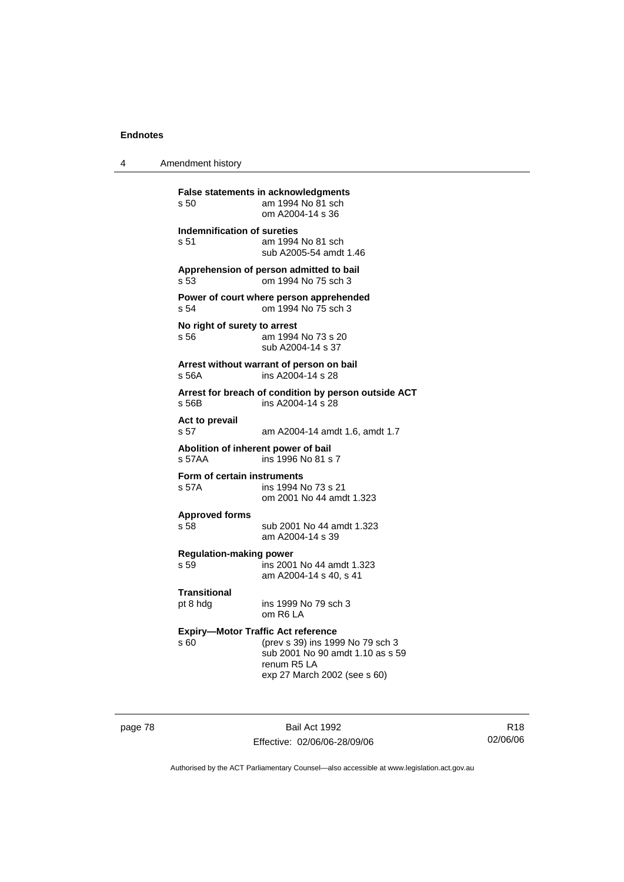**False statements in acknowledgments**
s 50 am 1994 No 81 sch
om A2004-14 s 36

**Indemnification of sureties**
s 51 am 1994 No 81 sch
sub A2005-54 amdt 1.46

**Apprehension of person admitted to bail**
s 53 om 1994 No 75 sch 3

**Power of court where person apprehended**
s 54 om 1994 No 75 sch 3

**No right of surety to arrest**
s 56 am 1994 No 73 s 20
sub A2004-14 s 37

**Arrest without warrant of person on bail**
s 56A ins A2004-14 s 28

**Arrest for breach of condition by person outside ACT**
s 56B ins A2004-14 s 28

**Act to prevail**
s 57 am A2004-14 amdt 1.6, amdt 1.7

**Abolition of inherent power of bail**
s 57AA ins 1996 No 81 s 7

**Form of certain instruments**
s 57A ins 1994 No 73 s 21
om 2001 No 44 amdt 1.323

**Approved forms**
s 58 sub 2001 No 44 amdt 1.323
am A2004-14 s 39

**Regulation-making power**
s 59 ins 2001 No 44 amdt 1.323
am A2004-14 s 40, s 41

**Transitional**
pt 8 hdg ins 1999 No 79 sch 3
om R6 LA

**Expiry—Motor Traffic Act reference**
s 60 (prev s 39) ins 1999 No 79 sch 3
sub 2001 No 90 amdt 1.10 as s 59
renum R5 LA
exp 27 March 2002 (see s 60)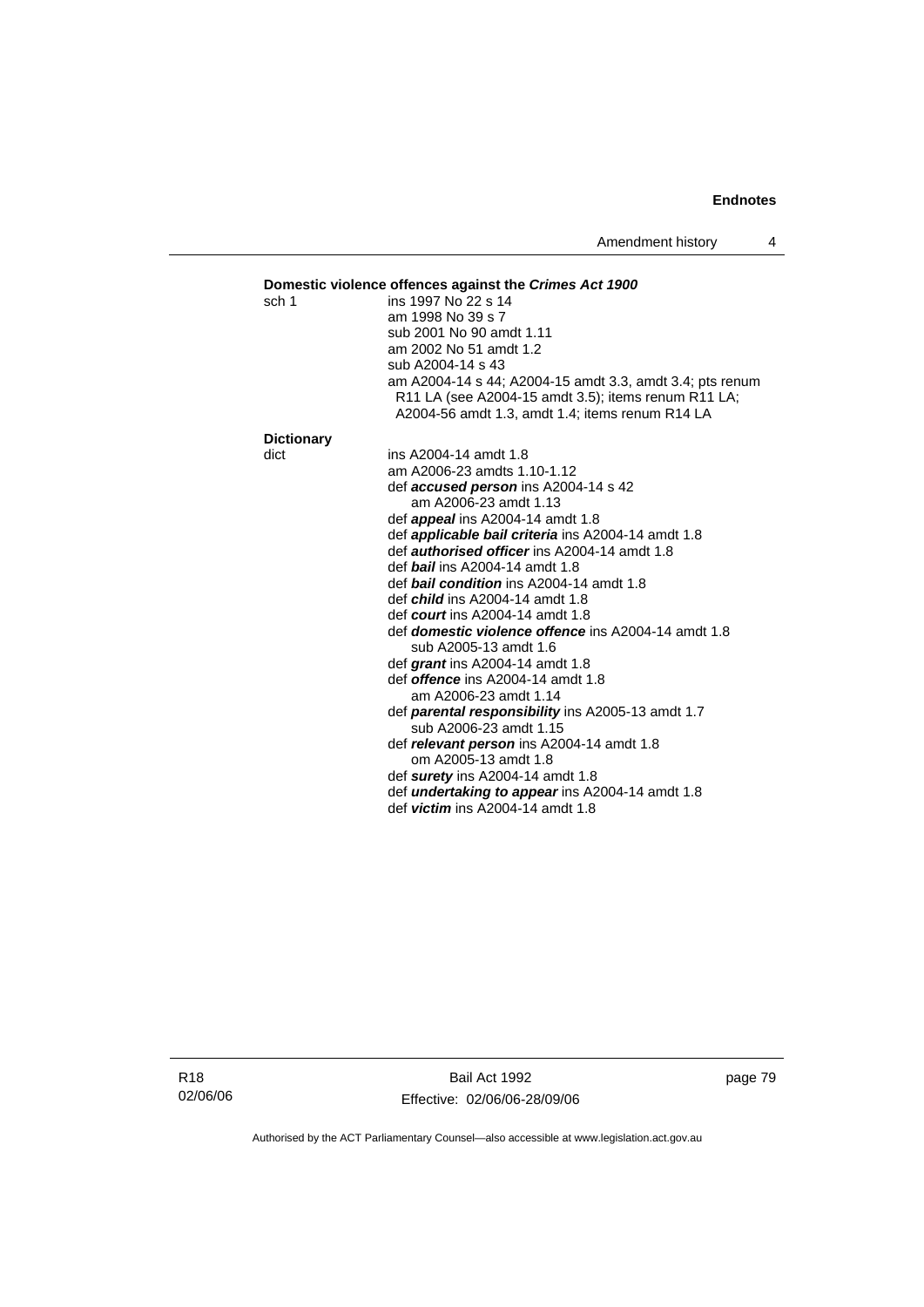**Domestic violence offences against the *Crimes Act 1900***

sch 1 ins 1997 No 22 s 14
am 1998 No 39 s 7
sub 2001 No 90 amdt 1.11
am 2002 No 51 amdt 1.2
sub A2004-14 s 43
am A2004-14 s 44; A2004-15 amdt 3.3, amdt 3.4; pts renum R11 LA (see A2004-15 amdt 3.5); items renum R11 LA; A2004-56 amdt 1.3, amdt 1.4; items renum R14 LA

**Dictionary**

dict ins A2004-14 amdt 1.8
am A2006-23 amdts 1.10-1.12
def ***accused person*** ins A2004-14 s 42
am A2006-23 amdt 1.13
def ***appeal*** ins A2004-14 amdt 1.8
def ***applicable bail criteria*** ins A2004-14 amdt 1.8
def ***authorised officer*** ins A2004-14 amdt 1.8
def ***bail*** ins A2004-14 amdt 1.8
def ***bail condition*** ins A2004-14 amdt 1.8
def ***child*** ins A2004-14 amdt 1.8
def ***court*** ins A2004-14 amdt 1.8
def ***domestic violence offence*** ins A2004-14 amdt 1.8
sub A2005-13 amdt 1.6
def ***grant*** ins A2004-14 amdt 1.8
def ***offence*** ins A2004-14 amdt 1.8
am A2006-23 amdt 1.14
def ***parental responsibility*** ins A2005-13 amdt 1.7
sub A2006-23 amdt 1.15
def ***relevant person*** ins A2004-14 amdt 1.8
om A2005-13 amdt 1.8
def ***surety*** ins A2004-14 amdt 1.8
def ***undertaking to appear*** ins A2004-14 amdt 1.8
def ***victim*** ins A2004-14 amdt 1.8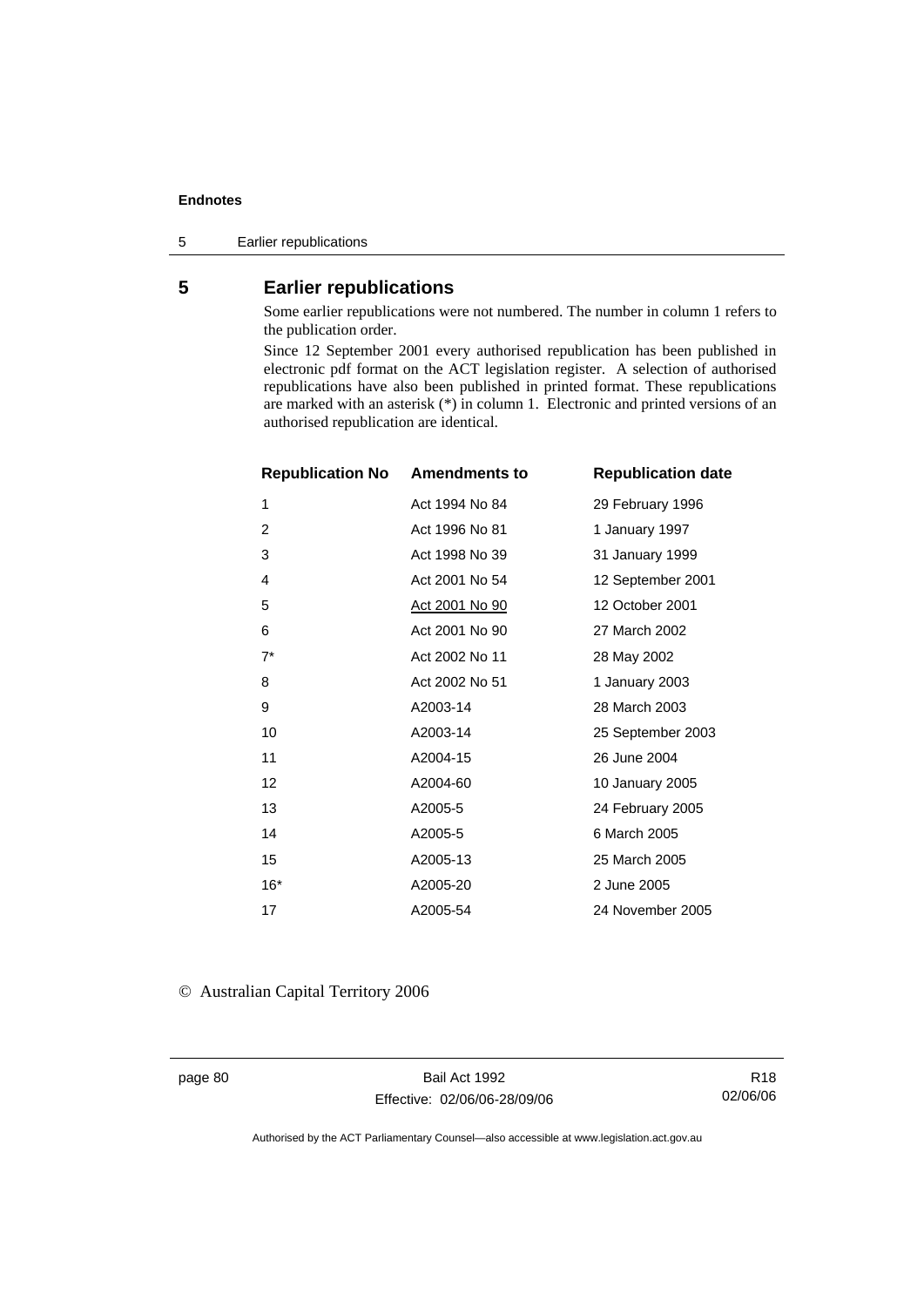## 5 Earlier republications

Some earlier republications were not numbered. The number in column 1 refers to the publication order.

Since 12 September 2001 every authorised republication has been published in electronic pdf format on the ACT legislation register. A selection of authorised republications have also been published in printed format. These republications are marked with an asterisk (*) in column 1. Electronic and printed versions of an authorised republication are identical.

| Republication No | Amendments to | Republication date |
|---|---|---|
| 1 | Act 1994 No 84 | 29 February 1996 |
| 2 | Act 1996 No 81 | 1 January 1997 |
| 3 | Act 1998 No 39 | 31 January 1999 |
| 4 | Act 2001 No 54 | 12 September 2001 |
| 5 | Act 2001 No 90 | 12 October 2001 |
| 6 | Act 2001 No 90 | 27 March 2002 |
| 7* | Act 2002 No 11 | 28 May 2002 |
| 8 | Act 2002 No 51 | 1 January 2003 |
| 9 | A2003-14 | 28 March 2003 |
| 10 | A2003-14 | 25 September 2003 |
| 11 | A2004-15 | 26 June 2004 |
| 12 | A2004-60 | 10 January 2005 |
| 13 | A2005-5 | 24 February 2005 |
| 14 | A2005-5 | 6 March 2005 |
| 15 | A2005-13 | 25 March 2005 |
| 16* | A2005-20 | 2 June 2005 |
| 17 | A2005-54 | 24 November 2005 |

© Australian Capital Territory 2006